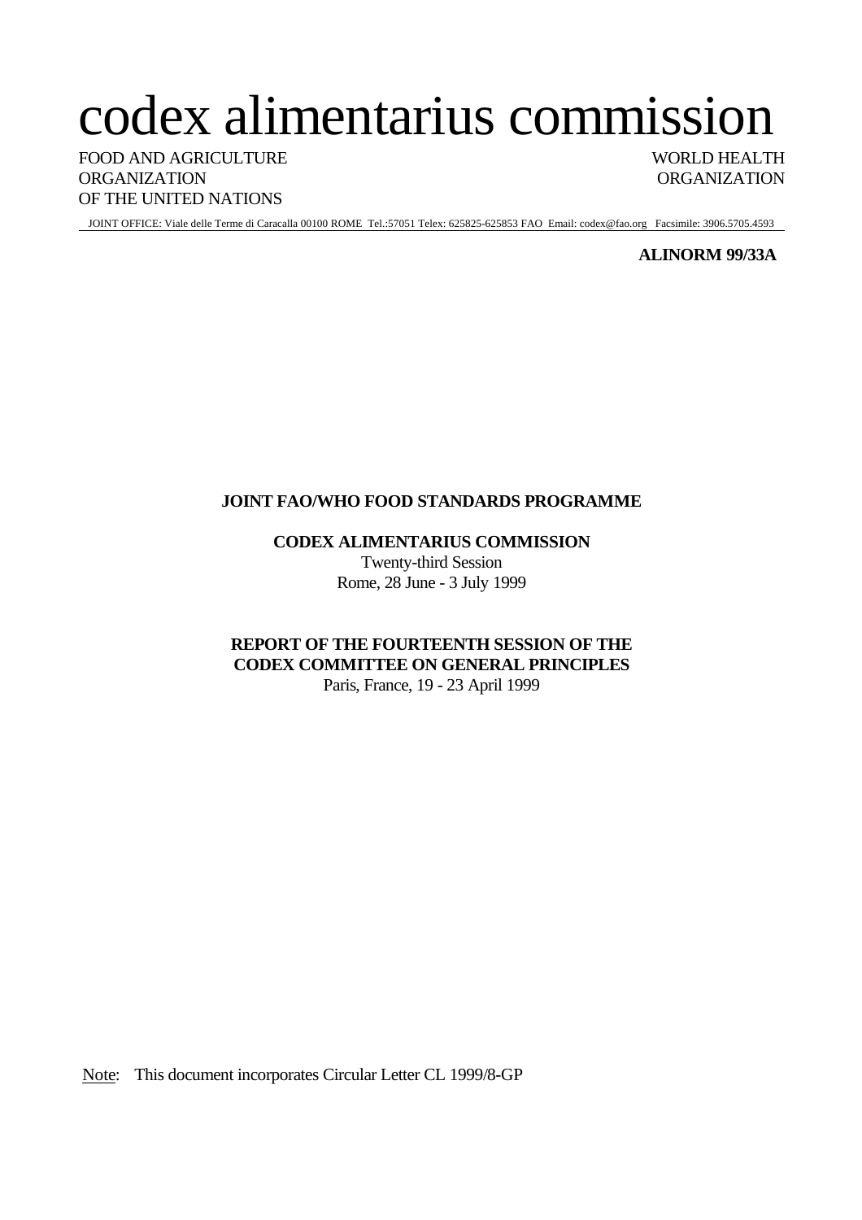# codex alimentarius commission

FOOD AND AGRICULTURE ORGANIZATION OF THE UNITED NATIONS

WORLD HEALTH ORGANIZATION

JOINT OFFICE: Viale delle Terme di Caracalla 00100 ROME Tel.:57051 Telex: 625825-625853 FAO Email: codex@fao.org Facsimile: 3906.5705.4593

**ALINORM 99/33A**

**JOINT FAO/WHO FOOD STANDARDS PROGRAMME**

**CODEX ALIMENTARIUS COMMISSION**

Twenty-third Session

Rome, 28 June - 3 July 1999

**REPORT OF THE FOURTEENTH SESSION OF THE CODEX COMMITTEE ON GENERAL PRINCIPLES**

Paris, France, 19 - 23 April 1999

Note: This document incorporates Circular Letter CL 1999/8-GP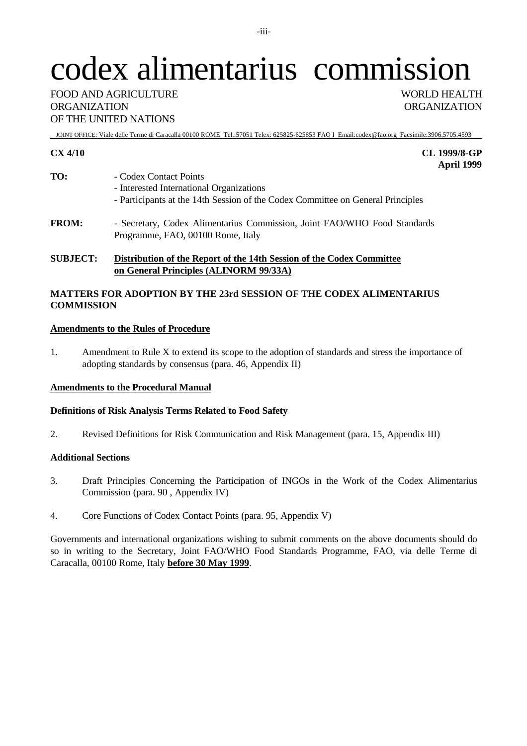# codex alimentarius commission

FOOD AND AGRICULTURE ORGANIZATION OF THE UNITED NATIONS

WORLD HEALTH ORGANIZATION

JOINT OFFICE: Viale delle Terme di Caracalla 00100 ROME Tel.:57051 Telex: 625825-625853 FAO I Email:codex@fao.org Facsimile:3906.5705.4593

**CX 4/10**

**CL 1999/8-GP**
**April 1999**

**TO:**
- Codex Contact Points
- Interested International Organizations
- Participants at the 14th Session of the Codex Committee on General Principles

**FROM:** - Secretary, Codex Alimentarius Commission, Joint FAO/WHO Food Standards Programme, FAO, 00100 Rome, Italy

**SUBJECT:** **Distribution of the Report of the 14th Session of the Codex Committee on General Principles (ALINORM 99/33A)**

**MATTERS FOR ADOPTION BY THE 23rd SESSION OF THE CODEX ALIMENTARIUS COMMISSION**

**Amendments to the Rules of Procedure**

1. Amendment to Rule X to extend its scope to the adoption of standards and stress the importance of adopting standards by consensus (para. 46, Appendix II)

**Amendments to the Procedural Manual**

**Definitions of Risk Analysis Terms Related to Food Safety**

2. Revised Definitions for Risk Communication and Risk Management (para. 15, Appendix III)

**Additional Sections**

3. Draft Principles Concerning the Participation of INGOs in the Work of the Codex Alimentarius Commission (para. 90 , Appendix IV)

4. Core Functions of Codex Contact Points (para. 95, Appendix V)

Governments and international organizations wishing to submit comments on the above documents should do so in writing to the Secretary, Joint FAO/WHO Food Standards Programme, FAO, via delle Terme di Caracalla, 00100 Rome, Italy **before 30 May 1999**.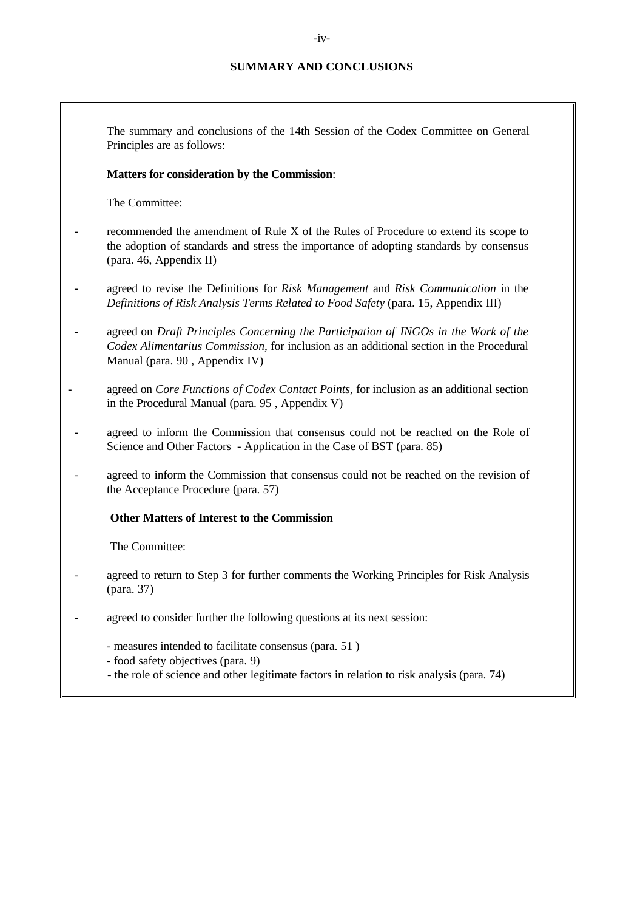## SUMMARY AND CONCLUSIONS

The summary and conclusions of the 14th Session of the Codex Committee on General Principles are as follows:

**Matters for consideration by the Commission**:

The Committee:

- recommended the amendment of Rule X of the Rules of Procedure to extend its scope to the adoption of standards and stress the importance of adopting standards by consensus (para. 46, Appendix II)
- agreed to revise the Definitions for *Risk Management* and *Risk Communication* in the *Definitions of Risk Analysis Terms Related to Food Safety* (para. 15, Appendix III)
- agreed on *Draft Principles Concerning the Participation of INGOs in the Work of the Codex Alimentarius Commission*, for inclusion as an additional section in the Procedural Manual (para. 90 , Appendix IV)
- agreed on *Core Functions of Codex Contact Points*, for inclusion as an additional section in the Procedural Manual (para. 95 , Appendix V)
- agreed to inform the Commission that consensus could not be reached on the Role of Science and Other Factors - Application in the Case of BST (para. 85)
- agreed to inform the Commission that consensus could not be reached on the revision of the Acceptance Procedure (para. 57)

**Other Matters of Interest to the Commission**

The Committee:

- agreed to return to Step 3 for further comments the Working Principles for Risk Analysis (para. 37)
- agreed to consider further the following questions at its next session:
  - measures intended to facilitate consensus (para. 51 )
  - food safety objectives (para. 9)
  - the role of science and other legitimate factors in relation to risk analysis (para. 74)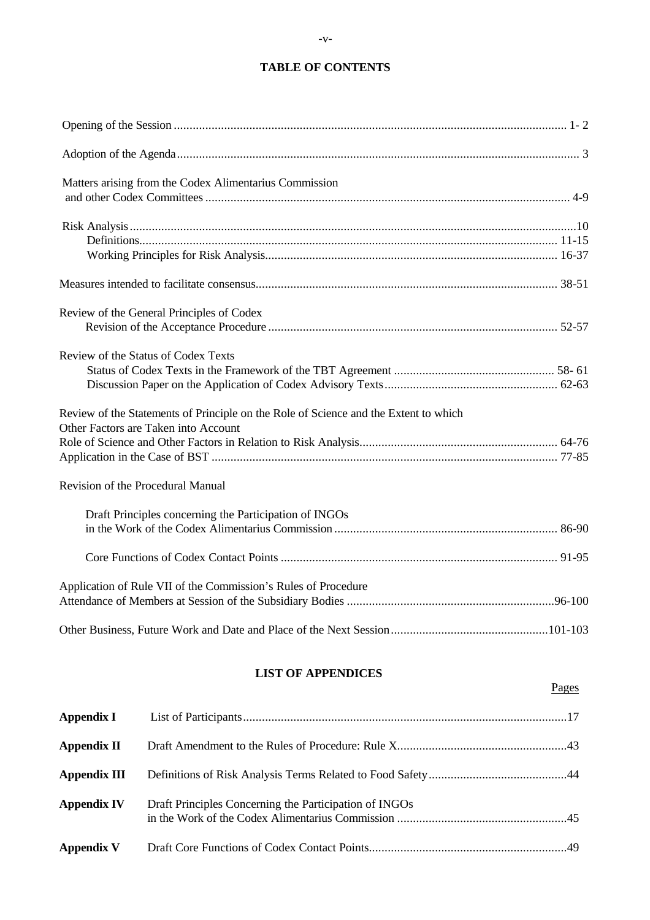## TABLE OF CONTENTS

| | |
|---|---|
| Opening of the Session | 1- 2 |
| Adoption of the Agenda | 3 |
| Matters arising from the Codex Alimentarius Commission and other Codex Committees | 4-9 |
| Risk Analysis | 10 |
| Definitions | 11-15 |
| Working Principles for Risk Analysis | 16-37 |
| Measures intended to facilitate consensus | 38-51 |
| Review of the General Principles of Codex | |
| Revision of the Acceptance Procedure | 52-57 |
| Review of the Status of Codex Texts | |
| Status of Codex Texts in the Framework of the TBT Agreement | 58- 61 |
| Discussion Paper on the Application of Codex Advisory Texts | 62-63 |
| Review of the Statements of Principle on the Role of Science and the Extent to which Other Factors are Taken into Account | |
| Role of Science and Other Factors in Relation to Risk Analysis | 64-76 |
| Application in the Case of BST | 77-85 |
| Revision of the Procedural Manual | |
| Draft Principles concerning the Participation of INGOs in the Work of the Codex Alimentarius Commission | 86-90 |
| Core Functions of Codex Contact Points | 91-95 |
| Application of Rule VII of the Commission's Rules of Procedure | |
| Attendance of Members at Session of the Subsidiary Bodies | 96-100 |
| Other Business, Future Work and Date and Place of the Next Session | 101-103 |

## LIST OF APPENDICES

| | | Pages |
|---|---|---|
| **Appendix I** | List of Participants | 17 |
| **Appendix II** | Draft Amendment to the Rules of Procedure: Rule X | 43 |
| **Appendix III** | Definitions of Risk Analysis Terms Related to Food Safety | 44 |
| **Appendix IV** | Draft Principles Concerning the Participation of INGOs in the Work of the Codex Alimentarius Commission | 45 |
| **Appendix V** | Draft Core Functions of Codex Contact Points | 49 |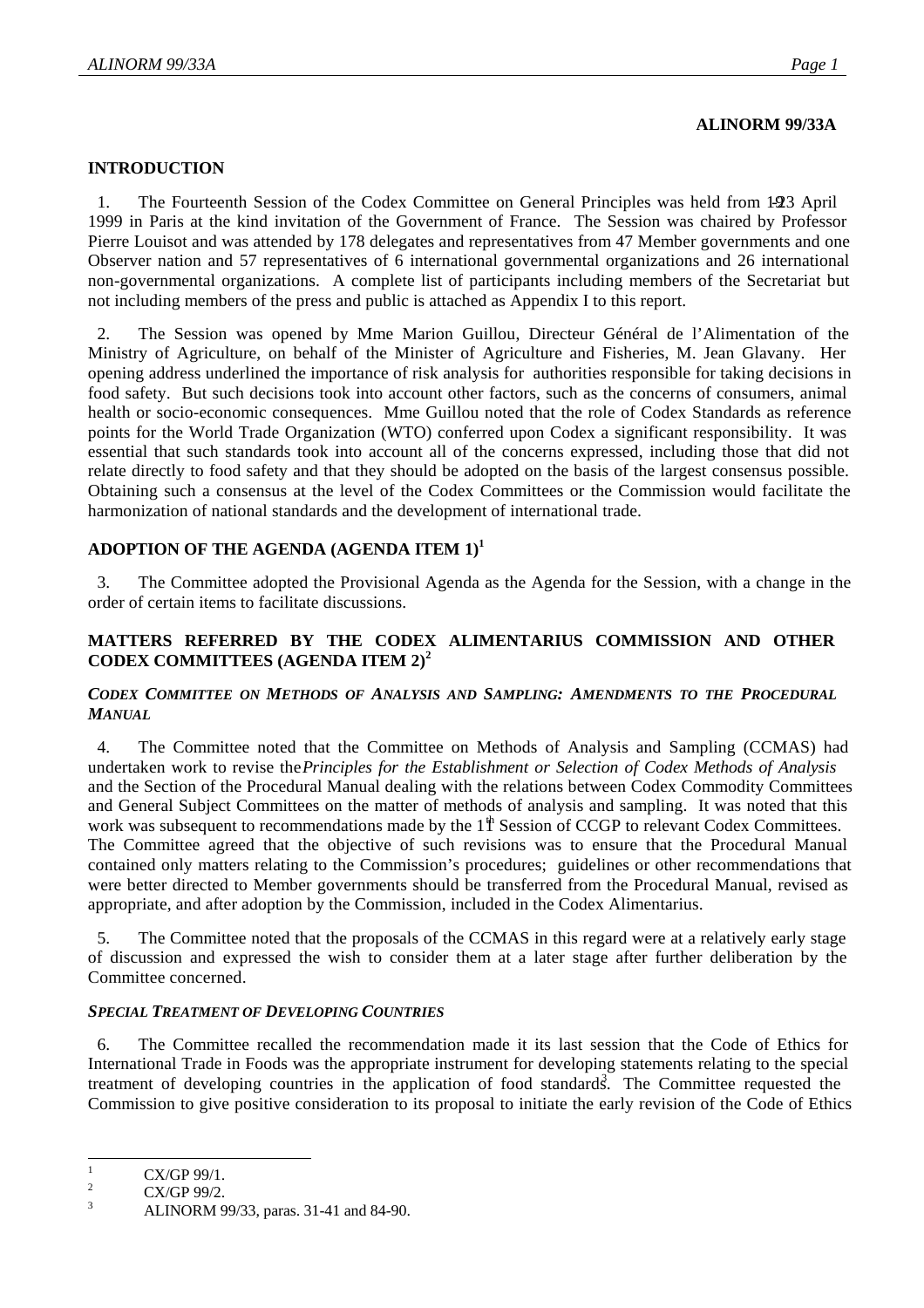**ALINORM 99/33A**

## INTRODUCTION

1. The Fourteenth Session of the Codex Committee on General Principles was held from 19-23 April 1999 in Paris at the kind invitation of the Government of France. The Session was chaired by Professor Pierre Louisot and was attended by 178 delegates and representatives from 47 Member governments and one Observer nation and 57 representatives of 6 international governmental organizations and 26 international non-governmental organizations. A complete list of participants including members of the Secretariat but not including members of the press and public is attached as Appendix I to this report.

2. The Session was opened by Mme Marion Guillou, Directeur Général de l'Alimentation of the Ministry of Agriculture, on behalf of the Minister of Agriculture and Fisheries, M. Jean Glavany. Her opening address underlined the importance of risk analysis for authorities responsible for taking decisions in food safety. But such decisions took into account other factors, such as the concerns of consumers, animal health or socio-economic consequences. Mme Guillou noted that the role of Codex Standards as reference points for the World Trade Organization (WTO) conferred upon Codex a significant responsibility. It was essential that such standards took into account all of the concerns expressed, including those that did not relate directly to food safety and that they should be adopted on the basis of the largest consensus possible. Obtaining such a consensus at the level of the Codex Committees or the Commission would facilitate the harmonization of national standards and the development of international trade.

## ADOPTION OF THE AGENDA (AGENDA ITEM 1)[1]

3. The Committee adopted the Provisional Agenda as the Agenda for the Session, with a change in the order of certain items to facilitate discussions.

## MATTERS REFERRED BY THE CODEX ALIMENTARIUS COMMISSION AND OTHER CODEX COMMITTEES (AGENDA ITEM 2)[2]

### *CODEX COMMITTEE ON METHODS OF ANALYSIS AND SAMPLING: AMENDMENTS TO THE PROCEDURAL MANUAL*

4. The Committee noted that the Committee on Methods of Analysis and Sampling (CCMAS) had undertaken work to revise the *Principles for the Establishment or Selection of Codex Methods of Analysis* and the Section of the Procedural Manual dealing with the relations between Codex Commodity Committees and General Subject Committees on the matter of methods of analysis and sampling. It was noted that this work was subsequent to recommendations made by the 11th Session of CCGP to relevant Codex Committees. The Committee agreed that the objective of such revisions was to ensure that the Procedural Manual contained only matters relating to the Commission's procedures; guidelines or other recommendations that were better directed to Member governments should be transferred from the Procedural Manual, revised as appropriate, and after adoption by the Commission, included in the Codex Alimentarius.

5. The Committee noted that the proposals of the CCMAS in this regard were at a relatively early stage of discussion and expressed the wish to consider them at a later stage after further deliberation by the Committee concerned.

### *SPECIAL TREATMENT OF DEVELOPING COUNTRIES*

6. The Committee recalled the recommendation made it its last session that the Code of Ethics for International Trade in Foods was the appropriate instrument for developing statements relating to the special treatment of developing countries in the application of food standards[3]. The Committee requested the Commission to give positive consideration to its proposal to initiate the early revision of the Code of Ethics

---

[1] CX/GP 99/1.

[2] CX/GP 99/2.

[3] ALINORM 99/33, paras. 31-41 and 84-90.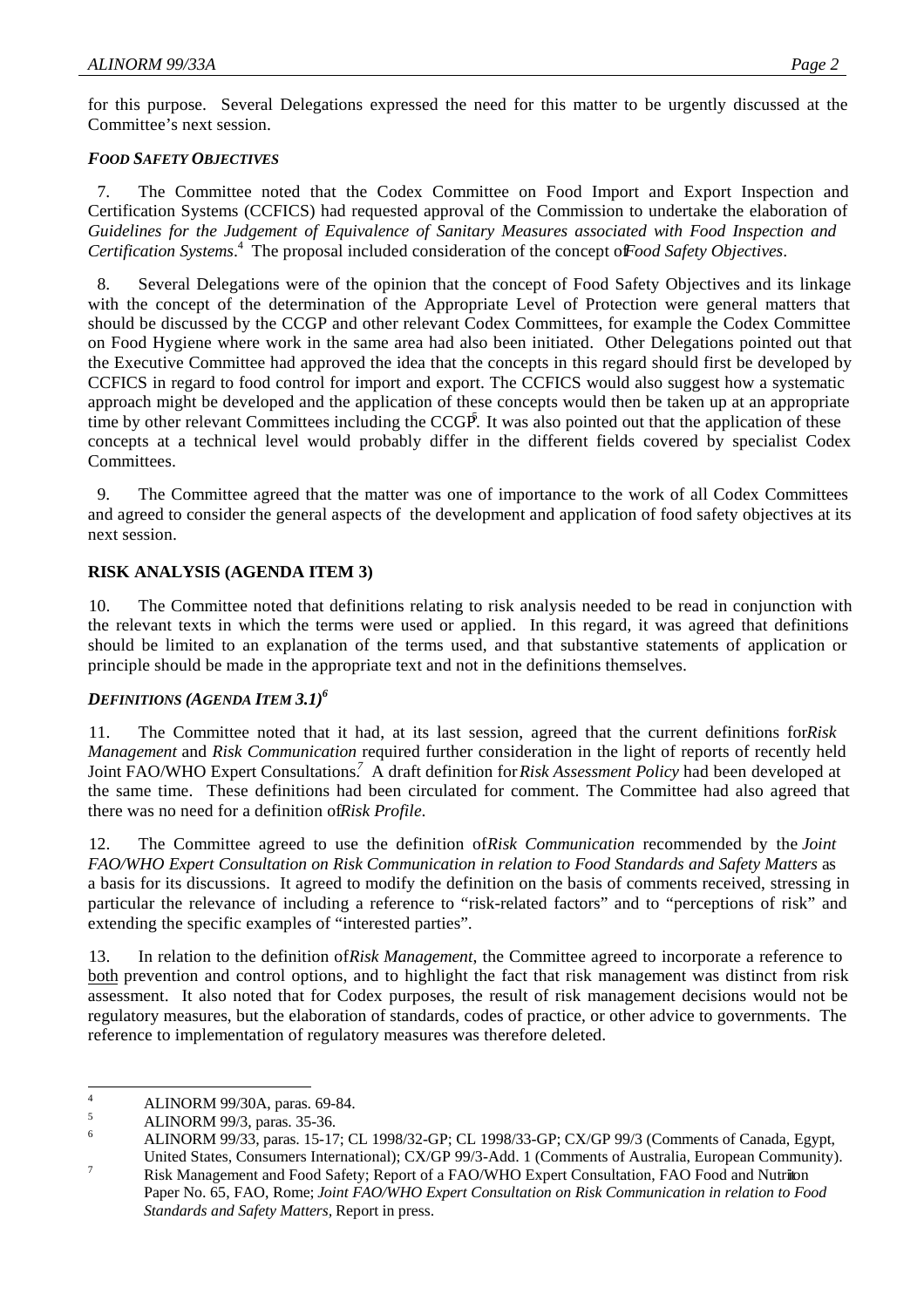for this purpose. Several Delegations expressed the need for this matter to be urgently discussed at the Committee's next session.

### *FOOD SAFETY OBJECTIVES*

7. The Committee noted that the Codex Committee on Food Import and Export Inspection and Certification Systems (CCFICS) had requested approval of the Commission to undertake the elaboration of *Guidelines for the Judgement of Equivalence of Sanitary Measures associated with Food Inspection and Certification Systems*.[4] The proposal included consideration of the concept of *Food Safety Objectives*.

8. Several Delegations were of the opinion that the concept of Food Safety Objectives and its linkage with the concept of the determination of the Appropriate Level of Protection were general matters that should be discussed by the CCGP and other relevant Codex Committees, for example the Codex Committee on Food Hygiene where work in the same area had also been initiated. Other Delegations pointed out that the Executive Committee had approved the idea that the concepts in this regard should first be developed by CCFICS in regard to food control for import and export. The CCFICS would also suggest how a systematic approach might be developed and the application of these concepts would then be taken up at an appropriate time by other relevant Committees including the CCGP[5]. It was also pointed out that the application of these concepts at a technical level would probably differ in the different fields covered by specialist Codex Committees.

9. The Committee agreed that the matter was one of importance to the work of all Codex Committees and agreed to consider the general aspects of the development and application of food safety objectives at its next session.

## RISK ANALYSIS (AGENDA ITEM 3)

10. The Committee noted that definitions relating to risk analysis needed to be read in conjunction with the relevant texts in which the terms were used or applied. In this regard, it was agreed that definitions should be limited to an explanation of the terms used, and that substantive statements of application or principle should be made in the appropriate text and not in the definitions themselves.

### *DEFINITIONS (AGENDA ITEM 3.1)*[6]

11. The Committee noted that it had, at its last session, agreed that the current definitions for *Risk Management* and *Risk Communication* required further consideration in the light of reports of recently held Joint FAO/WHO Expert Consultations.[7] A draft definition for *Risk Assessment Policy* had been developed at the same time. These definitions had been circulated for comment. The Committee had also agreed that there was no need for a definition of *Risk Profile*.

12. The Committee agreed to use the definition of *Risk Communication* recommended by the *Joint FAO/WHO Expert Consultation on Risk Communication in relation to Food Standards and Safety Matters* as a basis for its discussions. It agreed to modify the definition on the basis of comments received, stressing in particular the relevance of including a reference to "risk-related factors" and to "perceptions of risk" and extending the specific examples of "interested parties".

13. In relation to the definition of *Risk Management*, the Committee agreed to incorporate a reference to <u>both</u> prevention and control options, and to highlight the fact that risk management was distinct from risk assessment. It also noted that for Codex purposes, the result of risk management decisions would not be regulatory measures, but the elaboration of standards, codes of practice, or other advice to governments. The reference to implementation of regulatory measures was therefore deleted.

---

[4] ALINORM 99/30A, paras. 69-84.

[5] ALINORM 99/3, paras. 35-36.

[6] ALINORM 99/33, paras. 15-17; CL 1998/32-GP; CL 1998/33-GP; CX/GP 99/3 (Comments of Canada, Egypt, United States, Consumers International); CX/GP 99/3-Add. 1 (Comments of Australia, European Community).

[7] Risk Management and Food Safety; Report of a FAO/WHO Expert Consultation, FAO Food and Nutrition Paper No. 65, FAO, Rome; *Joint FAO/WHO Expert Consultation on Risk Communication in relation to Food Standards and Safety Matters*, Report in press.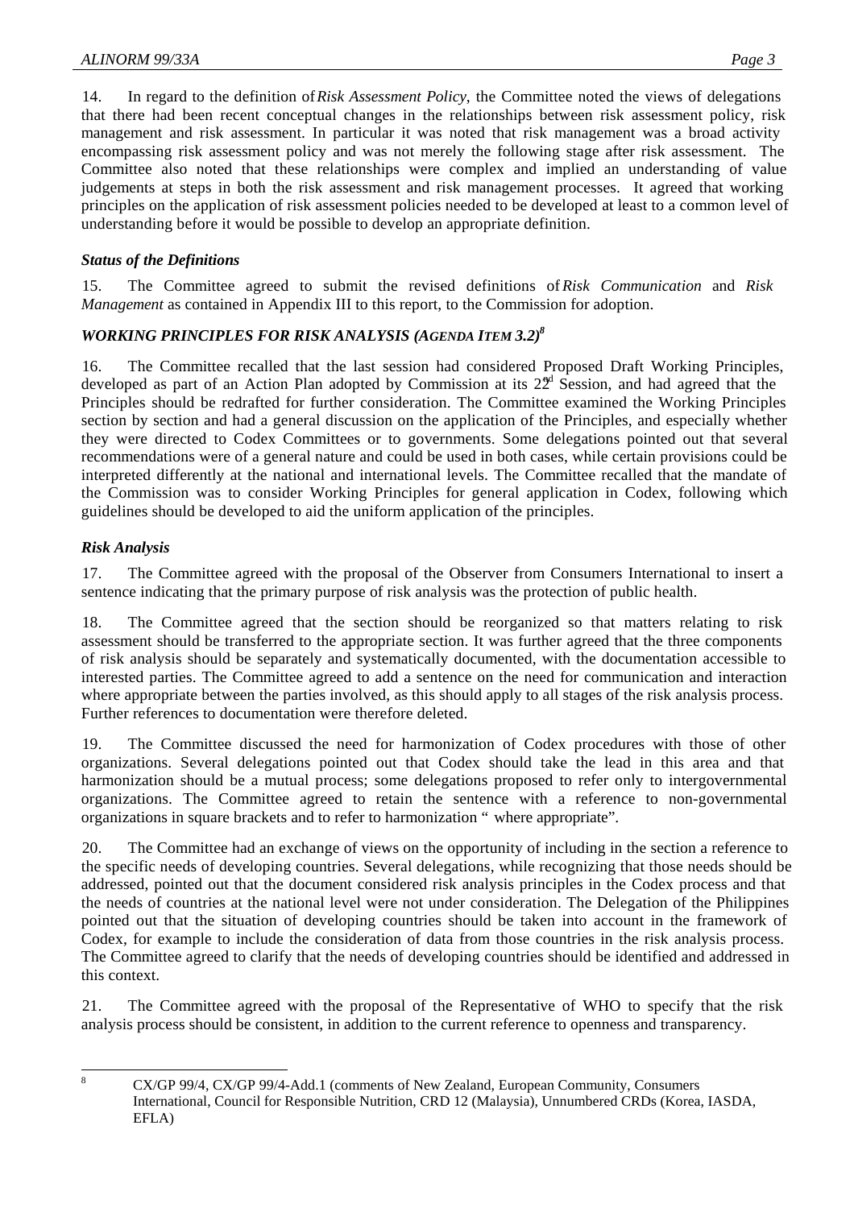14. In regard to the definition of *Risk Assessment Policy*, the Committee noted the views of delegations that there had been recent conceptual changes in the relationships between risk assessment policy, risk management and risk assessment. In particular it was noted that risk management was a broad activity encompassing risk assessment policy and was not merely the following stage after risk assessment. The Committee also noted that these relationships were complex and implied an understanding of value judgements at steps in both the risk assessment and risk management processes. It agreed that working principles on the application of risk assessment policies needed to be developed at least to a common level of understanding before it would be possible to develop an appropriate definition.

### *Status of the Definitions*

15. The Committee agreed to submit the revised definitions of *Risk Communication* and *Risk Management* as contained in Appendix III to this report, to the Commission for adoption.

## *WORKING PRINCIPLES FOR RISK ANALYSIS (AGENDA ITEM 3.2)*[8]

16. The Committee recalled that the last session had considered Proposed Draft Working Principles, developed as part of an Action Plan adopted by Commission at its 22nd Session, and had agreed that the Principles should be redrafted for further consideration. The Committee examined the Working Principles section by section and had a general discussion on the application of the Principles, and especially whether they were directed to Codex Committees or to governments. Some delegations pointed out that several recommendations were of a general nature and could be used in both cases, while certain provisions could be interpreted differently at the national and international levels. The Committee recalled that the mandate of the Commission was to consider Working Principles for general application in Codex, following which guidelines should be developed to aid the uniform application of the principles.

### *Risk Analysis*

17. The Committee agreed with the proposal of the Observer from Consumers International to insert a sentence indicating that the primary purpose of risk analysis was the protection of public health.

18. The Committee agreed that the section should be reorganized so that matters relating to risk assessment should be transferred to the appropriate section. It was further agreed that the three components of risk analysis should be separately and systematically documented, with the documentation accessible to interested parties. The Committee agreed to add a sentence on the need for communication and interaction where appropriate between the parties involved, as this should apply to all stages of the risk analysis process. Further references to documentation were therefore deleted.

19. The Committee discussed the need for harmonization of Codex procedures with those of other organizations. Several delegations pointed out that Codex should take the lead in this area and that harmonization should be a mutual process; some delegations proposed to refer only to intergovernmental organizations. The Committee agreed to retain the sentence with a reference to non-governmental organizations in square brackets and to refer to harmonization " where appropriate".

20. The Committee had an exchange of views on the opportunity of including in the section a reference to the specific needs of developing countries. Several delegations, while recognizing that those needs should be addressed, pointed out that the document considered risk analysis principles in the Codex process and that the needs of countries at the national level were not under consideration. The Delegation of the Philippines pointed out that the situation of developing countries should be taken into account in the framework of Codex, for example to include the consideration of data from those countries in the risk analysis process. The Committee agreed to clarify that the needs of developing countries should be identified and addressed in this context.

21. The Committee agreed with the proposal of the Representative of WHO to specify that the risk analysis process should be consistent, in addition to the current reference to openness and transparency.

---

[8] CX/GP 99/4, CX/GP 99/4-Add.1 (comments of New Zealand, European Community, Consumers International, Council for Responsible Nutrition, CRD 12 (Malaysia), Unnumbered CRDs (Korea, IASDA, EFLA)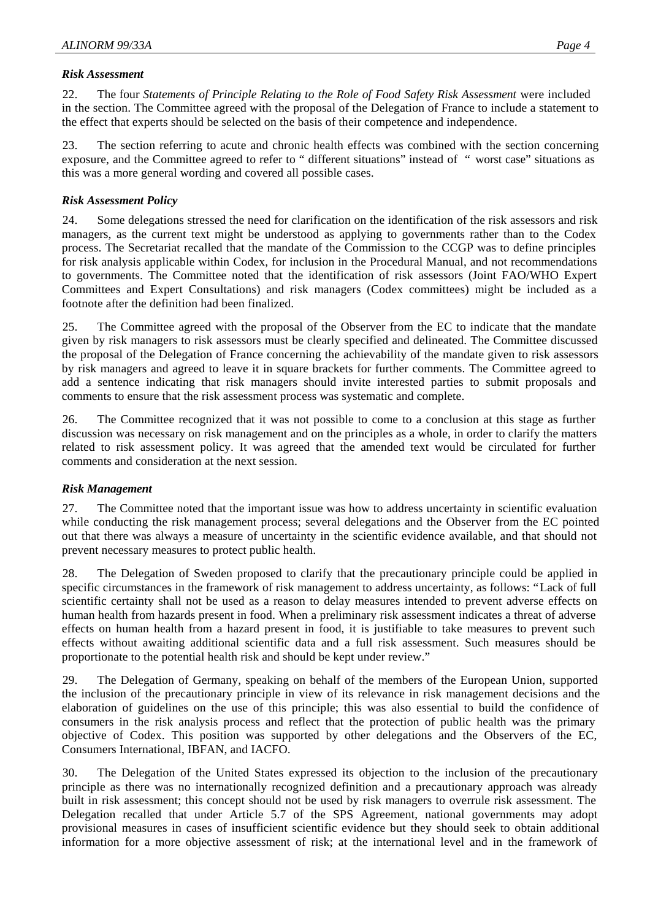### *Risk Assessment*

22. The four *Statements of Principle Relating to the Role of Food Safety Risk Assessment* were included in the section. The Committee agreed with the proposal of the Delegation of France to include a statement to the effect that experts should be selected on the basis of their competence and independence.

23. The section referring to acute and chronic health effects was combined with the section concerning exposure, and the Committee agreed to refer to " different situations" instead of " worst case" situations as this was a more general wording and covered all possible cases.

### *Risk Assessment Policy*

24. Some delegations stressed the need for clarification on the identification of the risk assessors and risk managers, as the current text might be understood as applying to governments rather than to the Codex process. The Secretariat recalled that the mandate of the Commission to the CCGP was to define principles for risk analysis applicable within Codex, for inclusion in the Procedural Manual, and not recommendations to governments. The Committee noted that the identification of risk assessors (Joint FAO/WHO Expert Committees and Expert Consultations) and risk managers (Codex committees) might be included as a footnote after the definition had been finalized.

25. The Committee agreed with the proposal of the Observer from the EC to indicate that the mandate given by risk managers to risk assessors must be clearly specified and delineated. The Committee discussed the proposal of the Delegation of France concerning the achievability of the mandate given to risk assessors by risk managers and agreed to leave it in square brackets for further comments. The Committee agreed to add a sentence indicating that risk managers should invite interested parties to submit proposals and comments to ensure that the risk assessment process was systematic and complete.

26. The Committee recognized that it was not possible to come to a conclusion at this stage as further discussion was necessary on risk management and on the principles as a whole, in order to clarify the matters related to risk assessment policy. It was agreed that the amended text would be circulated for further comments and consideration at the next session.

### *Risk Management*

27. The Committee noted that the important issue was how to address uncertainty in scientific evaluation while conducting the risk management process; several delegations and the Observer from the EC pointed out that there was always a measure of uncertainty in the scientific evidence available, and that should not prevent necessary measures to protect public health.

28. The Delegation of Sweden proposed to clarify that the precautionary principle could be applied in specific circumstances in the framework of risk management to address uncertainty, as follows: "Lack of full scientific certainty shall not be used as a reason to delay measures intended to prevent adverse effects on human health from hazards present in food. When a preliminary risk assessment indicates a threat of adverse effects on human health from a hazard present in food, it is justifiable to take measures to prevent such effects without awaiting additional scientific data and a full risk assessment. Such measures should be proportionate to the potential health risk and should be kept under review."

29. The Delegation of Germany, speaking on behalf of the members of the European Union, supported the inclusion of the precautionary principle in view of its relevance in risk management decisions and the elaboration of guidelines on the use of this principle; this was also essential to build the confidence of consumers in the risk analysis process and reflect that the protection of public health was the primary objective of Codex. This position was supported by other delegations and the Observers of the EC, Consumers International, IBFAN, and IACFO.

30. The Delegation of the United States expressed its objection to the inclusion of the precautionary principle as there was no internationally recognized definition and a precautionary approach was already built in risk assessment; this concept should not be used by risk managers to overrule risk assessment. The Delegation recalled that under Article 5.7 of the SPS Agreement, national governments may adopt provisional measures in cases of insufficient scientific evidence but they should seek to obtain additional information for a more objective assessment of risk; at the international level and in the framework of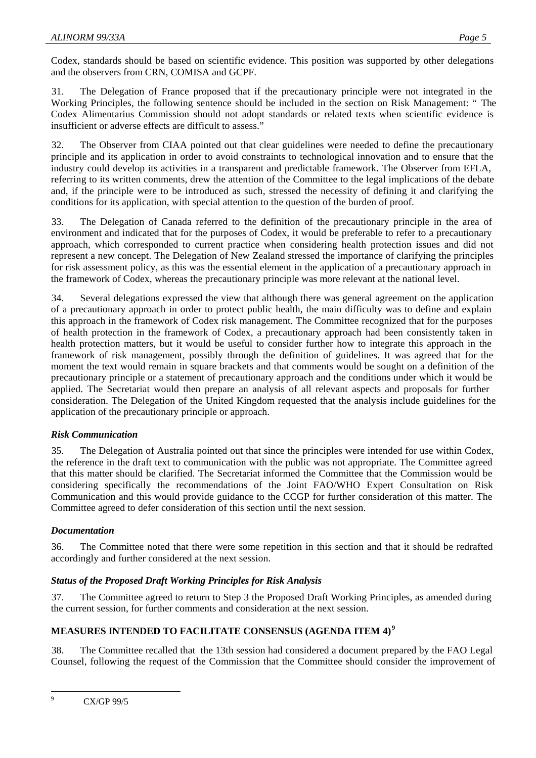Codex, standards should be based on scientific evidence. This position was supported by other delegations and the observers from CRN, COMISA and GCPF.

31. The Delegation of France proposed that if the precautionary principle were not integrated in the Working Principles, the following sentence should be included in the section on Risk Management: " The Codex Alimentarius Commission should not adopt standards or related texts when scientific evidence is insufficient or adverse effects are difficult to assess."

32. The Observer from CIAA pointed out that clear guidelines were needed to define the precautionary principle and its application in order to avoid constraints to technological innovation and to ensure that the industry could develop its activities in a transparent and predictable framework. The Observer from EFLA, referring to its written comments, drew the attention of the Committee to the legal implications of the debate and, if the principle were to be introduced as such, stressed the necessity of defining it and clarifying the conditions for its application, with special attention to the question of the burden of proof.

33. The Delegation of Canada referred to the definition of the precautionary principle in the area of environment and indicated that for the purposes of Codex, it would be preferable to refer to a precautionary approach, which corresponded to current practice when considering health protection issues and did not represent a new concept. The Delegation of New Zealand stressed the importance of clarifying the principles for risk assessment policy, as this was the essential element in the application of a precautionary approach in the framework of Codex, whereas the precautionary principle was more relevant at the national level.

34. Several delegations expressed the view that although there was general agreement on the application of a precautionary approach in order to protect public health, the main difficulty was to define and explain this approach in the framework of Codex risk management. The Committee recognized that for the purposes of health protection in the framework of Codex, a precautionary approach had been consistently taken in health protection matters, but it would be useful to consider further how to integrate this approach in the framework of risk management, possibly through the definition of guidelines. It was agreed that for the moment the text would remain in square brackets and that comments would be sought on a definition of the precautionary principle or a statement of precautionary approach and the conditions under which it would be applied. The Secretariat would then prepare an analysis of all relevant aspects and proposals for further consideration. The Delegation of the United Kingdom requested that the analysis include guidelines for the application of the precautionary principle or approach.

### *Risk Communication*

35. The Delegation of Australia pointed out that since the principles were intended for use within Codex, the reference in the draft text to communication with the public was not appropriate. The Committee agreed that this matter should be clarified. The Secretariat informed the Committee that the Commission would be considering specifically the recommendations of the Joint FAO/WHO Expert Consultation on Risk Communication and this would provide guidance to the CCGP for further consideration of this matter. The Committee agreed to defer consideration of this section until the next session.

### *Documentation*

36. The Committee noted that there were some repetition in this section and that it should be redrafted accordingly and further considered at the next session.

### *Status of the Proposed Draft Working Principles for Risk Analysis*

37. The Committee agreed to return to Step 3 the Proposed Draft Working Principles, as amended during the current session, for further comments and consideration at the next session.

## MEASURES INTENDED TO FACILITATE CONSENSUS (AGENDA ITEM 4)[9]

38. The Committee recalled that the 13th session had considered a document prepared by the FAO Legal Counsel, following the request of the Commission that the Committee should consider the improvement of

---

[9] CX/GP 99/5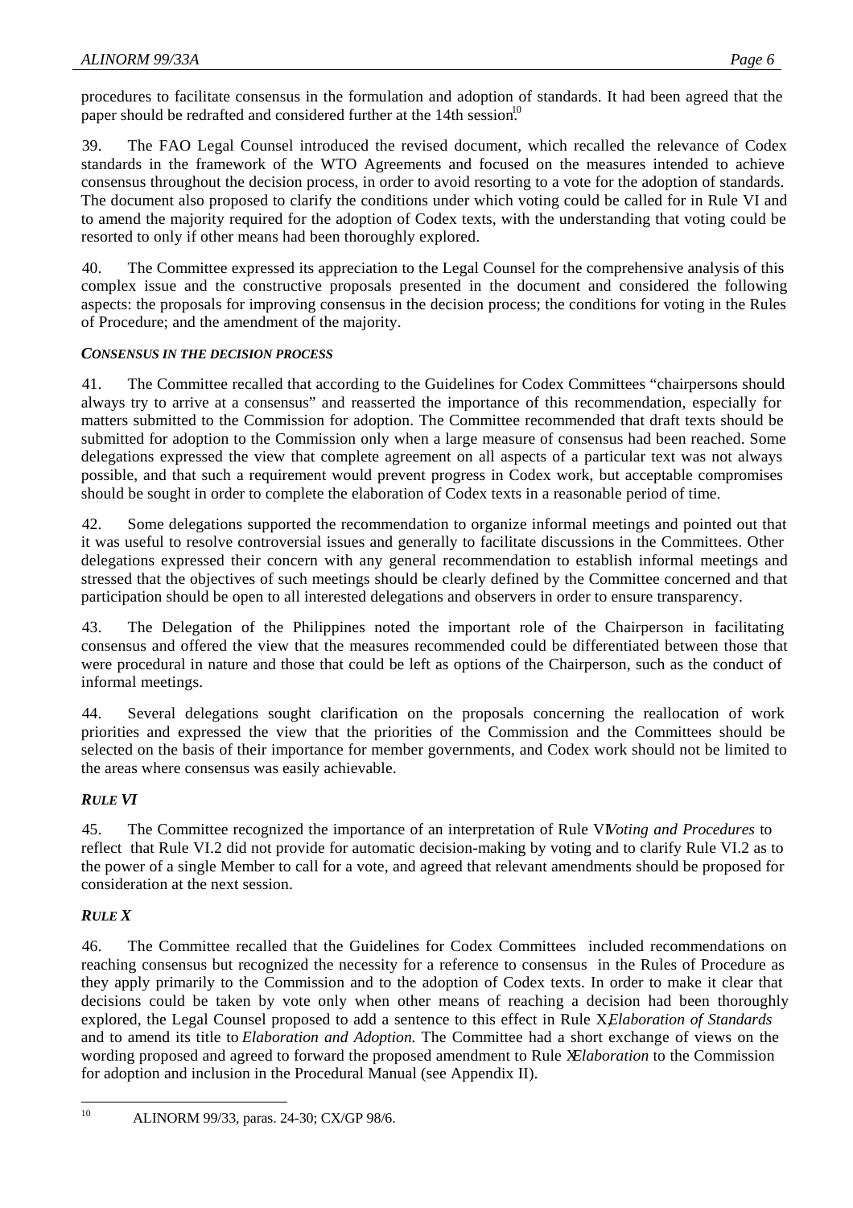procedures to facilitate consensus in the formulation and adoption of standards. It had been agreed that the paper should be redrafted and considered further at the 14th session[10]

39. The FAO Legal Counsel introduced the revised document, which recalled the relevance of Codex standards in the framework of the WTO Agreements and focused on the measures intended to achieve consensus throughout the decision process, in order to avoid resorting to a vote for the adoption of standards. The document also proposed to clarify the conditions under which voting could be called for in Rule VI and to amend the majority required for the adoption of Codex texts, with the understanding that voting could be resorted to only if other means had been thoroughly explored.

40. The Committee expressed its appreciation to the Legal Counsel for the comprehensive analysis of this complex issue and the constructive proposals presented in the document and considered the following aspects: the proposals for improving consensus in the decision process; the conditions for voting in the Rules of Procedure; and the amendment of the majority.

### *CONSENSUS IN THE DECISION PROCESS*

41. The Committee recalled that according to the Guidelines for Codex Committees "chairpersons should always try to arrive at a consensus" and reasserted the importance of this recommendation, especially for matters submitted to the Commission for adoption. The Committee recommended that draft texts should be submitted for adoption to the Commission only when a large measure of consensus had been reached. Some delegations expressed the view that complete agreement on all aspects of a particular text was not always possible, and that such a requirement would prevent progress in Codex work, but acceptable compromises should be sought in order to complete the elaboration of Codex texts in a reasonable period of time.

42. Some delegations supported the recommendation to organize informal meetings and pointed out that it was useful to resolve controversial issues and generally to facilitate discussions in the Committees. Other delegations expressed their concern with any general recommendation to establish informal meetings and stressed that the objectives of such meetings should be clearly defined by the Committee concerned and that participation should be open to all interested delegations and observers in order to ensure transparency.

43. The Delegation of the Philippines noted the important role of the Chairperson in facilitating consensus and offered the view that the measures recommended could be differentiated between those that were procedural in nature and those that could be left as options of the Chairperson, such as the conduct of informal meetings.

44. Several delegations sought clarification on the proposals concerning the reallocation of work priorities and expressed the view that the priorities of the Commission and the Committees should be selected on the basis of their importance for member governments, and Codex work should not be limited to the areas where consensus was easily achievable.

### *RULE VI*

45. The Committee recognized the importance of an interpretation of Rule VI *Voting and Procedures* to reflect that Rule VI.2 did not provide for automatic decision-making by voting and to clarify Rule VI.2 as to the power of a single Member to call for a vote, and agreed that relevant amendments should be proposed for consideration at the next session.

### *RULE X*

46. The Committee recalled that the Guidelines for Codex Committees included recommendations on reaching consensus but recognized the necessity for a reference to consensus in the Rules of Procedure as they apply primarily to the Commission and to the adoption of Codex texts. In order to make it clear that decisions could be taken by vote only when other means of reaching a decision had been thoroughly explored, the Legal Counsel proposed to add a sentence to this effect in Rule X, *Elaboration of Standards* and to amend its title to *Elaboration and Adoption.* The Committee had a short exchange of views on the wording proposed and agreed to forward the proposed amendment to Rule X *Elaboration* to the Commission for adoption and inclusion in the Procedural Manual (see Appendix II).

---

[10] ALINORM 99/33, paras. 24-30; CX/GP 98/6.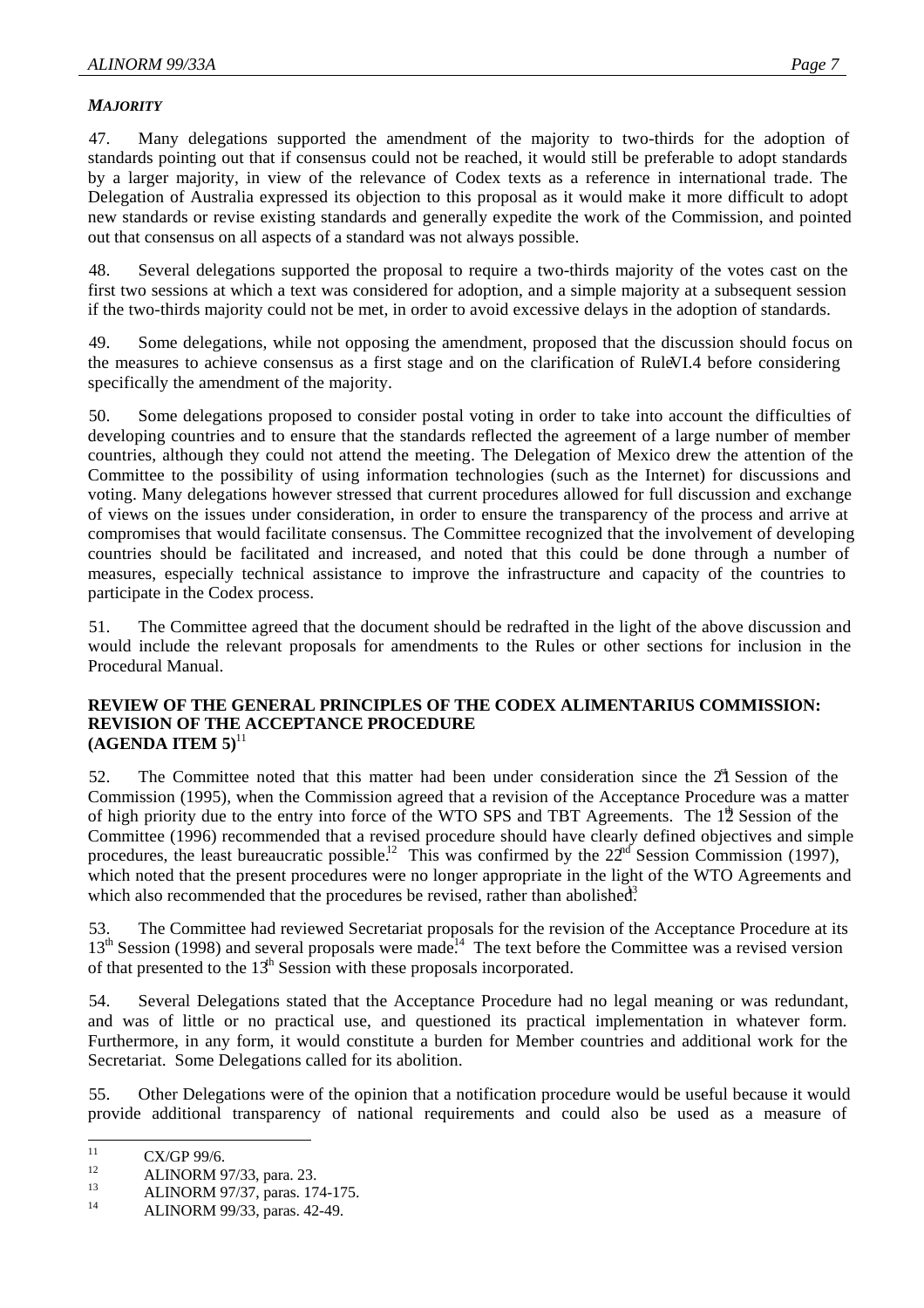### *MAJORITY*

47. Many delegations supported the amendment of the majority to two-thirds for the adoption of standards pointing out that if consensus could not be reached, it would still be preferable to adopt standards by a larger majority, in view of the relevance of Codex texts as a reference in international trade. The Delegation of Australia expressed its objection to this proposal as it would make it more difficult to adopt new standards or revise existing standards and generally expedite the work of the Commission, and pointed out that consensus on all aspects of a standard was not always possible.

48. Several delegations supported the proposal to require a two-thirds majority of the votes cast on the first two sessions at which a text was considered for adoption, and a simple majority at a subsequent session if the two-thirds majority could not be met, in order to avoid excessive delays in the adoption of standards.

49. Some delegations, while not opposing the amendment, proposed that the discussion should focus on the measures to achieve consensus as a first stage and on the clarification of Rule VI.4 before considering specifically the amendment of the majority.

50. Some delegations proposed to consider postal voting in order to take into account the difficulties of developing countries and to ensure that the standards reflected the agreement of a large number of member countries, although they could not attend the meeting. The Delegation of Mexico drew the attention of the Committee to the possibility of using information technologies (such as the Internet) for discussions and voting. Many delegations however stressed that current procedures allowed for full discussion and exchange of views on the issues under consideration, in order to ensure the transparency of the process and arrive at compromises that would facilitate consensus. The Committee recognized that the involvement of developing countries should be facilitated and increased, and noted that this could be done through a number of measures, especially technical assistance to improve the infrastructure and capacity of the countries to participate in the Codex process.

51. The Committee agreed that the document should be redrafted in the light of the above discussion and would include the relevant proposals for amendments to the Rules or other sections for inclusion in the Procedural Manual.

## REVIEW OF THE GENERAL PRINCIPLES OF THE CODEX ALIMENTARIUS COMMISSION: REVISION OF THE ACCEPTANCE PROCEDURE (AGENDA ITEM 5)[11]

52. The Committee noted that this matter had been under consideration since the 21st Session of the Commission (1995), when the Commission agreed that a revision of the Acceptance Procedure was a matter of high priority due to the entry into force of the WTO SPS and TBT Agreements. The 12th Session of the Committee (1996) recommended that a revised procedure should have clearly defined objectives and simple procedures, the least bureaucratic possible.[12] This was confirmed by the 22nd Session Commission (1997), which noted that the present procedures were no longer appropriate in the light of the WTO Agreements and which also recommended that the procedures be revised, rather than abolished.[13]

53. The Committee had reviewed Secretariat proposals for the revision of the Acceptance Procedure at its 13th Session (1998) and several proposals were made.[14] The text before the Committee was a revised version of that presented to the 13th Session with these proposals incorporated.

54. Several Delegations stated that the Acceptance Procedure had no legal meaning or was redundant, and was of little or no practical use, and questioned its practical implementation in whatever form. Furthermore, in any form, it would constitute a burden for Member countries and additional work for the Secretariat. Some Delegations called for its abolition.

55. Other Delegations were of the opinion that a notification procedure would be useful because it would provide additional transparency of national requirements and could also be used as a measure of

---

[11] CX/GP 99/6.

[12] ALINORM 97/33, para. 23.

[13] ALINORM 97/37, paras. 174-175.

[14] ALINORM 99/33, paras. 42-49.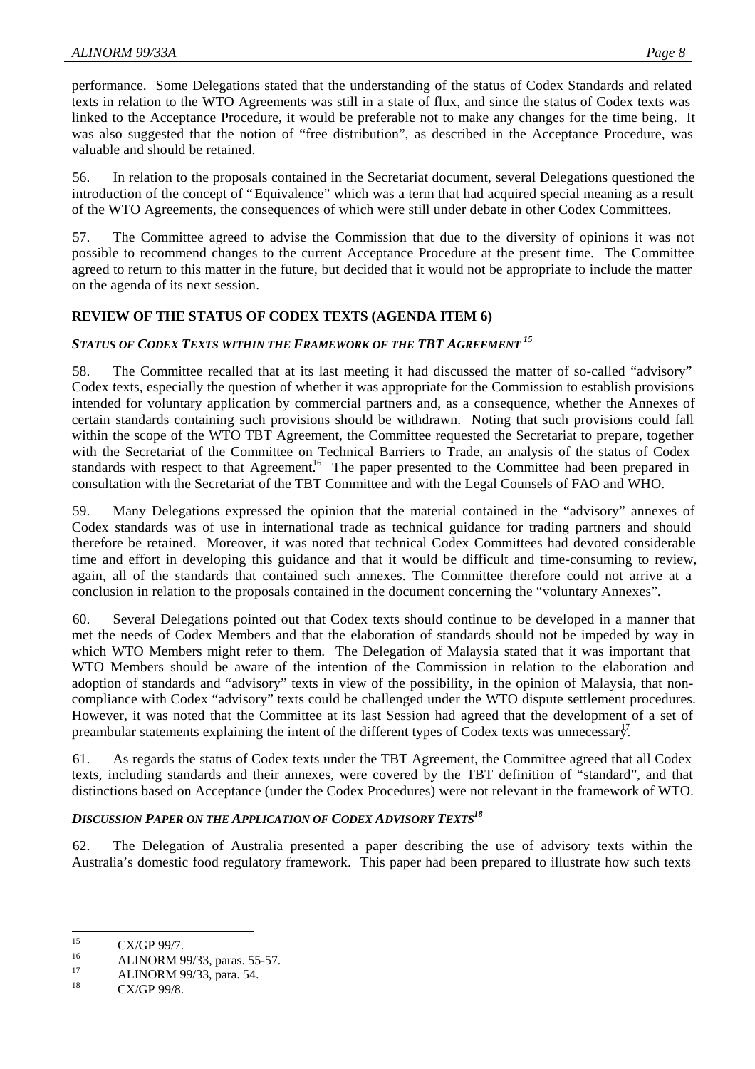performance. Some Delegations stated that the understanding of the status of Codex Standards and related texts in relation to the WTO Agreements was still in a state of flux, and since the status of Codex texts was linked to the Acceptance Procedure, it would be preferable not to make any changes for the time being. It was also suggested that the notion of "free distribution", as described in the Acceptance Procedure, was valuable and should be retained.

56. In relation to the proposals contained in the Secretariat document, several Delegations questioned the introduction of the concept of "Equivalence" which was a term that had acquired special meaning as a result of the WTO Agreements, the consequences of which were still under debate in other Codex Committees.

57. The Committee agreed to advise the Commission that due to the diversity of opinions it was not possible to recommend changes to the current Acceptance Procedure at the present time. The Committee agreed to return to this matter in the future, but decided that it would not be appropriate to include the matter on the agenda of its next session.

## REVIEW OF THE STATUS OF CODEX TEXTS (AGENDA ITEM 6)

### *STATUS OF CODEX TEXTS WITHIN THE FRAMEWORK OF THE TBT AGREEMENT*[15]

58. The Committee recalled that at its last meeting it had discussed the matter of so-called "advisory" Codex texts, especially the question of whether it was appropriate for the Commission to establish provisions intended for voluntary application by commercial partners and, as a consequence, whether the Annexes of certain standards containing such provisions should be withdrawn. Noting that such provisions could fall within the scope of the WTO TBT Agreement, the Committee requested the Secretariat to prepare, together with the Secretariat of the Committee on Technical Barriers to Trade, an analysis of the status of Codex standards with respect to that Agreement[16]. The paper presented to the Committee had been prepared in consultation with the Secretariat of the TBT Committee and with the Legal Counsels of FAO and WHO.

59. Many Delegations expressed the opinion that the material contained in the "advisory" annexes of Codex standards was of use in international trade as technical guidance for trading partners and should therefore be retained. Moreover, it was noted that technical Codex Committees had devoted considerable time and effort in developing this guidance and that it would be difficult and time-consuming to review, again, all of the standards that contained such annexes. The Committee therefore could not arrive at a conclusion in relation to the proposals contained in the document concerning the "voluntary Annexes".

60. Several Delegations pointed out that Codex texts should continue to be developed in a manner that met the needs of Codex Members and that the elaboration of standards should not be impeded by way in which WTO Members might refer to them. The Delegation of Malaysia stated that it was important that WTO Members should be aware of the intention of the Commission in relation to the elaboration and adoption of standards and "advisory" texts in view of the possibility, in the opinion of Malaysia, that non-compliance with Codex "advisory" texts could be challenged under the WTO dispute settlement procedures. However, it was noted that the Committee at its last Session had agreed that the development of a set of preambular statements explaining the intent of the different types of Codex texts was unnecessary[17].

61. As regards the status of Codex texts under the TBT Agreement, the Committee agreed that all Codex texts, including standards and their annexes, were covered by the TBT definition of "standard", and that distinctions based on Acceptance (under the Codex Procedures) were not relevant in the framework of WTO.

### *DISCUSSION PAPER ON THE APPLICATION OF CODEX ADVISORY TEXTS*[18]

62. The Delegation of Australia presented a paper describing the use of advisory texts within the Australia's domestic food regulatory framework. This paper had been prepared to illustrate how such texts

---

[15] CX/GP 99/7.

[16] ALINORM 99/33, paras. 55-57.

[17] ALINORM 99/33, para. 54.

[18] CX/GP 99/8.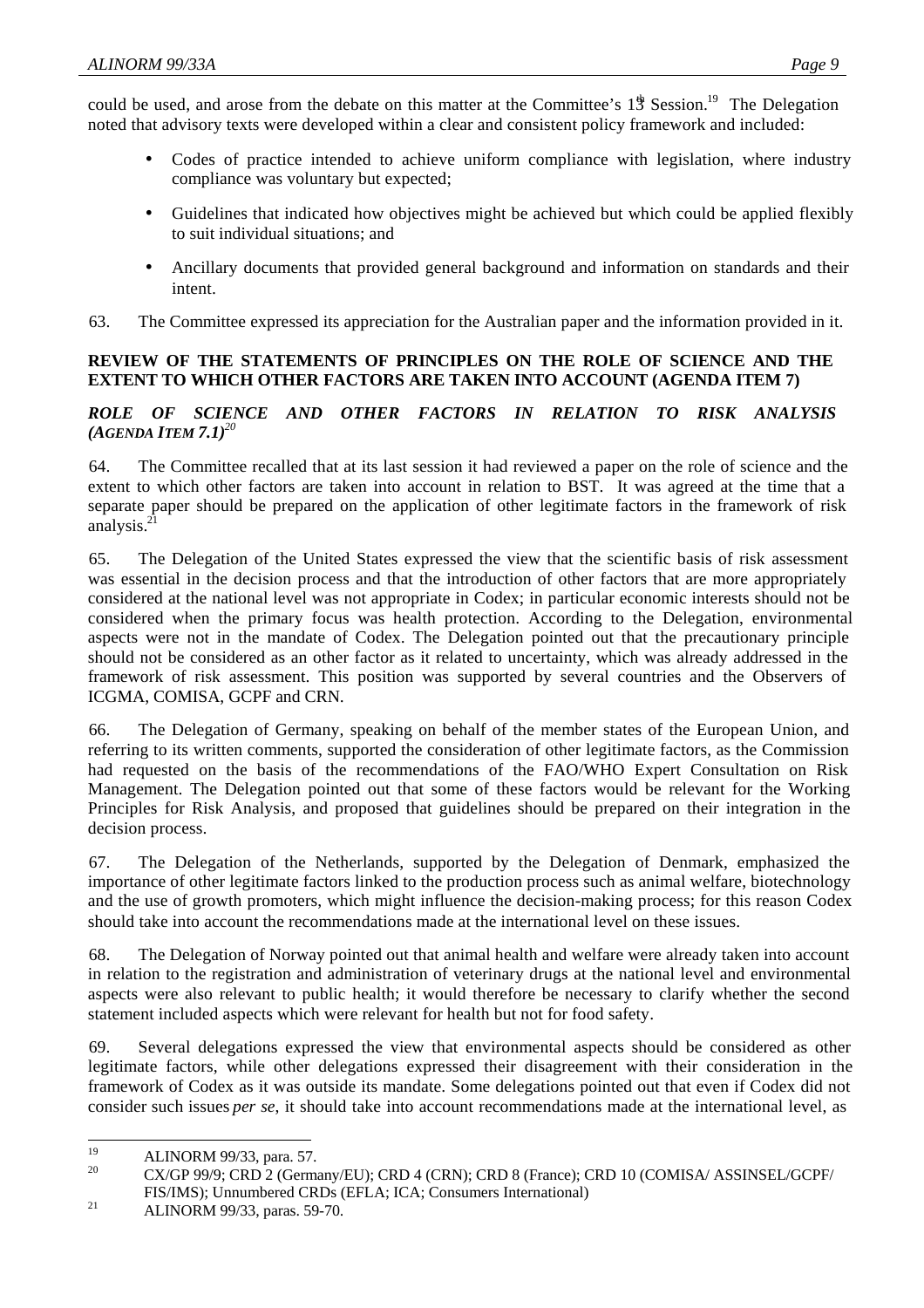could be used, and arose from the debate on this matter at the Committee's 13th Session.[19] The Delegation noted that advisory texts were developed within a clear and consistent policy framework and included:

- Codes of practice intended to achieve uniform compliance with legislation, where industry compliance was voluntary but expected;
- Guidelines that indicated how objectives might be achieved but which could be applied flexibly to suit individual situations; and
- Ancillary documents that provided general background and information on standards and their intent.

63. The Committee expressed its appreciation for the Australian paper and the information provided in it.

## REVIEW OF THE STATEMENTS OF PRINCIPLES ON THE ROLE OF SCIENCE AND THE EXTENT TO WHICH OTHER FACTORS ARE TAKEN INTO ACCOUNT (AGENDA ITEM 7)

### *ROLE OF SCIENCE AND OTHER FACTORS IN RELATION TO RISK ANALYSIS (AGENDA ITEM 7.1)*[20]

64. The Committee recalled that at its last session it had reviewed a paper on the role of science and the extent to which other factors are taken into account in relation to BST. It was agreed at the time that a separate paper should be prepared on the application of other legitimate factors in the framework of risk analysis.[21]

65. The Delegation of the United States expressed the view that the scientific basis of risk assessment was essential in the decision process and that the introduction of other factors that are more appropriately considered at the national level was not appropriate in Codex; in particular economic interests should not be considered when the primary focus was health protection. According to the Delegation, environmental aspects were not in the mandate of Codex. The Delegation pointed out that the precautionary principle should not be considered as an other factor as it related to uncertainty, which was already addressed in the framework of risk assessment. This position was supported by several countries and the Observers of ICGMA, COMISA, GCPF and CRN.

66. The Delegation of Germany, speaking on behalf of the member states of the European Union, and referring to its written comments, supported the consideration of other legitimate factors, as the Commission had requested on the basis of the recommendations of the FAO/WHO Expert Consultation on Risk Management. The Delegation pointed out that some of these factors would be relevant for the Working Principles for Risk Analysis, and proposed that guidelines should be prepared on their integration in the decision process.

67. The Delegation of the Netherlands, supported by the Delegation of Denmark, emphasized the importance of other legitimate factors linked to the production process such as animal welfare, biotechnology and the use of growth promoters, which might influence the decision-making process; for this reason Codex should take into account the recommendations made at the international level on these issues.

68. The Delegation of Norway pointed out that animal health and welfare were already taken into account in relation to the registration and administration of veterinary drugs at the national level and environmental aspects were also relevant to public health; it would therefore be necessary to clarify whether the second statement included aspects which were relevant for health but not for food safety.

69. Several delegations expressed the view that environmental aspects should be considered as other legitimate factors, while other delegations expressed their disagreement with their consideration in the framework of Codex as it was outside its mandate. Some delegations pointed out that even if Codex did not consider such issues *per se*, it should take into account recommendations made at the international level, as

---

[19] ALINORM 99/33, para. 57.

[20] CX/GP 99/9; CRD 2 (Germany/EU); CRD 4 (CRN); CRD 8 (France); CRD 10 (COMISA/ ASSINSEL/GCPF/ FIS/IMS); Unnumbered CRDs (EFLA; ICA; Consumers International)

[21] ALINORM 99/33, paras. 59-70.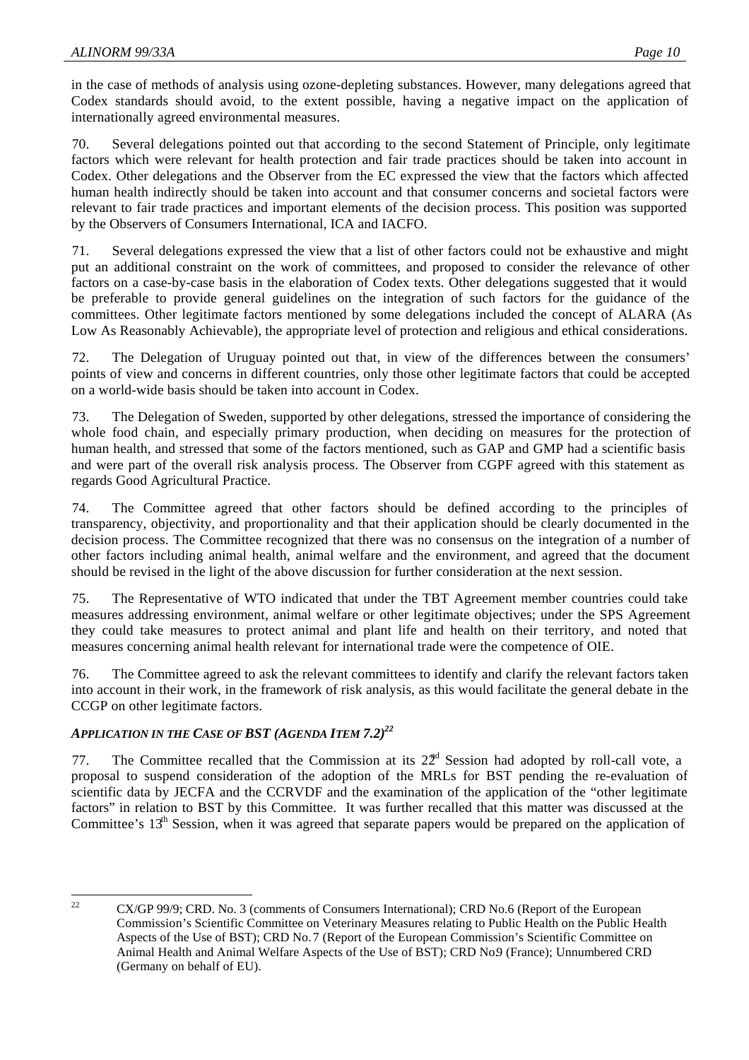in the case of methods of analysis using ozone-depleting substances. However, many delegations agreed that Codex standards should avoid, to the extent possible, having a negative impact on the application of internationally agreed environmental measures.

70. Several delegations pointed out that according to the second Statement of Principle, only legitimate factors which were relevant for health protection and fair trade practices should be taken into account in Codex. Other delegations and the Observer from the EC expressed the view that the factors which affected human health indirectly should be taken into account and that consumer concerns and societal factors were relevant to fair trade practices and important elements of the decision process. This position was supported by the Observers of Consumers International, ICA and IACFO.

71. Several delegations expressed the view that a list of other factors could not be exhaustive and might put an additional constraint on the work of committees, and proposed to consider the relevance of other factors on a case-by-case basis in the elaboration of Codex texts. Other delegations suggested that it would be preferable to provide general guidelines on the integration of such factors for the guidance of the committees. Other legitimate factors mentioned by some delegations included the concept of ALARA (As Low As Reasonably Achievable), the appropriate level of protection and religious and ethical considerations.

72. The Delegation of Uruguay pointed out that, in view of the differences between the consumers' points of view and concerns in different countries, only those other legitimate factors that could be accepted on a world-wide basis should be taken into account in Codex.

73. The Delegation of Sweden, supported by other delegations, stressed the importance of considering the whole food chain, and especially primary production, when deciding on measures for the protection of human health, and stressed that some of the factors mentioned, such as GAP and GMP had a scientific basis and were part of the overall risk analysis process. The Observer from CGPF agreed with this statement as regards Good Agricultural Practice.

74. The Committee agreed that other factors should be defined according to the principles of transparency, objectivity, and proportionality and that their application should be clearly documented in the decision process. The Committee recognized that there was no consensus on the integration of a number of other factors including animal health, animal welfare and the environment, and agreed that the document should be revised in the light of the above discussion for further consideration at the next session.

75. The Representative of WTO indicated that under the TBT Agreement member countries could take measures addressing environment, animal welfare or other legitimate objectives; under the SPS Agreement they could take measures to protect animal and plant life and health on their territory, and noted that measures concerning animal health relevant for international trade were the competence of OIE.

76. The Committee agreed to ask the relevant committees to identify and clarify the relevant factors taken into account in their work, in the framework of risk analysis, as this would facilitate the general debate in the CCGP on other legitimate factors.

### *APPLICATION IN THE CASE OF BST (AGENDA ITEM 7.2)*[22]

77. The Committee recalled that the Commission at its 22nd Session had adopted by roll-call vote, a proposal to suspend consideration of the adoption of the MRLs for BST pending the re-evaluation of scientific data by JECFA and the CCRVDF and the examination of the application of the "other legitimate factors" in relation to BST by this Committee. It was further recalled that this matter was discussed at the Committee's 13th Session, when it was agreed that separate papers would be prepared on the application of

---

22 CX/GP 99/9; CRD. No. 3 (comments of Consumers International); CRD No.6 (Report of the European Commission's Scientific Committee on Veterinary Measures relating to Public Health on the Public Health Aspects of the Use of BST); CRD No. 7 (Report of the European Commission's Scientific Committee on Animal Health and Animal Welfare Aspects of the Use of BST); CRD No.9 (France); Unnumbered CRD (Germany on behalf of EU).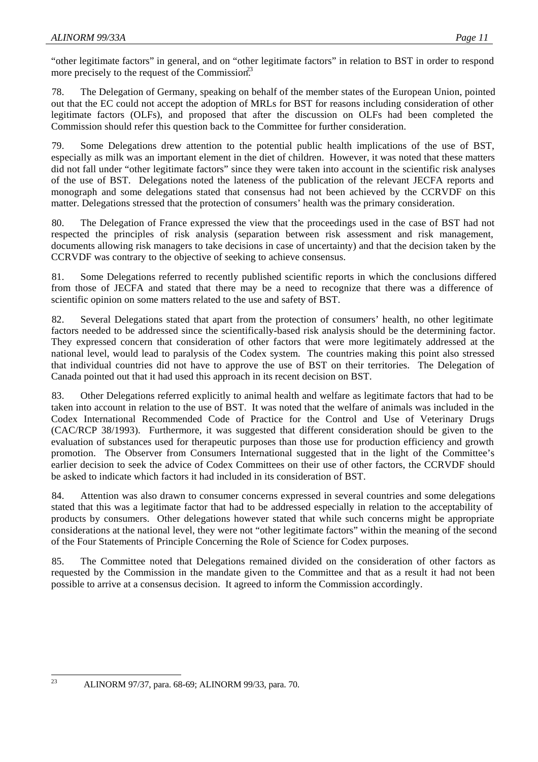"other legitimate factors" in general, and on "other legitimate factors" in relation to BST in order to respond more precisely to the request of the Commission.[23]

78. The Delegation of Germany, speaking on behalf of the member states of the European Union, pointed out that the EC could not accept the adoption of MRLs for BST for reasons including consideration of other legitimate factors (OLFs), and proposed that after the discussion on OLFs had been completed the Commission should refer this question back to the Committee for further consideration.

79. Some Delegations drew attention to the potential public health implications of the use of BST, especially as milk was an important element in the diet of children. However, it was noted that these matters did not fall under "other legitimate factors" since they were taken into account in the scientific risk analyses of the use of BST. Delegations noted the lateness of the publication of the relevant JECFA reports and monograph and some delegations stated that consensus had not been achieved by the CCRVDF on this matter. Delegations stressed that the protection of consumers' health was the primary consideration.

80. The Delegation of France expressed the view that the proceedings used in the case of BST had not respected the principles of risk analysis (separation between risk assessment and risk management, documents allowing risk managers to take decisions in case of uncertainty) and that the decision taken by the CCRVDF was contrary to the objective of seeking to achieve consensus.

81. Some Delegations referred to recently published scientific reports in which the conclusions differed from those of JECFA and stated that there may be a need to recognize that there was a difference of scientific opinion on some matters related to the use and safety of BST.

82. Several Delegations stated that apart from the protection of consumers' health, no other legitimate factors needed to be addressed since the scientifically-based risk analysis should be the determining factor. They expressed concern that consideration of other factors that were more legitimately addressed at the national level, would lead to paralysis of the Codex system. The countries making this point also stressed that individual countries did not have to approve the use of BST on their territories. The Delegation of Canada pointed out that it had used this approach in its recent decision on BST.

83. Other Delegations referred explicitly to animal health and welfare as legitimate factors that had to be taken into account in relation to the use of BST. It was noted that the welfare of animals was included in the Codex International Recommended Code of Practice for the Control and Use of Veterinary Drugs (CAC/RCP 38/1993). Furthermore, it was suggested that different consideration should be given to the evaluation of substances used for therapeutic purposes than those use for production efficiency and growth promotion. The Observer from Consumers International suggested that in the light of the Committee's earlier decision to seek the advice of Codex Committees on their use of other factors, the CCRVDF should be asked to indicate which factors it had included in its consideration of BST.

84. Attention was also drawn to consumer concerns expressed in several countries and some delegations stated that this was a legitimate factor that had to be addressed especially in relation to the acceptability of products by consumers. Other delegations however stated that while such concerns might be appropriate considerations at the national level, they were not "other legitimate factors" within the meaning of the second of the Four Statements of Principle Concerning the Role of Science for Codex purposes.

85. The Committee noted that Delegations remained divided on the consideration of other factors as requested by the Commission in the mandate given to the Committee and that as a result it had not been possible to arrive at a consensus decision. It agreed to inform the Commission accordingly.

---

[23] ALINORM 97/37, para. 68-69; ALINORM 99/33, para. 70.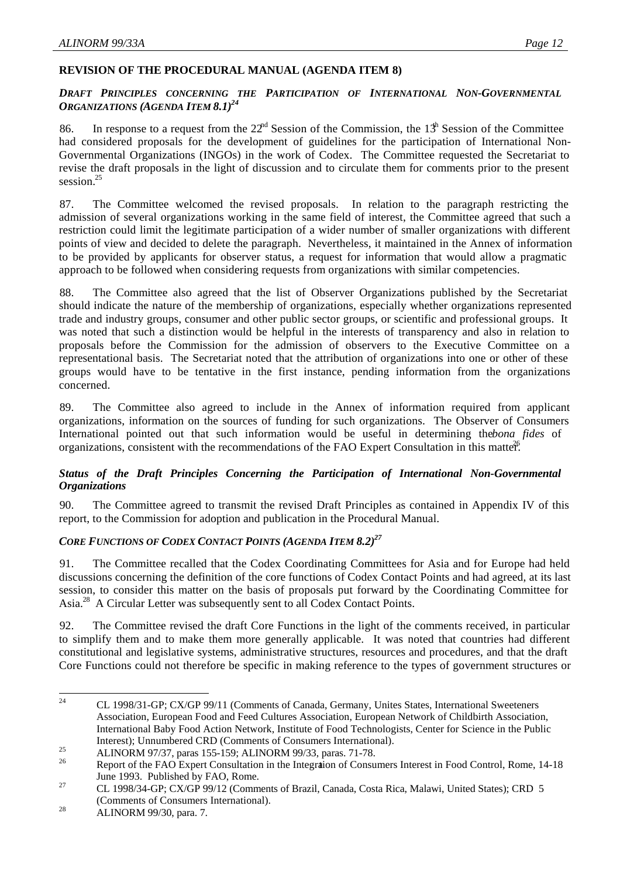## REVISION OF THE PROCEDURAL MANUAL (AGENDA ITEM 8)

### *DRAFT PRINCIPLES CONCERNING THE PARTICIPATION OF INTERNATIONAL NON-GOVERNMENTAL ORGANIZATIONS (AGENDA ITEM 8.1)*[24]

86. In response to a request from the 22nd Session of the Commission, the 13th Session of the Committee had considered proposals for the development of guidelines for the participation of International Non-Governmental Organizations (INGOs) in the work of Codex. The Committee requested the Secretariat to revise the draft proposals in the light of discussion and to circulate them for comments prior to the present session.[25]

87. The Committee welcomed the revised proposals. In relation to the paragraph restricting the admission of several organizations working in the same field of interest, the Committee agreed that such a restriction could limit the legitimate participation of a wider number of smaller organizations with different points of view and decided to delete the paragraph. Nevertheless, it maintained in the Annex of information to be provided by applicants for observer status, a request for information that would allow a pragmatic approach to be followed when considering requests from organizations with similar competencies.

88. The Committee also agreed that the list of Observer Organizations published by the Secretariat should indicate the nature of the membership of organizations, especially whether organizations represented trade and industry groups, consumer and other public sector groups, or scientific and professional groups. It was noted that such a distinction would be helpful in the interests of transparency and also in relation to proposals before the Commission for the admission of observers to the Executive Committee on a representational basis. The Secretariat noted that the attribution of organizations into one or other of these groups would have to be tentative in the first instance, pending information from the organizations concerned.

89. The Committee also agreed to include in the Annex of information required from applicant organizations, information on the sources of funding for such organizations. The Observer of Consumers International pointed out that such information would be useful in determining the *bona fides* of organizations, consistent with the recommendations of the FAO Expert Consultation in this matter.[26]

### *Status of the Draft Principles Concerning the Participation of International Non-Governmental Organizations*

90. The Committee agreed to transmit the revised Draft Principles as contained in Appendix IV of this report, to the Commission for adoption and publication in the Procedural Manual.

### *CORE FUNCTIONS OF CODEX CONTACT POINTS (AGENDA ITEM 8.2)*[27]

91. The Committee recalled that the Codex Coordinating Committees for Asia and for Europe had held discussions concerning the definition of the core functions of Codex Contact Points and had agreed, at its last session, to consider this matter on the basis of proposals put forward by the Coordinating Committee for Asia.[28] A Circular Letter was subsequently sent to all Codex Contact Points.

92. The Committee revised the draft Core Functions in the light of the comments received, in particular to simplify them and to make them more generally applicable. It was noted that countries had different constitutional and legislative systems, administrative structures, resources and procedures, and that the draft Core Functions could not therefore be specific in making reference to the types of government structures or

---

[24] CL 1998/31-GP; CX/GP 99/11 (Comments of Canada, Germany, Unites States, International Sweeteners Association, European Food and Feed Cultures Association, European Network of Childbirth Association, International Baby Food Action Network, Institute of Food Technologists, Center for Science in the Public Interest); Unnumbered CRD (Comments of Consumers International).

[25] ALINORM 97/37, paras 155-159; ALINORM 99/33, paras. 71-78.

[26] Report of the FAO Expert Consultation in the Integration of Consumers Interest in Food Control, Rome, 14-18 June 1993. Published by FAO, Rome.

[27] CL 1998/34-GP; CX/GP 99/12 (Comments of Brazil, Canada, Costa Rica, Malawi, United States); CRD 5 (Comments of Consumers International).

[28] ALINORM 99/30, para. 7.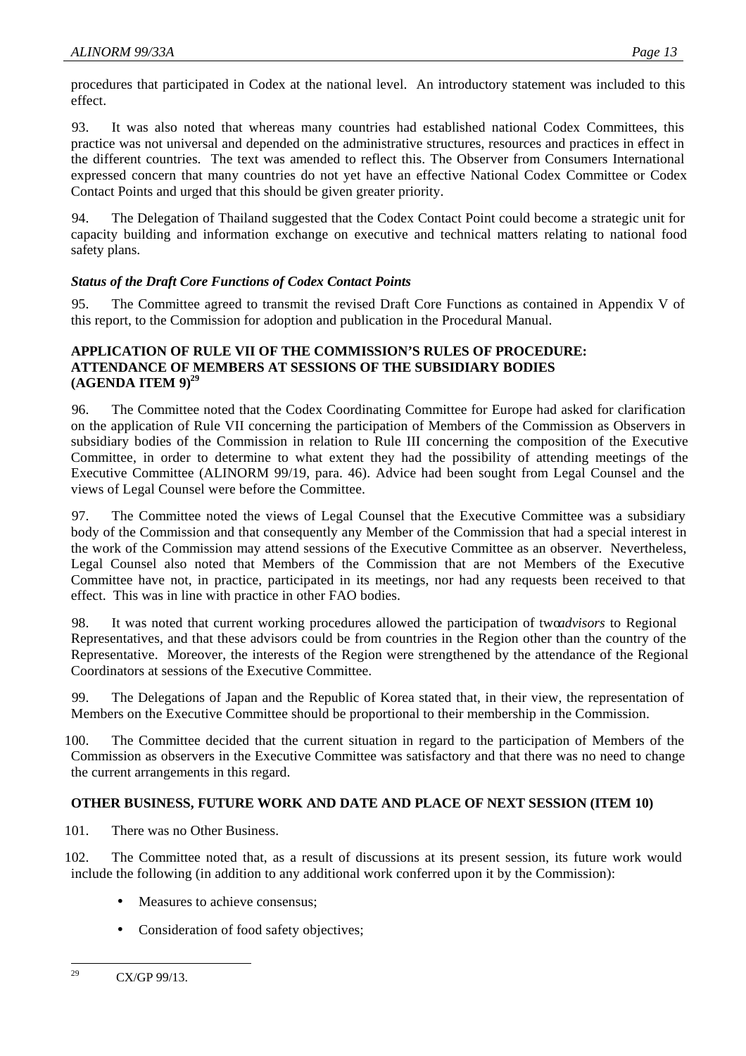procedures that participated in Codex at the national level. An introductory statement was included to this effect.

93. It was also noted that whereas many countries had established national Codex Committees, this practice was not universal and depended on the administrative structures, resources and practices in effect in the different countries. The text was amended to reflect this. The Observer from Consumers International expressed concern that many countries do not yet have an effective National Codex Committee or Codex Contact Points and urged that this should be given greater priority.

94. The Delegation of Thailand suggested that the Codex Contact Point could become a strategic unit for capacity building and information exchange on executive and technical matters relating to national food safety plans.

### *Status of the Draft Core Functions of Codex Contact Points*

95. The Committee agreed to transmit the revised Draft Core Functions as contained in Appendix V of this report, to the Commission for adoption and publication in the Procedural Manual.

## APPLICATION OF RULE VII OF THE COMMISSION'S RULES OF PROCEDURE: ATTENDANCE OF MEMBERS AT SESSIONS OF THE SUBSIDIARY BODIES (AGENDA ITEM 9)[29]

96. The Committee noted that the Codex Coordinating Committee for Europe had asked for clarification on the application of Rule VII concerning the participation of Members of the Commission as Observers in subsidiary bodies of the Commission in relation to Rule III concerning the composition of the Executive Committee, in order to determine to what extent they had the possibility of attending meetings of the Executive Committee (ALINORM 99/19, para. 46). Advice had been sought from Legal Counsel and the views of Legal Counsel were before the Committee.

97. The Committee noted the views of Legal Counsel that the Executive Committee was a subsidiary body of the Commission and that consequently any Member of the Commission that had a special interest in the work of the Commission may attend sessions of the Executive Committee as an observer. Nevertheless, Legal Counsel also noted that Members of the Commission that are not Members of the Executive Committee have not, in practice, participated in its meetings, nor had any requests been received to that effect. This was in line with practice in other FAO bodies.

98. It was noted that current working procedures allowed the participation of two *advisors* to Regional Representatives, and that these advisors could be from countries in the Region other than the country of the Representative. Moreover, the interests of the Region were strengthened by the attendance of the Regional Coordinators at sessions of the Executive Committee.

99. The Delegations of Japan and the Republic of Korea stated that, in their view, the representation of Members on the Executive Committee should be proportional to their membership in the Commission.

100. The Committee decided that the current situation in regard to the participation of Members of the Commission as observers in the Executive Committee was satisfactory and that there was no need to change the current arrangements in this regard.

## OTHER BUSINESS, FUTURE WORK AND DATE AND PLACE OF NEXT SESSION (ITEM 10)

101. There was no Other Business.

102. The Committee noted that, as a result of discussions at its present session, its future work would include the following (in addition to any additional work conferred upon it by the Commission):

- Measures to achieve consensus;
- Consideration of food safety objectives;

---

[29] CX/GP 99/13.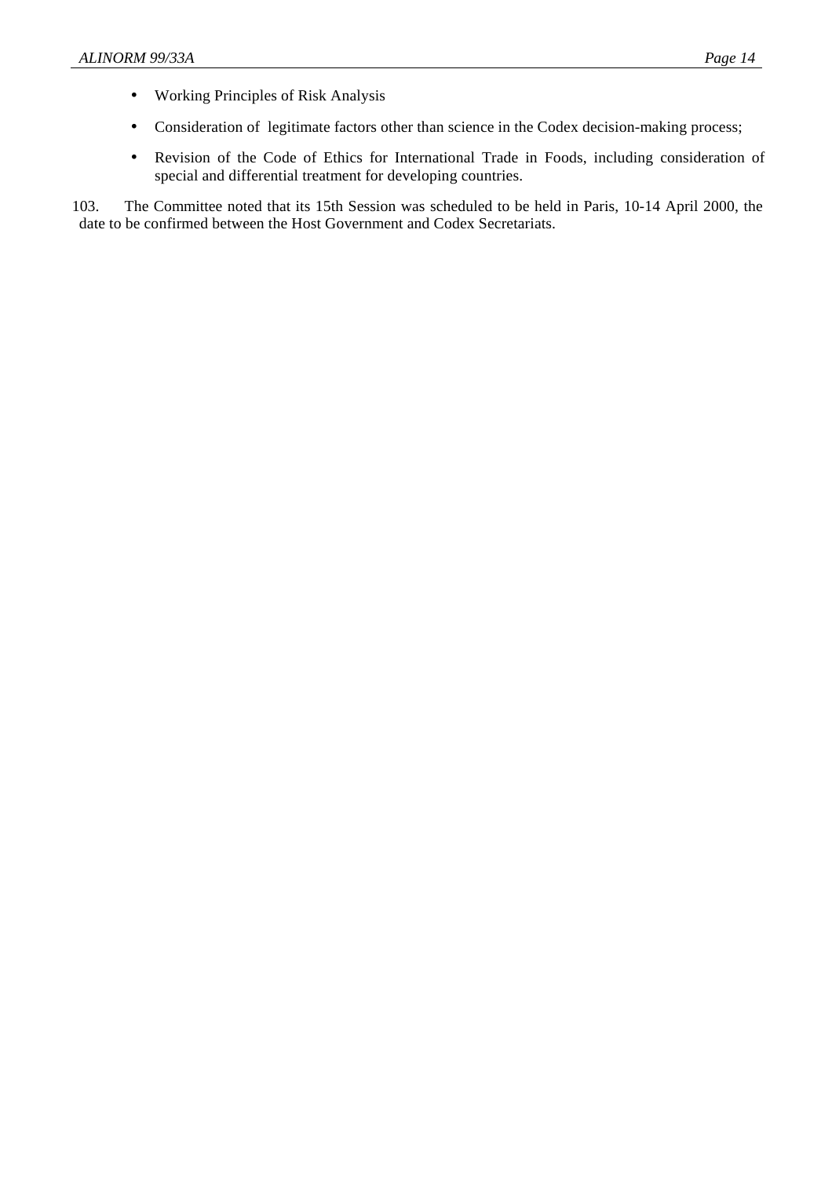- Working Principles of Risk Analysis
- Consideration of legitimate factors other than science in the Codex decision-making process;
- Revision of the Code of Ethics for International Trade in Foods, including consideration of special and differential treatment for developing countries.

103. The Committee noted that its 15th Session was scheduled to be held in Paris, 10-14 April 2000, the date to be confirmed between the Host Government and Codex Secretariats.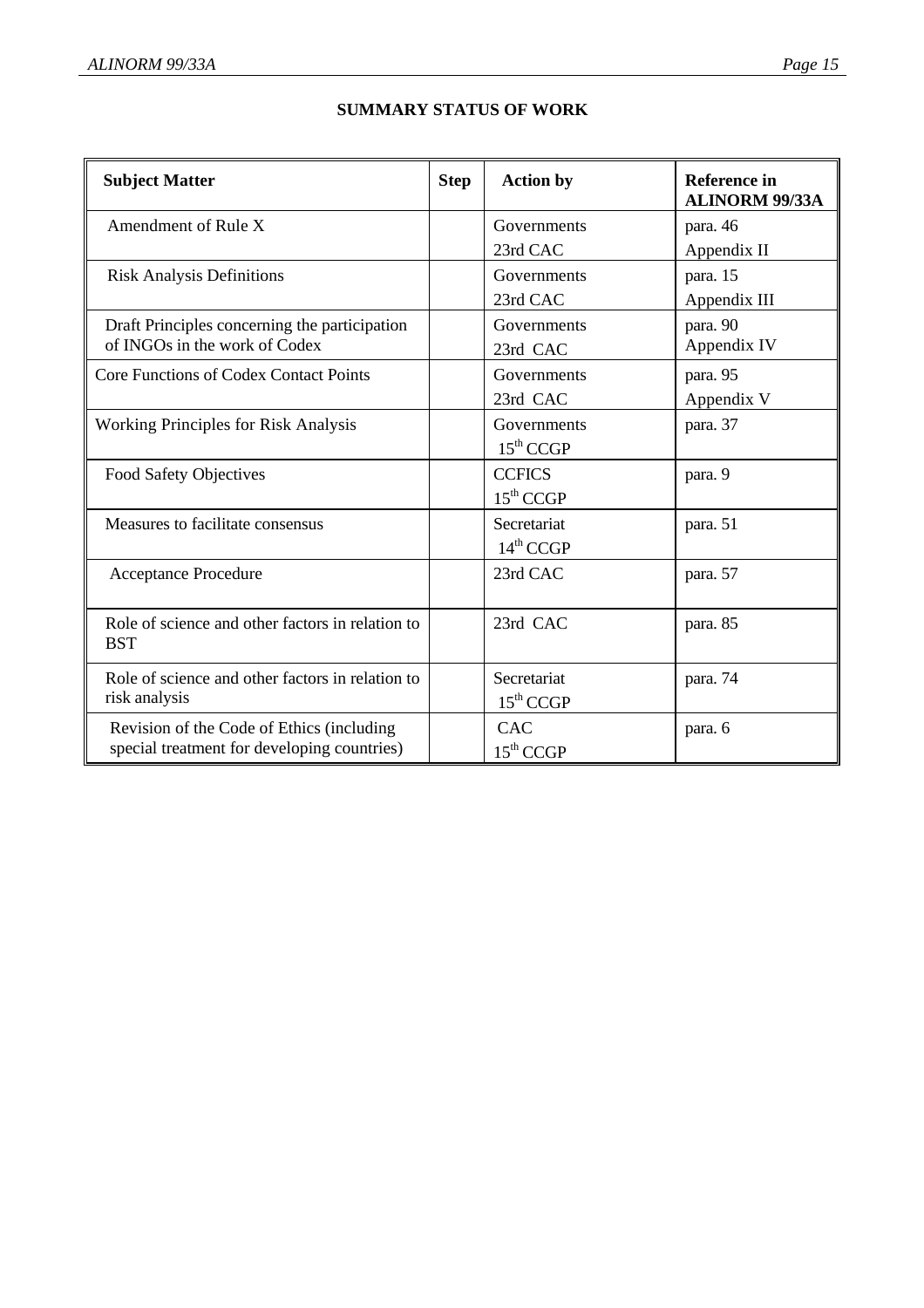## SUMMARY STATUS OF WORK

| Subject Matter | Step | Action by | Reference in ALINORM 99/33A |
|---|---|---|---|
| Amendment of Rule X | | Governments<br>23rd CAC | para. 46<br>Appendix II |
| Risk Analysis Definitions | | Governments<br>23rd CAC | para. 15<br>Appendix III |
| Draft Principles concerning the participation of INGOs in the work of Codex | | Governments<br>23rd CAC | para. 90<br>Appendix IV |
| Core Functions of Codex Contact Points | | Governments<br>23rd CAC | para. 95<br>Appendix V |
| Working Principles for Risk Analysis | | Governments<br>15th CCGP | para. 37 |
| Food Safety Objectives | | CCFICS<br>15th CCGP | para. 9 |
| Measures to facilitate consensus | | Secretariat<br>14th CCGP | para. 51 |
| Acceptance Procedure | | 23rd CAC | para. 57 |
| Role of science and other factors in relation to BST | | 23rd CAC | para. 85 |
| Role of science and other factors in relation to risk analysis | | Secretariat<br>15th CCGP | para. 74 |
| Revision of the Code of Ethics (including special treatment for developing countries) | | CAC<br>15th CCGP | para. 6 |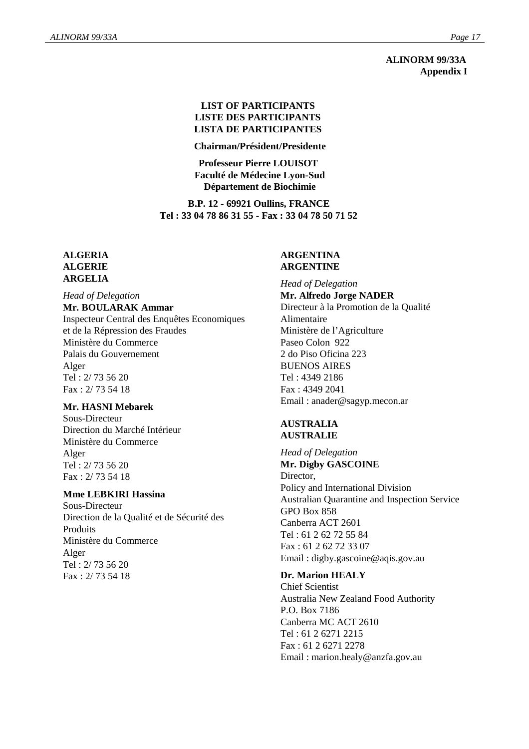**ALINORM 99/33A**
**Appendix I**

**LIST OF PARTICIPANTS**
**LISTE DES PARTICIPANTS**
**LISTA DE PARTICIPANTES**

**Chairman/Président/Presidente**

**Professeur Pierre LOUISOT**
**Faculté de Médecine Lyon-Sud**
**Département de Biochimie**

**B.P. 12 - 69921 Oullins, FRANCE**
**Tel : 33 04 78 86 31 55 - Fax : 33 04 78 50 71 52**

**ALGERIA**
**ALGERIE**
**ARGELIA**

*Head of Delegation*
**Mr. BOULARAK Ammar**
Inspecteur Central des Enquêtes Economiques et de la Répression des Fraudes
Ministère du Commerce
Palais du Gouvernement
Alger
Tel : 2/ 73 56 20
Fax : 2/ 73 54 18

**Mr. HASNI Mebarek**
Sous-Directeur
Direction du Marché Intérieur
Ministère du Commerce
Alger
Tel : 2/ 73 56 20
Fax : 2/ 73 54 18

**Mme LEBKIRI Hassina**
Sous-Directeur
Direction de la Qualité et de Sécurité des Produits
Ministère du Commerce
Alger
Tel : 2/ 73 56 20
Fax : 2/ 73 54 18

**ARGENTINA**
**ARGENTINE**

*Head of Delegation*
**Mr. Alfredo Jorge NADER**
Directeur à la Promotion de la Qualité Alimentaire
Ministère de l'Agriculture
Paseo Colon 922
2 do Piso Oficina 223
BUENOS AIRES
Tel : 4349 2186
Fax : 4349 2041
Email : anader@sagyp.mecon.ar

**AUSTRALIA**
**AUSTRALIE**

*Head of Delegation*
**Mr. Digby GASCOINE**
Director,
Policy and International Division
Australian Quarantine and Inspection Service
GPO Box 858
Canberra ACT 2601
Tel : 61 2 62 72 55 84
Fax : 61 2 62 72 33 07
Email : digby.gascoine@aqis.gov.au

**Dr. Marion HEALY**
Chief Scientist
Australia New Zealand Food Authority
P.O. Box 7186
Canberra MC ACT 2610
Tel : 61 2 6271 2215
Fax : 61 2 6271 2278
Email : marion.healy@anzfa.gov.au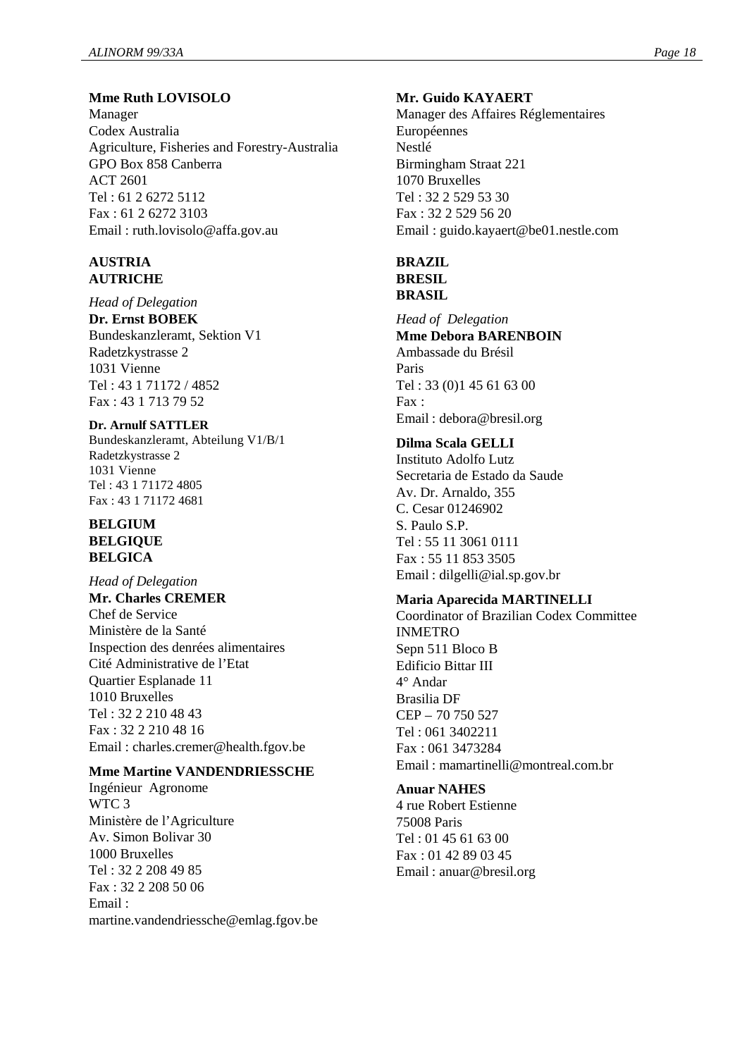**Mme Ruth LOVISOLO**
Manager
Codex Australia
Agriculture, Fisheries and Forestry-Australia
GPO Box 858 Canberra
ACT 2601
Tel : 61 2 6272 5112
Fax : 61 2 6272 3103
Email : ruth.lovisolo@affa.gov.au

**AUSTRIA**
**AUTRICHE**

*Head of Delegation*
**Dr. Ernst BOBEK**
Bundeskanzleramt, Sektion V1
Radetzkystrasse 2
1031 Vienne
Tel : 43 1 71172 / 4852
Fax : 43 1 713 79 52

**Dr. Arnulf SATTLER**
Bundeskanzleramt, Abteilung V1/B/1
Radetzkystrasse 2
1031 Vienne
Tel : 43 1 71172 4805
Fax : 43 1 71172 4681

**BELGIUM**
**BELGIQUE**
**BELGICA**

*Head of Delegation*
**Mr. Charles CREMER**
Chef de Service
Ministère de la Santé
Inspection des denrées alimentaires
Cité Administrative de l'Etat
Quartier Esplanade 11
1010 Bruxelles
Tel : 32 2 210 48 43
Fax : 32 2 210 48 16
Email : charles.cremer@health.fgov.be

**Mme Martine VANDENDRIESSCHE**
Ingénieur Agronome
WTC 3
Ministère de l'Agriculture
Av. Simon Bolivar 30
1000 Bruxelles
Tel : 32 2 208 49 85
Fax : 32 2 208 50 06
Email :
martine.vandendriessche@emlag.fgov.be

**Mr. Guido KAYAERT**
Manager des Affaires Réglementaires Européennes
Nestlé
Birmingham Straat 221
1070 Bruxelles
Tel : 32 2 529 53 30
Fax : 32 2 529 56 20
Email : guido.kayaert@be01.nestle.com

**BRAZIL**
**BRESIL**
**BRASIL**

*Head of Delegation*
**Mme Debora BARENBOIN**
Ambassade du Brésil
Paris
Tel : 33 (0)1 45 61 63 00
Fax :
Email : debora@bresil.org

**Dilma Scala GELLI**
Instituto Adolfo Lutz
Secretaria de Estado da Saude
Av. Dr. Arnaldo, 355
C. Cesar 01246902
S. Paulo S.P.
Tel : 55 11 3061 0111
Fax : 55 11 853 3505
Email : dilgelli@ial.sp.gov.br

**Maria Aparecida MARTINELLI**
Coordinator of Brazilian Codex Committee
INMETRO
Sepn 511 Bloco B
Edificio Bittar III
4° Andar
Brasilia DF
CEP – 70 750 527
Tel : 061 3402211
Fax : 061 3473284
Email : mamartinelli@montreal.com.br

**Anuar NAHES**
4 rue Robert Estienne
75008 Paris
Tel : 01 45 61 63 00
Fax : 01 42 89 03 45
Email : anuar@bresil.org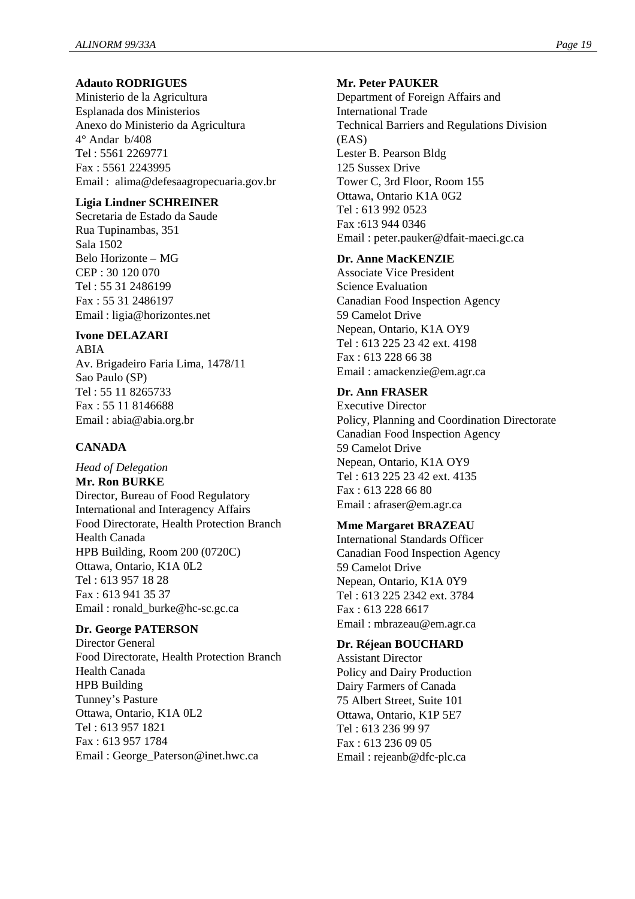**Adauto RODRIGUES**
Ministerio de la Agricultura
Esplanada dos Ministerios
Anexo do Ministerio da Agricultura
4° Andar b/408
Tel : 5561 2269771
Fax : 5561 2243995
Email : alima@defesaagropecuaria.gov.br

**Ligia Lindner SCHREINER**
Secretaria de Estado da Saude
Rua Tupinambas, 351
Sala 1502
Belo Horizonte – MG
CEP : 30 120 070
Tel : 55 31 2486199
Fax : 55 31 2486197
Email : ligia@horizontes.net

**Ivone DELAZARI**
ABIA
Av. Brigadeiro Faria Lima, 1478/11
Sao Paulo (SP)
Tel : 55 11 8265733
Fax : 55 11 8146688
Email : abia@abia.org.br

**CANADA**

*Head of Delegation*
**Mr. Ron BURKE**
Director, Bureau of Food Regulatory
International and Interagency Affairs
Food Directorate, Health Protection Branch
Health Canada
HPB Building, Room 200 (0720C)
Ottawa, Ontario, K1A 0L2
Tel : 613 957 18 28
Fax : 613 941 35 37
Email : ronald_burke@hc-sc.gc.ca

**Dr. George PATERSON**
Director General
Food Directorate, Health Protection Branch
Health Canada
HPB Building
Tunney's Pasture
Ottawa, Ontario, K1A 0L2
Tel : 613 957 1821
Fax : 613 957 1784
Email : George_Paterson@inet.hwc.ca

**Mr. Peter PAUKER**
Department of Foreign Affairs and
International Trade
Technical Barriers and Regulations Division
(EAS)
Lester B. Pearson Bldg
125 Sussex Drive
Tower C, 3rd Floor, Room 155
Ottawa, Ontario K1A 0G2
Tel : 613 992 0523
Fax :613 944 0346
Email : peter.pauker@dfait-maeci.gc.ca

**Dr. Anne MacKENZIE**
Associate Vice President
Science Evaluation
Canadian Food Inspection Agency
59 Camelot Drive
Nepean, Ontario, K1A OY9
Tel : 613 225 23 42 ext. 4198
Fax : 613 228 66 38
Email : amackenzie@em.agr.ca

**Dr. Ann FRASER**
Executive Director
Policy, Planning and Coordination Directorate
Canadian Food Inspection Agency
59 Camelot Drive
Nepean, Ontario, K1A OY9
Tel : 613 225 23 42 ext. 4135
Fax : 613 228 66 80
Email : afraser@em.agr.ca

**Mme Margaret BRAZEAU**
International Standards Officer
Canadian Food Inspection Agency
59 Camelot Drive
Nepean, Ontario, K1A 0Y9
Tel : 613 225 2342 ext. 3784
Fax : 613 228 6617
Email : mbrazeau@em.agr.ca

**Dr. Réjean BOUCHARD**
Assistant Director
Policy and Dairy Production
Dairy Farmers of Canada
75 Albert Street, Suite 101
Ottawa, Ontario, K1P 5E7
Tel : 613 236 99 97
Fax : 613 236 09 05
Email : rejeanb@dfc-plc.ca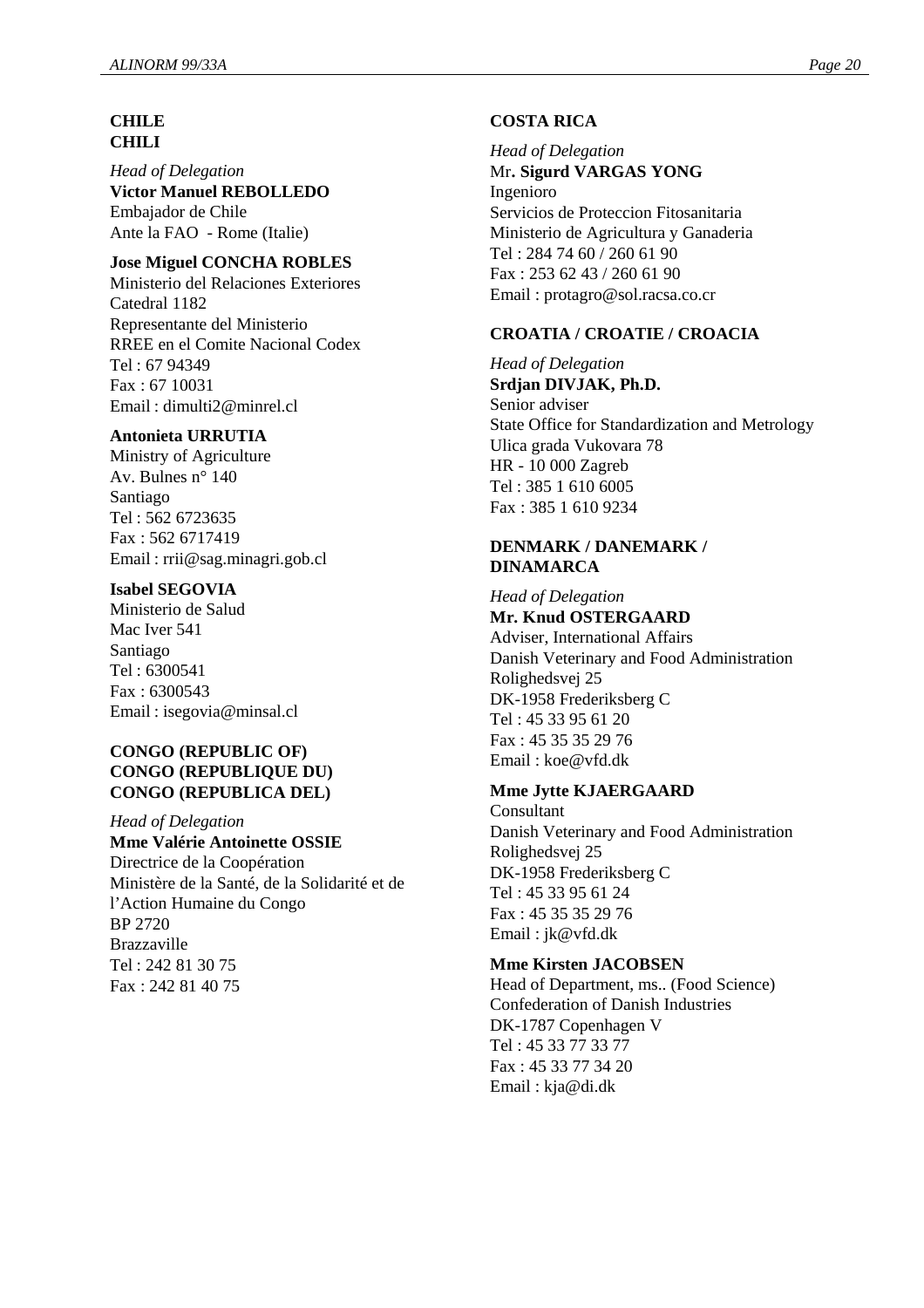**CHILE**
**CHILI**

*Head of Delegation*
**Victor Manuel REBOLLEDO**
Embajador de Chile
Ante la FAO - Rome (Italie)

**Jose Miguel CONCHA ROBLES**
Ministerio del Relaciones Exteriores
Catedral 1182
Representante del Ministerio
RREE en el Comite Nacional Codex
Tel : 67 94349
Fax : 67 10031
Email : dimulti2@minrel.cl

**Antonieta URRUTIA**
Ministry of Agriculture
Av. Bulnes n° 140
Santiago
Tel : 562 6723635
Fax : 562 6717419
Email : rrii@sag.minagri.gob.cl

**Isabel SEGOVIA**
Ministerio de Salud
Mac Iver 541
Santiago
Tel : 6300541
Fax : 6300543
Email : isegovia@minsal.cl

**CONGO (REPUBLIC OF)**
**CONGO (REPUBLIQUE DU)**
**CONGO (REPUBLICA DEL)**

*Head of Delegation*
**Mme Valérie Antoinette OSSIE**
Directrice de la Coopération
Ministère de la Santé, de la Solidarité et de l'Action Humaine du Congo
BP 2720
Brazzaville
Tel : 242 81 30 75
Fax : 242 81 40 75

**COSTA RICA**

*Head of Delegation*
Mr**. Sigurd VARGAS YONG**
Ingenioro
Servicios de Proteccion Fitosanitaria
Ministerio de Agricultura y Ganaderia
Tel : 284 74 60 / 260 61 90
Fax : 253 62 43 / 260 61 90
Email : protagro@sol.racsa.co.cr

**CROATIA / CROATIE / CROACIA**

*Head of Delegation*
**Srdjan DIVJAK, Ph.D.**
Senior adviser
State Office for Standardization and Metrology
Ulica grada Vukovara 78
HR - 10 000 Zagreb
Tel : 385 1 610 6005
Fax : 385 1 610 9234

**DENMARK / DANEMARK / DINAMARCA**

*Head of Delegation*
**Mr. Knud OSTERGAARD**
Adviser, International Affairs
Danish Veterinary and Food Administration
Rolighedsvej 25
DK-1958 Frederiksberg C
Tel : 45 33 95 61 20
Fax : 45 35 35 29 76
Email : koe@vfd.dk

**Mme Jytte KJAERGAARD**
Consultant
Danish Veterinary and Food Administration
Rolighedsvej 25
DK-1958 Frederiksberg C
Tel : 45 33 95 61 24
Fax : 45 35 35 29 76
Email : jk@vfd.dk

**Mme Kirsten JACOBSEN**
Head of Department, ms.. (Food Science)
Confederation of Danish Industries
DK-1787 Copenhagen V
Tel : 45 33 77 33 77
Fax : 45 33 77 34 20
Email : kja@di.dk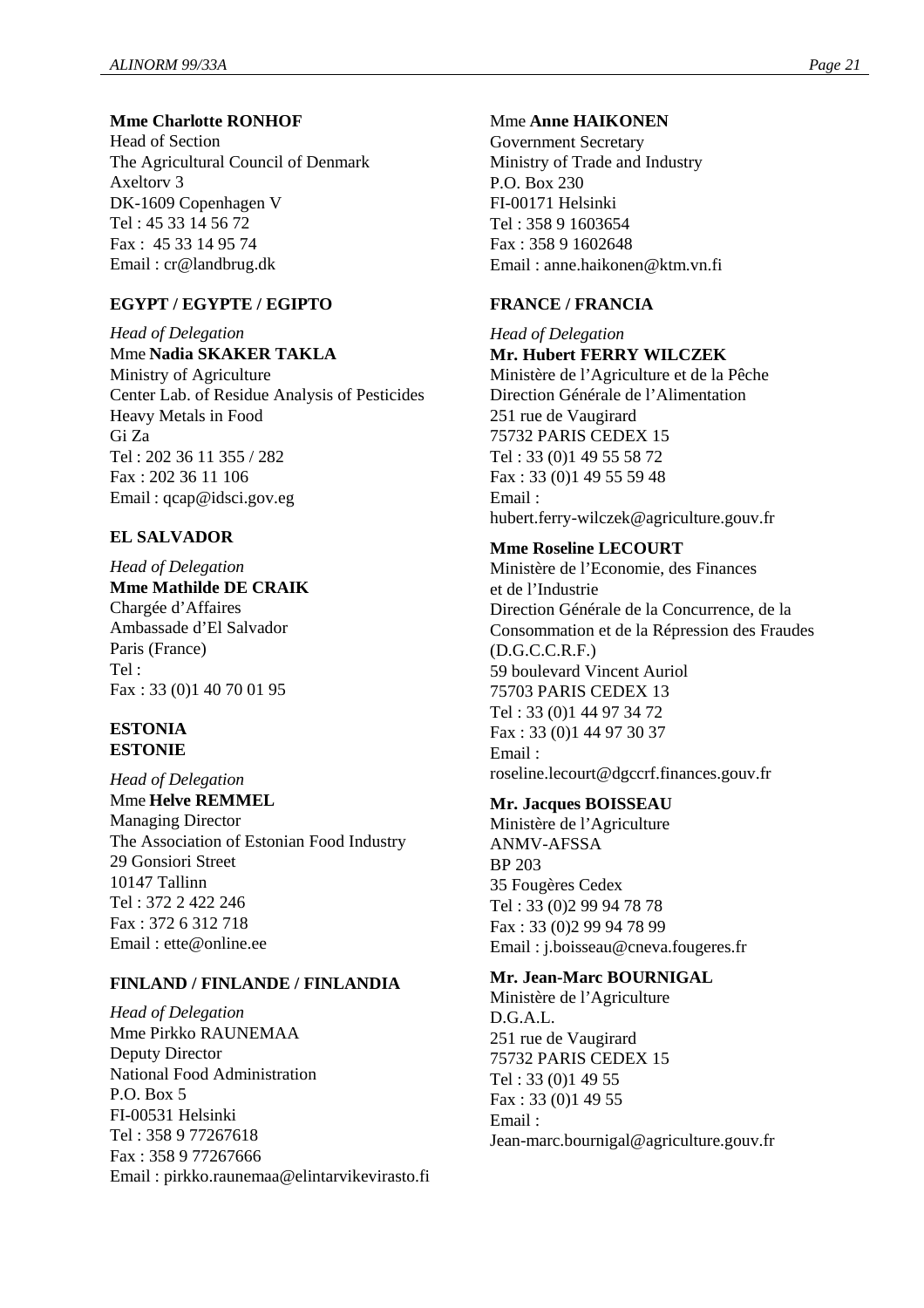**Mme Charlotte RONHOF**
Head of Section
The Agricultural Council of Denmark
Axeltorv 3
DK-1609 Copenhagen V
Tel : 45 33 14 56 72
Fax : 45 33 14 95 74
Email : cr@landbrug.dk

**EGYPT / EGYPTE / EGIPTO**

*Head of Delegation*
Mme **Nadia SKAKER TAKLA**
Ministry of Agriculture
Center Lab. of Residue Analysis of Pesticides
Heavy Metals in Food
Gi Za
Tel : 202 36 11 355 / 282
Fax : 202 36 11 106
Email : qcap@idsci.gov.eg

**EL SALVADOR**

*Head of Delegation*
**Mme Mathilde DE CRAIK**
Chargée d'Affaires
Ambassade d'El Salvador
Paris (France)
Tel :
Fax : 33 (0)1 40 70 01 95

**ESTONIA**
**ESTONIE**

*Head of Delegation*
Mme **Helve REMMEL**
Managing Director
The Association of Estonian Food Industry
29 Gonsiori Street
10147 Tallinn
Tel : 372 2 422 246
Fax : 372 6 312 718
Email : ette@online.ee

**FINLAND / FINLANDE / FINLANDIA**

*Head of Delegation*
Mme Pirkko RAUNEMAA
Deputy Director
National Food Administration
P.O. Box 5
FI-00531 Helsinki
Tel : 358 9 77267618
Fax : 358 9 77267666
Email : pirkko.raunemaa@elintarvikevirasto.fi

Mme **Anne HAIKONEN**
Government Secretary
Ministry of Trade and Industry
P.O. Box 230
FI-00171 Helsinki
Tel : 358 9 1603654
Fax : 358 9 1602648
Email : anne.haikonen@ktm.vn.fi

**FRANCE / FRANCIA**

*Head of Delegation*
**Mr. Hubert FERRY WILCZEK**
Ministère de l'Agriculture et de la Pêche
Direction Générale de l'Alimentation
251 rue de Vaugirard
75732 PARIS CEDEX 15
Tel : 33 (0)1 49 55 58 72
Fax : 33 (0)1 49 55 59 48
Email :
hubert.ferry-wilczek@agriculture.gouv.fr

**Mme Roseline LECOURT**
Ministère de l'Economie, des Finances
et de l'Industrie
Direction Générale de la Concurrence, de la Consommation et de la Répression des Fraudes (D.G.C.C.R.F.)
59 boulevard Vincent Auriol
75703 PARIS CEDEX 13
Tel : 33 (0)1 44 97 34 72
Fax : 33 (0)1 44 97 30 37
Email :
roseline.lecourt@dgccrf.finances.gouv.fr

**Mr. Jacques BOISSEAU**
Ministère de l'Agriculture
ANMV-AFSSA
BP 203
35 Fougères Cedex
Tel : 33 (0)2 99 94 78 78
Fax : 33 (0)2 99 94 78 99
Email : j.boisseau@cneva.fougeres.fr

**Mr. Jean-Marc BOURNIGAL**
Ministère de l'Agriculture
D.G.A.L.
251 rue de Vaugirard
75732 PARIS CEDEX 15
Tel : 33 (0)1 49 55
Fax : 33 (0)1 49 55
Email :
Jean-marc.bournigal@agriculture.gouv.fr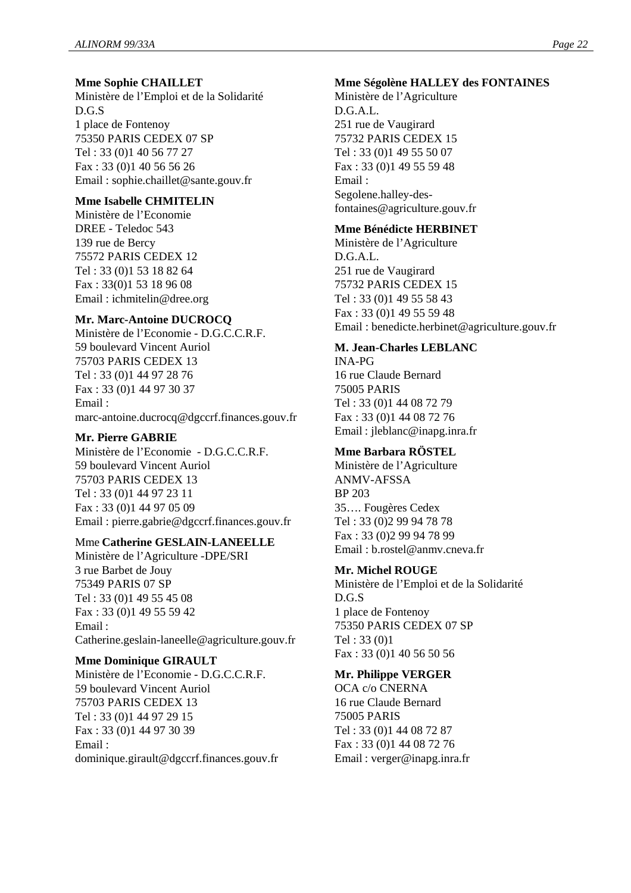**Mme Sophie CHAILLET**
Ministère de l'Emploi et de la Solidarité
D.G.S
1 place de Fontenoy
75350 PARIS CEDEX 07 SP
Tel : 33 (0)1 40 56 77 27
Fax : 33 (0)1 40 56 56 26
Email : sophie.chaillet@sante.gouv.fr

**Mme Isabelle CHMITELIN**
Ministère de l'Economie
DREE - Teledoc 543
139 rue de Bercy
75572 PARIS CEDEX 12
Tel : 33 (0)1 53 18 82 64
Fax : 33(0)1 53 18 96 08
Email : ichmitelin@dree.org

**Mr. Marc-Antoine DUCROCQ**
Ministère de l'Economie - D.G.C.C.R.F.
59 boulevard Vincent Auriol
75703 PARIS CEDEX 13
Tel : 33 (0)1 44 97 28 76
Fax : 33 (0)1 44 97 30 37
Email :
marc-antoine.ducrocq@dgccrf.finances.gouv.fr

**Mr. Pierre GABRIE**
Ministère de l'Economie - D.G.C.C.R.F.
59 boulevard Vincent Auriol
75703 PARIS CEDEX 13
Tel : 33 (0)1 44 97 23 11
Fax : 33 (0)1 44 97 05 09
Email : pierre.gabrie@dgccrf.finances.gouv.fr

Mme **Catherine GESLAIN-LANEELLE**
Ministère de l'Agriculture -DPE/SRI
3 rue Barbet de Jouy
75349 PARIS 07 SP
Tel : 33 (0)1 49 55 45 08
Fax : 33 (0)1 49 55 59 42
Email :
Catherine.geslain-laneelle@agriculture.gouv.fr

**Mme Dominique GIRAULT**
Ministère de l'Economie - D.G.C.C.R.F.
59 boulevard Vincent Auriol
75703 PARIS CEDEX 13
Tel : 33 (0)1 44 97 29 15
Fax : 33 (0)1 44 97 30 39
Email :
dominique.girault@dgccrf.finances.gouv.fr

**Mme Ségolène HALLEY des FONTAINES**
Ministère de l'Agriculture
D.G.A.L.
251 rue de Vaugirard
75732 PARIS CEDEX 15
Tel : 33 (0)1 49 55 50 07
Fax : 33 (0)1 49 55 59 48
Email :
Segolene.halley-des-fontaines@agriculture.gouv.fr

**Mme Bénédicte HERBINET**
Ministère de l'Agriculture
D.G.A.L.
251 rue de Vaugirard
75732 PARIS CEDEX 15
Tel : 33 (0)1 49 55 58 43
Fax : 33 (0)1 49 55 59 48
Email : benedicte.herbinet@agriculture.gouv.fr

**M. Jean-Charles LEBLANC**
INA-PG
16 rue Claude Bernard
75005 PARIS
Tel : 33 (0)1 44 08 72 79
Fax : 33 (0)1 44 08 72 76
Email : jleblanc@inapg.inra.fr

**Mme Barbara RÖSTEL**
Ministère de l'Agriculture
ANMV-AFSSA
BP 203
35…. Fougères Cedex
Tel : 33 (0)2 99 94 78 78
Fax : 33 (0)2 99 94 78 99
Email : b.rostel@anmv.cneva.fr

**Mr. Michel ROUGE**
Ministère de l'Emploi et de la Solidarité
D.G.S
1 place de Fontenoy
75350 PARIS CEDEX 07 SP
Tel : 33 (0)1
Fax : 33 (0)1 40 56 50 56

**Mr. Philippe VERGER**
OCA c/o CNERNA
16 rue Claude Bernard
75005 PARIS
Tel : 33 (0)1 44 08 72 87
Fax : 33 (0)1 44 08 72 76
Email : verger@inapg.inra.fr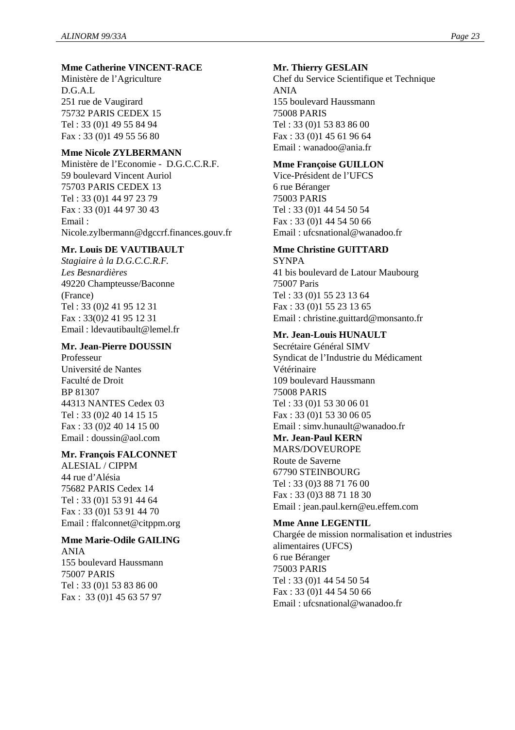**Mme Catherine VINCENT-RACE**
Ministère de l'Agriculture
D.G.A.L
251 rue de Vaugirard
75732 PARIS CEDEX 15
Tel : 33 (0)1 49 55 84 94
Fax : 33 (0)1 49 55 56 80

**Mme Nicole ZYLBERMANN**
Ministère de l'Economie - D.G.C.C.R.F.
59 boulevard Vincent Auriol
75703 PARIS CEDEX 13
Tel : 33 (0)1 44 97 23 79
Fax : 33 (0)1 44 97 30 43
Email :
Nicole.zylbermann@dgccrf.finances.gouv.fr

**Mr. Louis DE VAUTIBAULT**
*Stagiaire à la D.G.C.C.R.F.*
*Les Besnardières*
49220 Champteusse/Baconne
(France)
Tel : 33 (0)2 41 95 12 31
Fax : 33(0)2 41 95 12 31
Email : ldevautibault@lemel.fr

**Mr. Jean-Pierre DOUSSIN**
Professeur
Université de Nantes
Faculté de Droit
BP 81307
44313 NANTES Cedex 03
Tel : 33 (0)2 40 14 15 15
Fax : 33 (0)2 40 14 15 00
Email : doussin@aol.com

**Mr. François FALCONNET**
ALESIAL / CIPPM
44 rue d'Alésia
75682 PARIS Cedex 14
Tel : 33 (0)1 53 91 44 64
Fax : 33 (0)1 53 91 44 70
Email : ffalconnet@citppm.org

**Mme Marie-Odile GAILING**
ANIA
155 boulevard Haussmann
75007 PARIS
Tel : 33 (0)1 53 83 86 00
Fax : 33 (0)1 45 63 57 97

**Mr. Thierry GESLAIN**
Chef du Service Scientifique et Technique
ANIA
155 boulevard Haussmann
75008 PARIS
Tel : 33 (0)1 53 83 86 00
Fax : 33 (0)1 45 61 96 64
Email : wanadoo@ania.fr

**Mme Françoise GUILLON**
Vice-Président de l'UFCS
6 rue Béranger
75003 PARIS
Tel : 33 (0)1 44 54 50 54
Fax : 33 (0)1 44 54 50 66
Email : ufcsnational@wanadoo.fr

**Mme Christine GUITTARD**
SYNPA
41 bis boulevard de Latour Maubourg
75007 Paris
Tel : 33 (0)1 55 23 13 64
Fax : 33 (0)1 55 23 13 65
Email : christine.guittard@monsanto.fr

**Mr. Jean-Louis HUNAULT**
Secrétaire Général SIMV
Syndicat de l'Industrie du Médicament Vétérinaire
109 boulevard Haussmann
75008 PARIS
Tel : 33 (0)1 53 30 06 01
Fax : 33 (0)1 53 30 06 05
Email : simv.hunault@wanadoo.fr

**Mr. Jean-Paul KERN**
MARS/DOVEUROPE
Route de Saverne
67790 STEINBOURG
Tel : 33 (0)3 88 71 76 00
Fax : 33 (0)3 88 71 18 30
Email : jean.paul.kern@eu.effem.com

**Mme Anne LEGENTIL**
Chargée de mission normalisation et industries alimentaires (UFCS)
6 rue Béranger
75003 PARIS
Tel : 33 (0)1 44 54 50 54
Fax : 33 (0)1 44 54 50 66
Email : ufcsnational@wanadoo.fr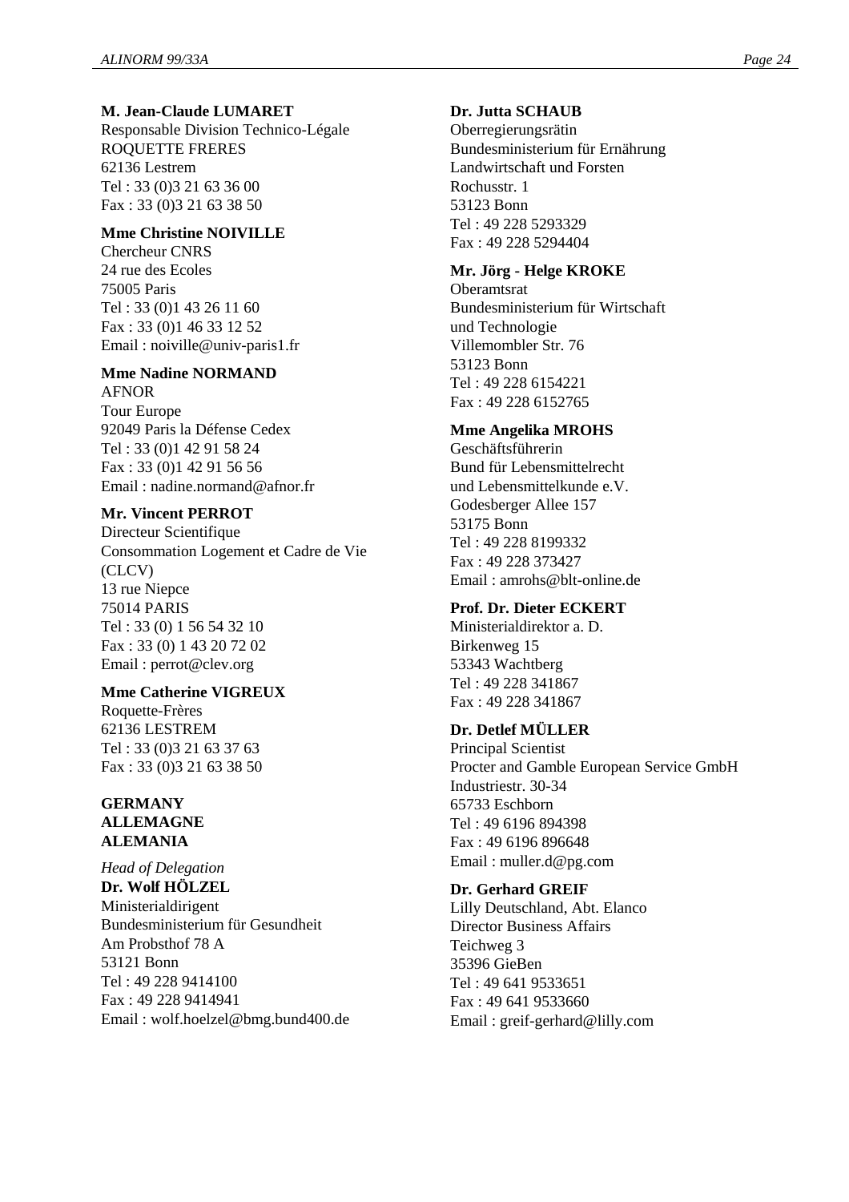**M. Jean-Claude LUMARET**
Responsable Division Technico-Légale
ROQUETTE FRERES
62136 Lestrem
Tel : 33 (0)3 21 63 36 00
Fax : 33 (0)3 21 63 38 50

**Mme Christine NOIVILLE**
Chercheur CNRS
24 rue des Ecoles
75005 Paris
Tel : 33 (0)1 43 26 11 60
Fax : 33 (0)1 46 33 12 52
Email : noiville@univ-paris1.fr

**Mme Nadine NORMAND**
AFNOR
Tour Europe
92049 Paris la Défense Cedex
Tel : 33 (0)1 42 91 58 24
Fax : 33 (0)1 42 91 56 56
Email : nadine.normand@afnor.fr

**Mr. Vincent PERROT**
Directeur Scientifique
Consommation Logement et Cadre de Vie (CLCV)
13 rue Niepce
75014 PARIS
Tel : 33 (0) 1 56 54 32 10
Fax : 33 (0) 1 43 20 72 02
Email : perrot@clev.org

**Mme Catherine VIGREUX**
Roquette-Frères
62136 LESTREM
Tel : 33 (0)3 21 63 37 63
Fax : 33 (0)3 21 63 38 50

**GERMANY**
**ALLEMAGNE**
**ALEMANIA**

*Head of Delegation*
**Dr. Wolf HÖLZEL**
Ministerialdirigent
Bundesministerium für Gesundheit
Am Probsthof 78 A
53121 Bonn
Tel : 49 228 9414100
Fax : 49 228 9414941
Email : wolf.hoelzel@bmg.bund400.de

**Dr. Jutta SCHAUB**
Oberregierungsrätin
Bundesministerium für Ernährung Landwirtschaft und Forsten
Rochusstr. 1
53123 Bonn
Tel : 49 228 5293329
Fax : 49 228 5294404

**Mr. Jörg - Helge KROKE**
Oberamtsrat
Bundesministerium für Wirtschaft und Technologie
Villemombler Str. 76
53123 Bonn
Tel : 49 228 6154221
Fax : 49 228 6152765

**Mme Angelika MROHS**
Geschäftsführerin
Bund für Lebensmittelrecht und Lebensmittelkunde e.V.
Godesberger Allee 157
53175 Bonn
Tel : 49 228 8199332
Fax : 49 228 373427
Email : amrohs@blt-online.de

**Prof. Dr. Dieter ECKERT**
Ministerialdirektor a. D.
Birkenweg 15
53343 Wachtberg
Tel : 49 228 341867
Fax : 49 228 341867

**Dr. Detlef MÜLLER**
Principal Scientist
Procter and Gamble European Service GmbH
Industriestr. 30-34
65733 Eschborn
Tel : 49 6196 894398
Fax : 49 6196 896648
Email : muller.d@pg.com

**Dr. Gerhard GREIF**
Lilly Deutschland, Abt. Elanco
Director Business Affairs
Teichweg 3
35396 GieBen
Tel : 49 641 9533651
Fax : 49 641 9533660
Email : greif-gerhard@lilly.com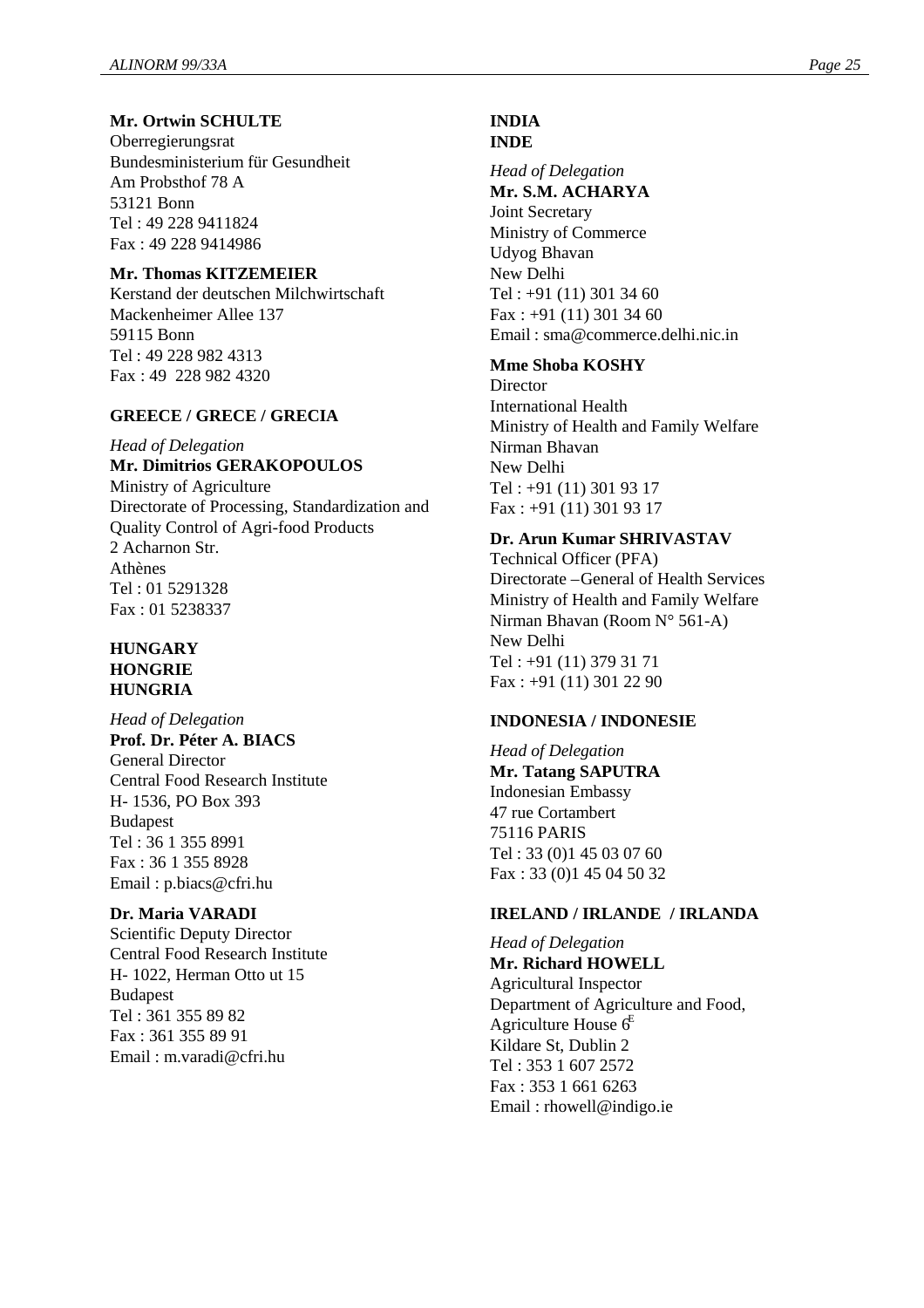**Mr. Ortwin SCHULTE**
Oberregierungsrat
Bundesministerium für Gesundheit
Am Probsthof 78 A
53121 Bonn
Tel : 49 228 9411824
Fax : 49 228 9414986

**Mr. Thomas KITZEMEIER**
Kerstand der deutschen Milchwirtschaft
Mackenheimer Allee 137
59115 Bonn
Tel : 49 228 982 4313
Fax : 49  228 982 4320

**GREECE / GRECE / GRECIA**

*Head of Delegation*
**Mr. Dimitrios GERAKOPOULOS**
Ministry of Agriculture
Directorate of Processing, Standardization and Quality Control of Agri-food Products
2 Acharnon Str.
Athènes
Tel : 01 5291328
Fax : 01 5238337

**HUNGARY**
**HONGRIE**
**HUNGRIA**

*Head of Delegation*
**Prof. Dr. Péter A. BIACS**
General Director
Central Food Research Institute
H- 1536, PO Box 393
Budapest
Tel : 36 1 355 8991
Fax : 36 1 355 8928
Email : p.biacs@cfri.hu

**Dr. Maria VARADI**
Scientific Deputy Director
Central Food Research Institute
H- 1022, Herman Otto ut 15
Budapest
Tel : 361 355 89 82
Fax : 361 355 89 91
Email : m.varadi@cfri.hu

**INDIA**
**INDE**

*Head of Delegation*
**Mr. S.M. ACHARYA**
Joint Secretary
Ministry of Commerce
Udyog Bhavan
New Delhi
Tel : +91 (11) 301 34 60
Fax : +91 (11) 301 34 60
Email : sma@commerce.delhi.nic.in

**Mme Shoba KOSHY**
Director
International Health
Ministry of Health and Family Welfare
Nirman Bhavan
New Delhi
Tel : +91 (11) 301 93 17
Fax : +91 (11) 301 93 17

**Dr. Arun Kumar SHRIVASTAV**
Technical Officer (PFA)
Directorate –General of Health Services
Ministry of Health and Family Welfare
Nirman Bhavan (Room N° 561-A)
New Delhi
Tel : +91 (11) 379 31 71
Fax : +91 (11) 301 22 90

**INDONESIA / INDONESIE**

*Head of Delegation*
**Mr. Tatang SAPUTRA**
Indonesian Embassy
47 rue Cortambert
75116 PARIS
Tel : 33 (0)1 45 03 07 60
Fax : 33 (0)1 45 04 50 32

**IRELAND / IRLANDE  / IRLANDA**

*Head of Delegation*
**Mr. Richard HOWELL**
Agricultural Inspector
Department of Agriculture and Food,
Agriculture House 6E
Kildare St, Dublin 2
Tel : 353 1 607 2572
Fax : 353 1 661 6263
Email : rhowell@indigo.ie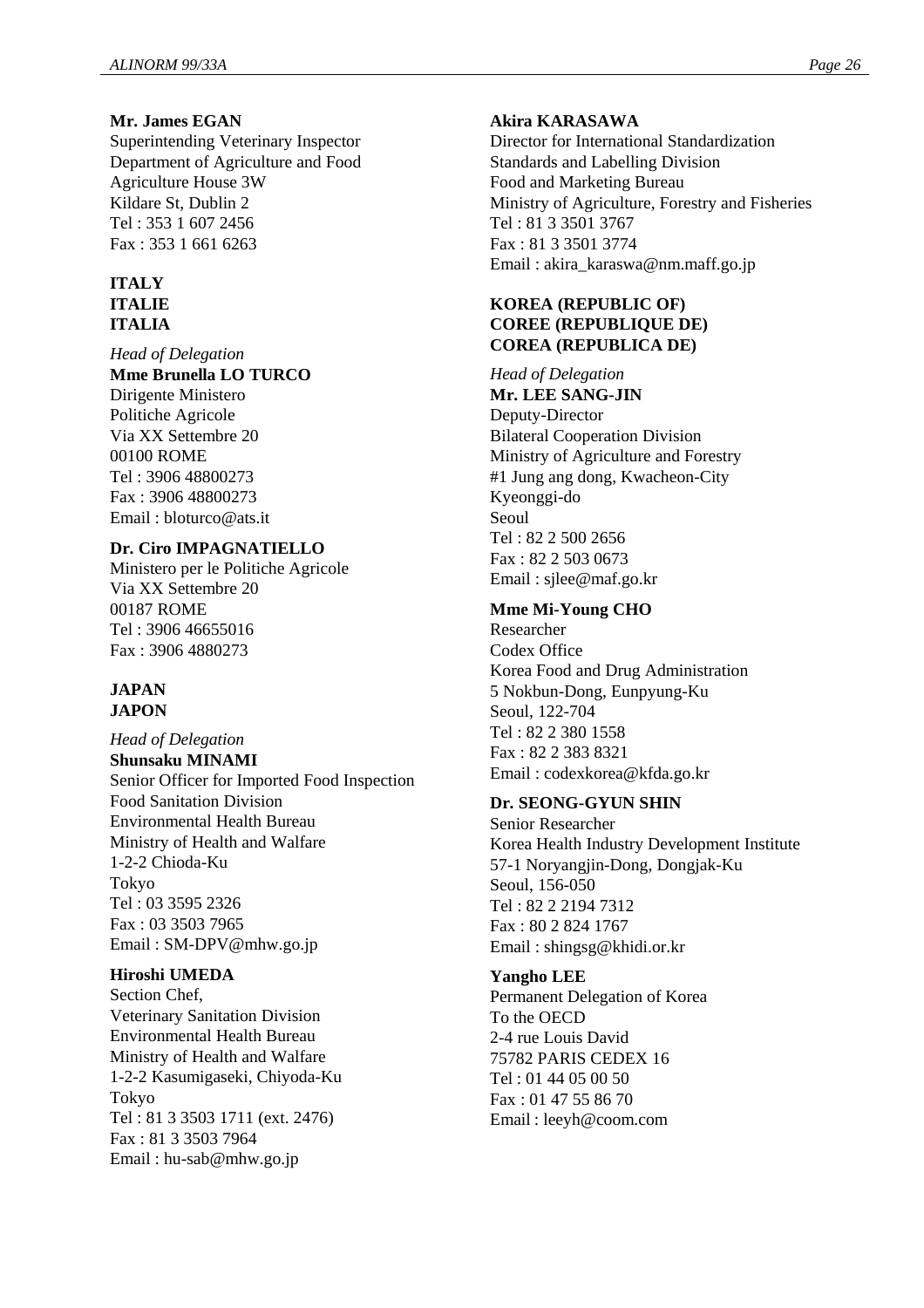**Mr. James EGAN**
Superintending Veterinary Inspector
Department of Agriculture and Food
Agriculture House 3W
Kildare St, Dublin 2
Tel : 353 1 607 2456
Fax : 353 1 661 6263

**ITALY**
**ITALIE**
**ITALIA**

*Head of Delegation*
**Mme Brunella LO TURCO**
Dirigente Ministero
Politiche Agricole
Via XX Settembre 20
00100 ROME
Tel : 3906 48800273
Fax : 3906 48800273
Email : bloturco@ats.it

**Dr. Ciro IMPAGNATIELLO**
Ministero per le Politiche Agricole
Via XX Settembre 20
00187 ROME
Tel : 3906 46655016
Fax : 3906 4880273

**JAPAN**
**JAPON**

*Head of Delegation*
**Shunsaku MINAMI**
Senior Officer for Imported Food Inspection
Food Sanitation Division
Environmental Health Bureau
Ministry of Health and Walfare
1-2-2 Chioda-Ku
Tokyo
Tel : 03 3595 2326
Fax : 03 3503 7965
Email : SM-DPV@mhw.go.jp

**Hiroshi UMEDA**
Section Chef,
Veterinary Sanitation Division
Environmental Health Bureau
Ministry of Health and Walfare
1-2-2 Kasumigaseki, Chiyoda-Ku
Tokyo
Tel : 81 3 3503 1711 (ext. 2476)
Fax : 81 3 3503 7964
Email : hu-sab@mhw.go.jp

**Akira KARASAWA**
Director for International Standardization
Standards and Labelling Division
Food and Marketing Bureau
Ministry of Agriculture, Forestry and Fisheries
Tel : 81 3 3501 3767
Fax : 81 3 3501 3774
Email : akira_karaswa@nm.maff.go.jp

**KOREA (REPUBLIC OF)**
**COREE (REPUBLIQUE DE)**
**COREA (REPUBLICA DE)**

*Head of Delegation*
**Mr. LEE SANG-JIN**
Deputy-Director
Bilateral Cooperation Division
Ministry of Agriculture and Forestry
#1 Jung ang dong, Kwacheon-City
Kyeonggi-do
Seoul
Tel : 82 2 500 2656
Fax : 82 2 503 0673
Email : sjlee@maf.go.kr

**Mme Mi-Young CHO**
Researcher
Codex Office
Korea Food and Drug Administration
5 Nokbun-Dong, Eunpyung-Ku
Seoul, 122-704
Tel : 82 2 380 1558
Fax : 82 2 383 8321
Email : codexkorea@kfda.go.kr

**Dr. SEONG-GYUN SHIN**
Senior Researcher
Korea Health Industry Development Institute
57-1 Noryangjin-Dong, Dongjak-Ku
Seoul, 156-050
Tel : 82 2 2194 7312
Fax : 80 2 824 1767
Email : shingsg@khidi.or.kr

**Yangho LEE**
Permanent Delegation of Korea
To the OECD
2-4 rue Louis David
75782 PARIS CEDEX 16
Tel : 01 44 05 00 50
Fax : 01 47 55 86 70
Email : leeyh@coom.com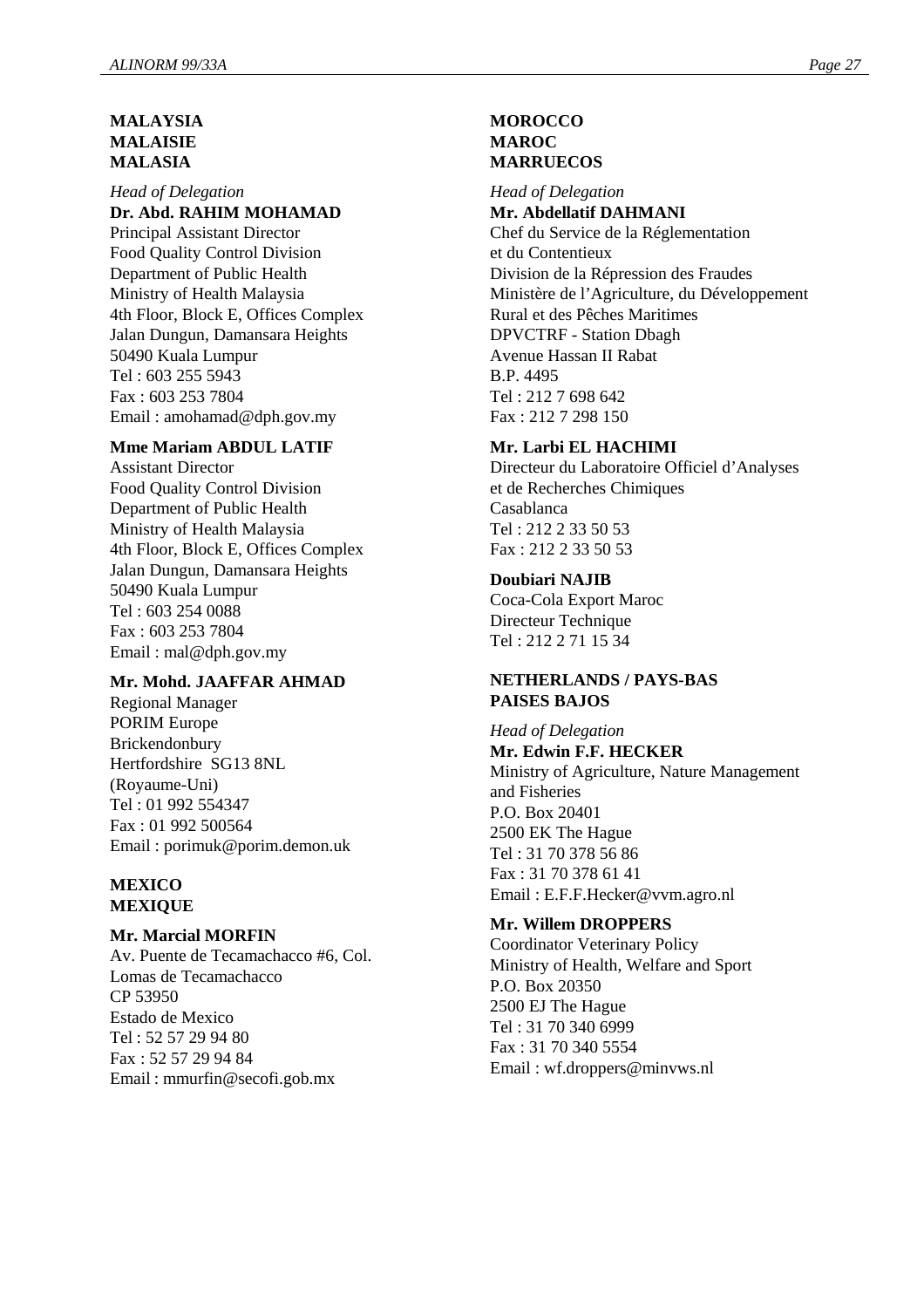**MALAYSIA**
**MALAISIE**
**MALASIA**

*Head of Delegation*
**Dr. Abd. RAHIM MOHAMAD**
Principal Assistant Director
Food Quality Control Division
Department of Public Health
Ministry of Health Malaysia
4th Floor, Block E, Offices Complex
Jalan Dungun, Damansara Heights
50490 Kuala Lumpur
Tel : 603 255 5943
Fax : 603 253 7804
Email : amohamad@dph.gov.my

**Mme Mariam ABDUL LATIF**
Assistant Director
Food Quality Control Division
Department of Public Health
Ministry of Health Malaysia
4th Floor, Block E, Offices Complex
Jalan Dungun, Damansara Heights
50490 Kuala Lumpur
Tel : 603 254 0088
Fax : 603 253 7804
Email : mal@dph.gov.my

**Mr. Mohd. JAAFFAR AHMAD**
Regional Manager
PORIM Europe
Brickendonbury
Hertfordshire SG13 8NL
(Royaume-Uni)
Tel : 01 992 554347
Fax : 01 992 500564
Email : porimuk@porim.demon.uk

**MEXICO**
**MEXIQUE**

**Mr. Marcial MORFIN**
Av. Puente de Tecamachacco #6, Col.
Lomas de Tecamachacco
CP 53950
Estado de Mexico
Tel : 52 57 29 94 80
Fax : 52 57 29 94 84
Email : mmurfin@secofi.gob.mx

**MOROCCO**
**MAROC**
**MARRUECOS**

*Head of Delegation*
**Mr. Abdellatif DAHMANI**
Chef du Service de la Réglementation
et du Contentieux
Division de la Répression des Fraudes
Ministère de l'Agriculture, du Développement
Rural et des Pêches Maritimes
DPVCTRF - Station Dbagh
Avenue Hassan II Rabat
B.P. 4495
Tel : 212 7 698 642
Fax : 212 7 298 150

**Mr. Larbi EL HACHIMI**
Directeur du Laboratoire Officiel d'Analyses
et de Recherches Chimiques
Casablanca
Tel : 212 2 33 50 53
Fax : 212 2 33 50 53

**Doubiari NAJIB**
Coca-Cola Export Maroc
Directeur Technique
Tel : 212 2 71 15 34

**NETHERLANDS / PAYS-BAS**
**PAISES BAJOS**

*Head of Delegation*
**Mr. Edwin F.F. HECKER**
Ministry of Agriculture, Nature Management
and Fisheries
P.O. Box 20401
2500 EK The Hague
Tel : 31 70 378 56 86
Fax : 31 70 378 61 41
Email : E.F.F.Hecker@vvm.agro.nl

**Mr. Willem DROPPERS**
Coordinator Veterinary Policy
Ministry of Health, Welfare and Sport
P.O. Box 20350
2500 EJ The Hague
Tel : 31 70 340 6999
Fax : 31 70 340 5554
Email : wf.droppers@minvws.nl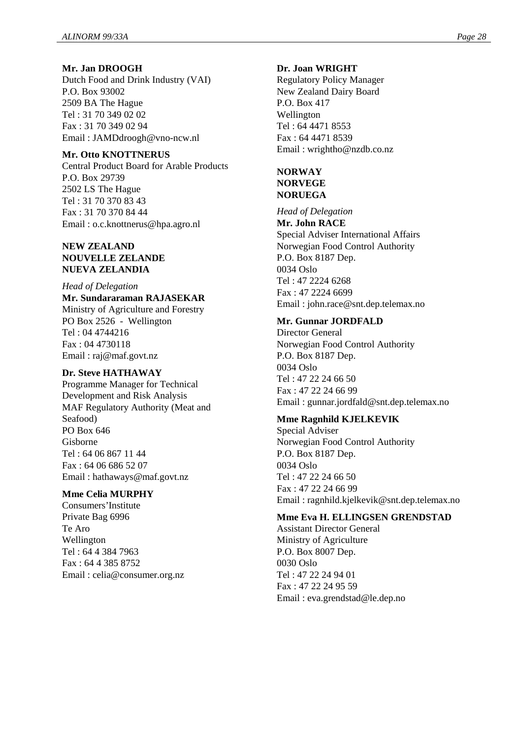**Mr. Jan DROOGH**
Dutch Food and Drink Industry (VAI)
P.O. Box 93002
2509 BA The Hague
Tel : 31 70 349 02 02
Fax : 31 70 349 02 94
Email : JAMDdroogh@vno-ncw.nl

**Mr. Otto KNOTTNERUS**
Central Product Board for Arable Products
P.O. Box 29739
2502 LS The Hague
Tel : 31 70 370 83 43
Fax : 31 70 370 84 44
Email : o.c.knottnerus@hpa.agro.nl

**NEW ZEALAND**
**NOUVELLE ZELANDE**
**NUEVA ZELANDIA**

*Head of Delegation*
**Mr. Sundararaman RAJASEKAR**
Ministry of Agriculture and Forestry
PO Box 2526 - Wellington
Tel : 04 4744216
Fax : 04 4730118
Email : raj@maf.govt.nz

**Dr. Steve HATHAWAY**
Programme Manager for Technical Development and Risk Analysis
MAF Regulatory Authority (Meat and Seafood)
PO Box 646
Gisborne
Tel : 64 06 867 11 44
Fax : 64 06 686 52 07
Email : hathaways@maf.govt.nz

**Mme Celia MURPHY**
Consumers'Institute
Private Bag 6996
Te Aro
Wellington
Tel : 64 4 384 7963
Fax : 64 4 385 8752
Email : celia@consumer.org.nz

**Dr. Joan WRIGHT**
Regulatory Policy Manager
New Zealand Dairy Board
P.O. Box 417
Wellington
Tel : 64 4471 8553
Fax : 64 4471 8539
Email : wrightho@nzdb.co.nz

**NORWAY**
**NORVEGE**
**NORUEGA**

*Head of Delegation*
**Mr. John RACE**
Special Adviser International Affairs
Norwegian Food Control Authority
P.O. Box 8187 Dep.
0034 Oslo
Tel : 47 2224 6268
Fax : 47 2224 6699
Email : john.race@snt.dep.telemax.no

**Mr. Gunnar JORDFALD**
Director General
Norwegian Food Control Authority
P.O. Box 8187 Dep.
0034 Oslo
Tel : 47 22 24 66 50
Fax : 47 22 24 66 99
Email : gunnar.jordfald@snt.dep.telemax.no

**Mme Ragnhild KJELKEVIK**
Special Adviser
Norwegian Food Control Authority
P.O. Box 8187 Dep.
0034 Oslo
Tel : 47 22 24 66 50
Fax : 47 22 24 66 99
Email : ragnhild.kjelkevik@snt.dep.telemax.no

**Mme Eva H. ELLINGSEN GRENDSTAD**
Assistant Director General
Ministry of Agriculture
P.O. Box 8007 Dep.
0030 Oslo
Tel : 47 22 24 94 01
Fax : 47 22 24 95 59
Email : eva.grendstad@le.dep.no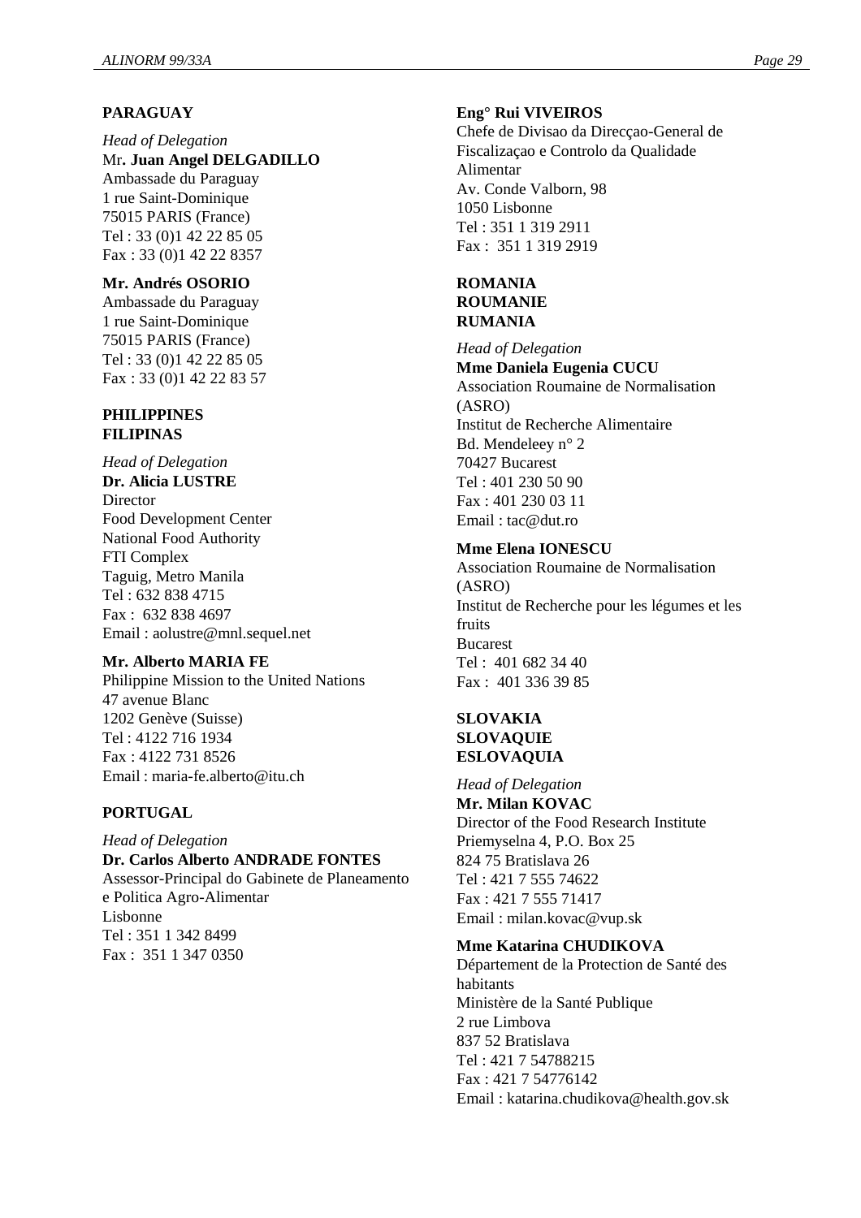**PARAGUAY**

*Head of Delegation*
Mr**. Juan Angel DELGADILLO**
Ambassade du Paraguay
1 rue Saint-Dominique
75015 PARIS (France)
Tel : 33 (0)1 42 22 85 05
Fax : 33 (0)1 42 22 8357

**Mr. Andrés OSORIO**
Ambassade du Paraguay
1 rue Saint-Dominique
75015 PARIS (France)
Tel : 33 (0)1 42 22 85 05
Fax : 33 (0)1 42 22 83 57

**PHILIPPINES**
**FILIPINAS**

*Head of Delegation*
**Dr. Alicia LUSTRE**
Director
Food Development Center
National Food Authority
FTI Complex
Taguig, Metro Manila
Tel : 632 838 4715
Fax : 632 838 4697
Email : aolustre@mnl.sequel.net

**Mr. Alberto MARIA FE**
Philippine Mission to the United Nations
47 avenue Blanc
1202 Genève (Suisse)
Tel : 4122 716 1934
Fax : 4122 731 8526
Email : maria-fe.alberto@itu.ch

**PORTUGAL**

*Head of Delegation*
**Dr. Carlos Alberto ANDRADE FONTES**
Assessor-Principal do Gabinete de Planeamento e Politica Agro-Alimentar
Lisbonne
Tel : 351 1 342 8499
Fax : 351 1 347 0350

**Eng° Rui VIVEIROS**
Chefe de Divisao da Direcçao-General de Fiscalizaçao e Controlo da Qualidade Alimentar
Av. Conde Valborn, 98
1050 Lisbonne
Tel : 351 1 319 2911
Fax : 351 1 319 2919

**ROMANIA**
**ROUMANIE**
**RUMANIA**

*Head of Delegation*
**Mme Daniela Eugenia CUCU**
Association Roumaine de Normalisation (ASRO)
Institut de Recherche Alimentaire
Bd. Mendeleey n° 2
70427 Bucarest
Tel : 401 230 50 90
Fax : 401 230 03 11
Email : tac@dut.ro

**Mme Elena IONESCU**
Association Roumaine de Normalisation (ASRO)
Institut de Recherche pour les légumes et les fruits
Bucarest
Tel : 401 682 34 40
Fax : 401 336 39 85

**SLOVAKIA**
**SLOVAQUIE**
**ESLOVAQUIA**

*Head of Delegation*
**Mr. Milan KOVAC**
Director of the Food Research Institute
Priemyselna 4, P.O. Box 25
824 75 Bratislava 26
Tel : 421 7 555 74622
Fax : 421 7 555 71417
Email : milan.kovac@vup.sk

**Mme Katarina CHUDIKOVA**
Département de la Protection de Santé des habitants
Ministère de la Santé Publique
2 rue Limbova
837 52 Bratislava
Tel : 421 7 54788215
Fax : 421 7 54776142
Email : katarina.chudikova@health.gov.sk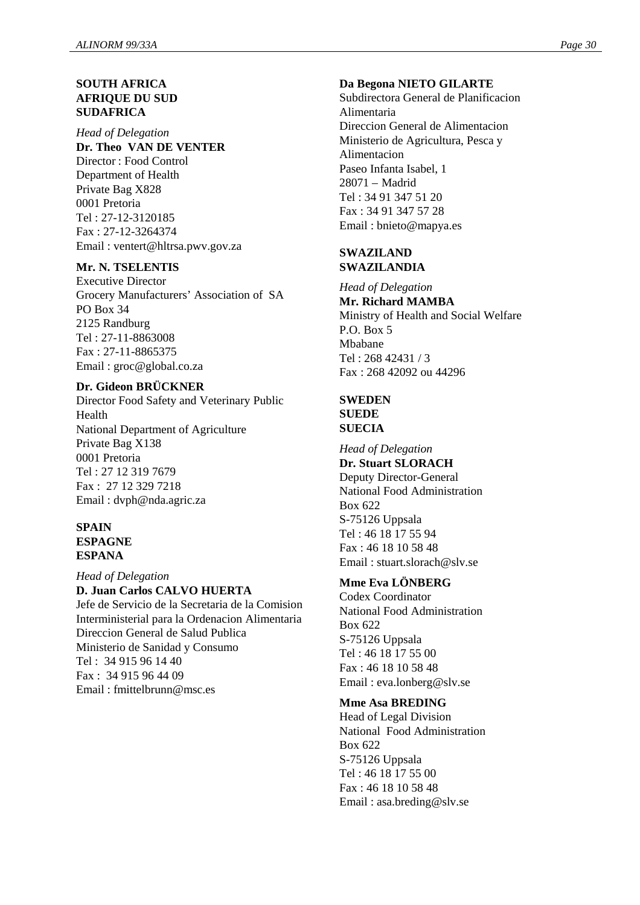**SOUTH AFRICA**
**AFRIQUE DU SUD**
**SUDAFRICA**

*Head of Delegation*
**Dr. Theo VAN DE VENTER**
Director : Food Control
Department of Health
Private Bag X828
0001 Pretoria
Tel : 27-12-3120185
Fax : 27-12-3264374
Email : ventert@hltrsa.pwv.gov.za

**Mr. N. TSELENTIS**
Executive Director
Grocery Manufacturers' Association of SA
PO Box 34
2125 Randburg
Tel : 27-11-8863008
Fax : 27-11-8865375
Email : groc@global.co.za

**Dr. Gideon BRÜCKNER**
Director Food Safety and Veterinary Public Health
National Department of Agriculture
Private Bag X138
0001 Pretoria
Tel : 27 12 319 7679
Fax : 27 12 329 7218
Email : dvph@nda.agric.za

**SPAIN**
**ESPAGNE**
**ESPANA**

*Head of Delegation*
**D. Juan Carlos CALVO HUERTA**
Jefe de Servicio de la Secretaria de la Comision Interministerial para la Ordenacion Alimentaria
Direccion General de Salud Publica
Ministerio de Sanidad y Consumo
Tel : 34 915 96 14 40
Fax : 34 915 96 44 09
Email : fmittelbrunn@msc.es

**Da Begona NIETO GILARTE**
Subdirectora General de Planificacion Alimentaria
Direccion General de Alimentacion
Ministerio de Agricultura, Pesca y Alimentacion
Paseo Infanta Isabel, 1
28071 – Madrid
Tel : 34 91 347 51 20
Fax : 34 91 347 57 28
Email : bnieto@mapya.es

**SWAZILAND**
**SWAZILANDIA**

*Head of Delegation*
**Mr. Richard MAMBA**
Ministry of Health and Social Welfare
P.O. Box 5
Mbabane
Tel : 268 42431 / 3
Fax : 268 42092 ou 44296

**SWEDEN**
**SUEDE**
**SUECIA**

*Head of Delegation*
**Dr. Stuart SLORACH**
Deputy Director-General
National Food Administration
Box 622
S-75126 Uppsala
Tel : 46 18 17 55 94
Fax : 46 18 10 58 48
Email : stuart.slorach@slv.se

**Mme Eva LÖNBERG**
Codex Coordinator
National Food Administration
Box 622
S-75126 Uppsala
Tel : 46 18 17 55 00
Fax : 46 18 10 58 48
Email : eva.lonberg@slv.se

**Mme Asa BREDING**
Head of Legal Division
National Food Administration
Box 622
S-75126 Uppsala
Tel : 46 18 17 55 00
Fax : 46 18 10 58 48
Email : asa.breding@slv.se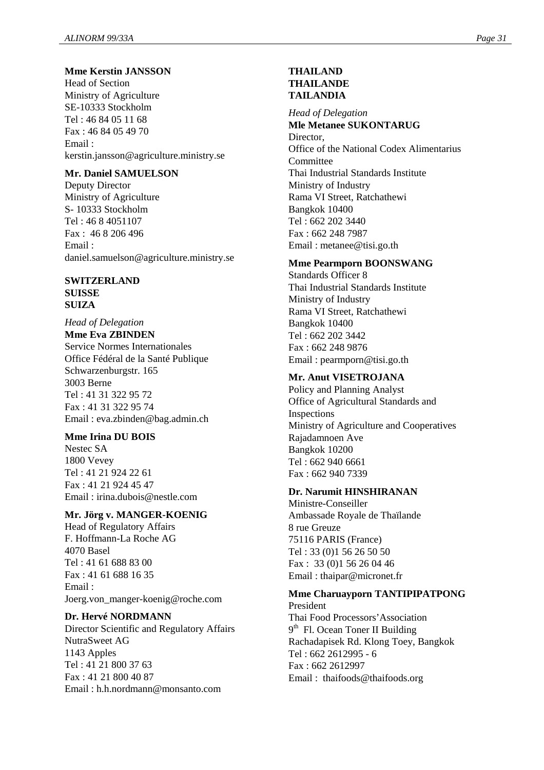**Mme Kerstin JANSSON**
Head of Section
Ministry of Agriculture
SE-10333 Stockholm
Tel : 46 84 05 11 68
Fax : 46 84 05 49 70
Email :
kerstin.jansson@agriculture.ministry.se

**Mr. Daniel SAMUELSON**
Deputy Director
Ministry of Agriculture
S- 10333 Stockholm
Tel : 46 8 4051107
Fax : 46 8 206 496
Email :
daniel.samuelson@agriculture.ministry.se

**SWITZERLAND**
**SUISSE**
**SUIZA**

*Head of Delegation*
**Mme Eva ZBINDEN**
Service Normes Internationales
Office Fédéral de la Santé Publique
Schwarzenburgstr. 165
3003 Berne
Tel : 41 31 322 95 72
Fax : 41 31 322 95 74
Email : eva.zbinden@bag.admin.ch

**Mme Irina DU BOIS**
Nestec SA
1800 Vevey
Tel : 41 21 924 22 61
Fax : 41 21 924 45 47
Email : irina.dubois@nestle.com

**Mr. Jörg v. MANGER-KOENIG**
Head of Regulatory Affairs
F. Hoffmann-La Roche AG
4070 Basel
Tel : 41 61 688 83 00
Fax : 41 61 688 16 35
Email :
Joerg.von_manger-koenig@roche.com

**Dr. Hervé NORDMANN**
Director Scientific and Regulatory Affairs
NutraSweet AG
1143 Apples
Tel : 41 21 800 37 63
Fax : 41 21 800 40 87
Email : h.h.nordmann@monsanto.com

**THAILAND**
**THAILANDE**
**TAILANDIA**

*Head of Delegation*
**Mle Metanee SUKONTARUG**
Director,
Office of the National Codex Alimentarius Committee
Thai Industrial Standards Institute
Ministry of Industry
Rama VI Street, Ratchathewi
Bangkok 10400
Tel : 662 202 3440
Fax : 662 248 7987
Email : metanee@tisi.go.th

**Mme Pearmporn BOONSWANG**
Standards Officer 8
Thai Industrial Standards Institute
Ministry of Industry
Rama VI Street, Ratchathewi
Bangkok 10400
Tel : 662 202 3442
Fax : 662 248 9876
Email : pearmporn@tisi.go.th

**Mr. Anut VISETROJANA**
Policy and Planning Analyst
Office of Agricultural Standards and Inspections
Ministry of Agriculture and Cooperatives
Rajadamnoen Ave
Bangkok 10200
Tel : 662 940 6661
Fax : 662 940 7339

**Dr. Narumit HINSHIRANAN**
Ministre-Conseiller
Ambassade Royale de Thaïlande
8 rue Greuze
75116 PARIS (France)
Tel : 33 (0)1 56 26 50 50
Fax : 33 (0)1 56 26 04 46
Email : thaipar@micronet.fr

**Mme Charuayporn TANTIPIPATPONG**
President
Thai Food Processors'Association
9th Fl. Ocean Toner II Building
Rachadapisek Rd. Klong Toey, Bangkok
Tel : 662 2612995 - 6
Fax : 662 2612997
Email : thaifoods@thaifoods.org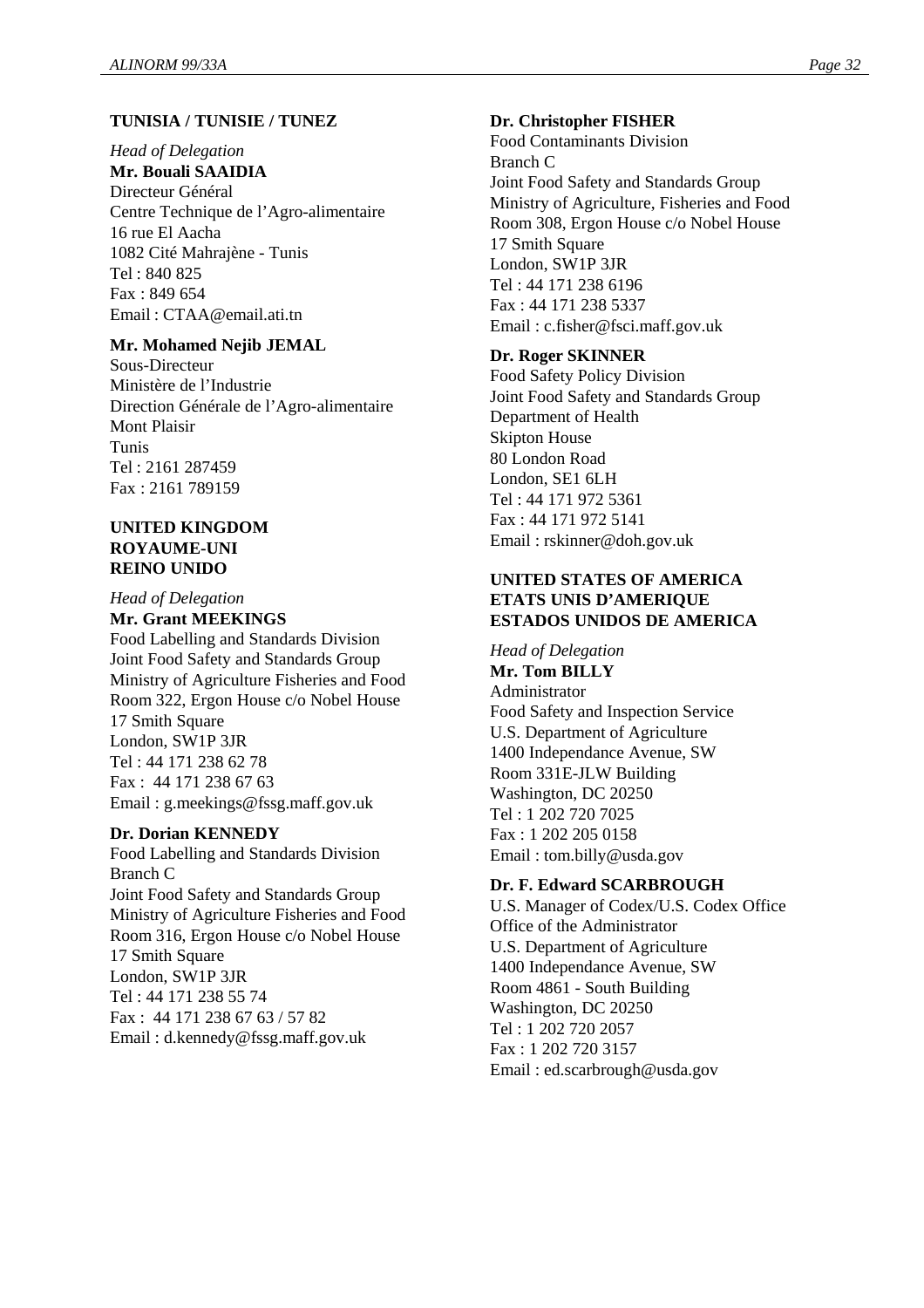**TUNISIA / TUNISIE / TUNEZ**

*Head of Delegation*
**Mr. Bouali SAAIDIA**
Directeur Général
Centre Technique de l'Agro-alimentaire
16 rue El Aacha
1082 Cité Mahrajène - Tunis
Tel : 840 825
Fax : 849 654
Email : CTAA@email.ati.tn

**Mr. Mohamed Nejib JEMAL**
Sous-Directeur
Ministère de l'Industrie
Direction Générale de l'Agro-alimentaire
Mont Plaisir
Tunis
Tel : 2161 287459
Fax : 2161 789159

**UNITED KINGDOM**
**ROYAUME-UNI**
**REINO UNIDO**

*Head of Delegation*
**Mr. Grant MEEKINGS**
Food Labelling and Standards Division
Joint Food Safety and Standards Group
Ministry of Agriculture Fisheries and Food
Room 322, Ergon House c/o Nobel House
17 Smith Square
London, SW1P 3JR
Tel : 44 171 238 62 78
Fax : 44 171 238 67 63
Email : g.meekings@fssg.maff.gov.uk

**Dr. Dorian KENNEDY**
Food Labelling and Standards Division
Branch C
Joint Food Safety and Standards Group
Ministry of Agriculture Fisheries and Food
Room 316, Ergon House c/o Nobel House
17 Smith Square
London, SW1P 3JR
Tel : 44 171 238 55 74
Fax : 44 171 238 67 63 / 57 82
Email : d.kennedy@fssg.maff.gov.uk

**Dr. Christopher FISHER**
Food Contaminants Division
Branch C
Joint Food Safety and Standards Group
Ministry of Agriculture, Fisheries and Food
Room 308, Ergon House c/o Nobel House
17 Smith Square
London, SW1P 3JR
Tel : 44 171 238 6196
Fax : 44 171 238 5337
Email : c.fisher@fsci.maff.gov.uk

**Dr. Roger SKINNER**
Food Safety Policy Division
Joint Food Safety and Standards Group
Department of Health
Skipton House
80 London Road
London, SE1 6LH
Tel : 44 171 972 5361
Fax : 44 171 972 5141
Email : rskinner@doh.gov.uk

**UNITED STATES OF AMERICA**
**ETATS UNIS D'AMERIQUE**
**ESTADOS UNIDOS DE AMERICA**

*Head of Delegation*
**Mr. Tom BILLY**
Administrator
Food Safety and Inspection Service
U.S. Department of Agriculture
1400 Independance Avenue, SW
Room 331E-JLW Building
Washington, DC 20250
Tel : 1 202 720 7025
Fax : 1 202 205 0158
Email : tom.billy@usda.gov

**Dr. F. Edward SCARBROUGH**
U.S. Manager of Codex/U.S. Codex Office
Office of the Administrator
U.S. Department of Agriculture
1400 Independance Avenue, SW
Room 4861 - South Building
Washington, DC 20250
Tel : 1 202 720 2057
Fax : 1 202 720 3157
Email : ed.scarbrough@usda.gov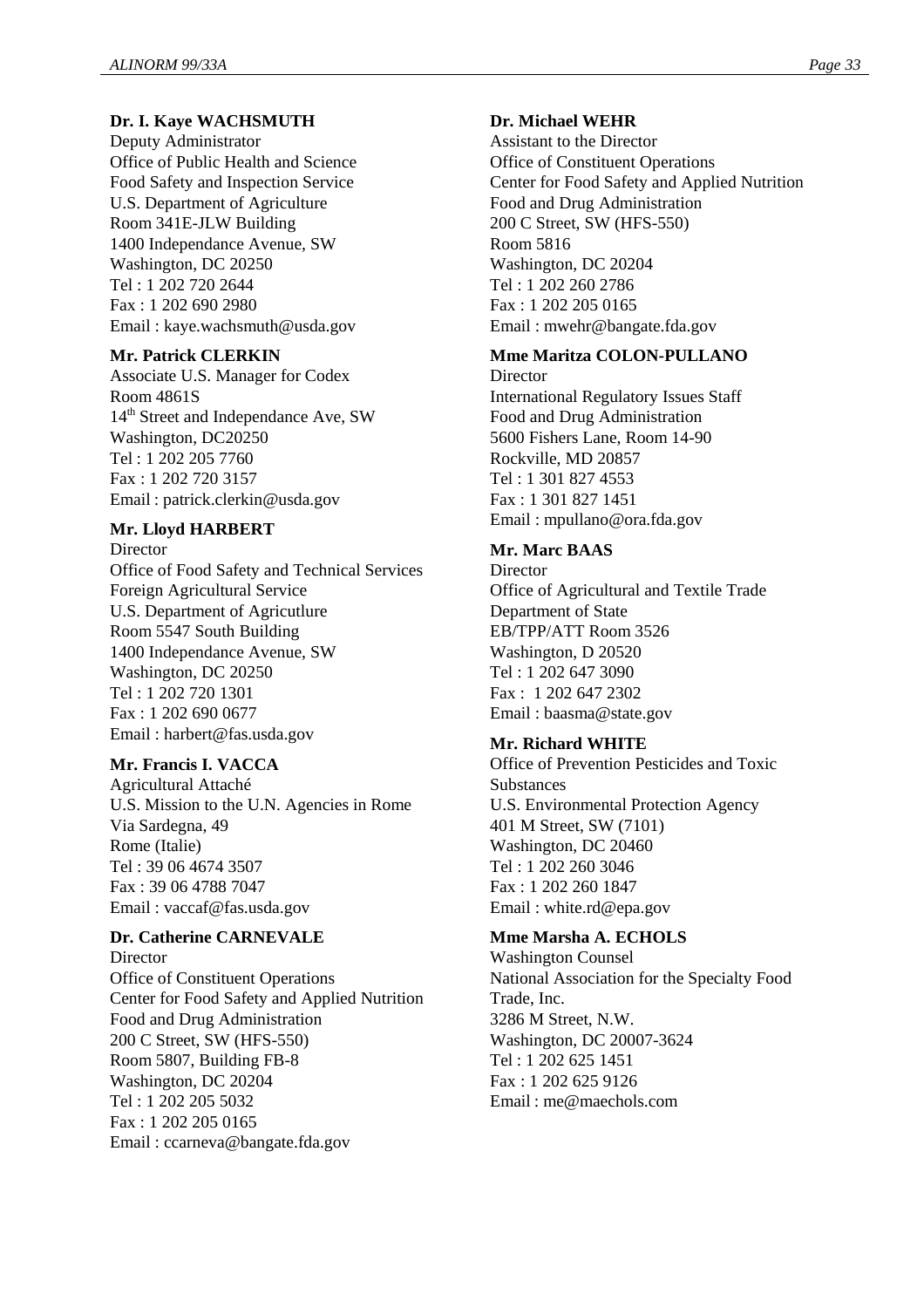**Dr. I. Kaye WACHSMUTH**
Deputy Administrator
Office of Public Health and Science
Food Safety and Inspection Service
U.S. Department of Agriculture
Room 341E-JLW Building
1400 Independance Avenue, SW
Washington, DC 20250
Tel : 1 202 720 2644
Fax : 1 202 690 2980
Email : kaye.wachsmuth@usda.gov

**Mr. Patrick CLERKIN**
Associate U.S. Manager for Codex
Room 4861S
14th Street and Independance Ave, SW
Washington, DC20250
Tel : 1 202 205 7760
Fax : 1 202 720 3157
Email : patrick.clerkin@usda.gov

**Mr. Lloyd HARBERT**
Director
Office of Food Safety and Technical Services
Foreign Agricultural Service
U.S. Department of Agricutlure
Room 5547 South Building
1400 Independance Avenue, SW
Washington, DC 20250
Tel : 1 202 720 1301
Fax : 1 202 690 0677
Email : harbert@fas.usda.gov

**Mr. Francis I. VACCA**
Agricultural Attaché
U.S. Mission to the U.N. Agencies in Rome
Via Sardegna, 49
Rome (Italie)
Tel : 39 06 4674 3507
Fax : 39 06 4788 7047
Email : vaccaf@fas.usda.gov

**Dr. Catherine CARNEVALE**
Director
Office of Constituent Operations
Center for Food Safety and Applied Nutrition
Food and Drug Administration
200 C Street, SW (HFS-550)
Room 5807, Building FB-8
Washington, DC 20204
Tel : 1 202 205 5032
Fax : 1 202 205 0165
Email : ccarneva@bangate.fda.gov

**Dr. Michael WEHR**
Assistant to the Director
Office of Constituent Operations
Center for Food Safety and Applied Nutrition
Food and Drug Administration
200 C Street, SW (HFS-550)
Room 5816
Washington, DC 20204
Tel : 1 202 260 2786
Fax : 1 202 205 0165
Email : mwehr@bangate.fda.gov

**Mme Maritza COLON-PULLANO**
Director
International Regulatory Issues Staff
Food and Drug Administration
5600 Fishers Lane, Room 14-90
Rockville, MD 20857
Tel : 1 301 827 4553
Fax : 1 301 827 1451
Email : mpullano@ora.fda.gov

**Mr. Marc BAAS**
Director
Office of Agricultural and Textile Trade
Department of State
EB/TPP/ATT Room 3526
Washington, D 20520
Tel : 1 202 647 3090
Fax : 1 202 647 2302
Email : baasma@state.gov

**Mr. Richard WHITE**
Office of Prevention Pesticides and Toxic Substances
U.S. Environmental Protection Agency
401 M Street, SW (7101)
Washington, DC 20460
Tel : 1 202 260 3046
Fax : 1 202 260 1847
Email : white.rd@epa.gov

**Mme Marsha A. ECHOLS**
Washington Counsel
National Association for the Specialty Food Trade, Inc.
3286 M Street, N.W.
Washington, DC 20007-3624
Tel : 1 202 625 1451
Fax : 1 202 625 9126
Email : me@maechols.com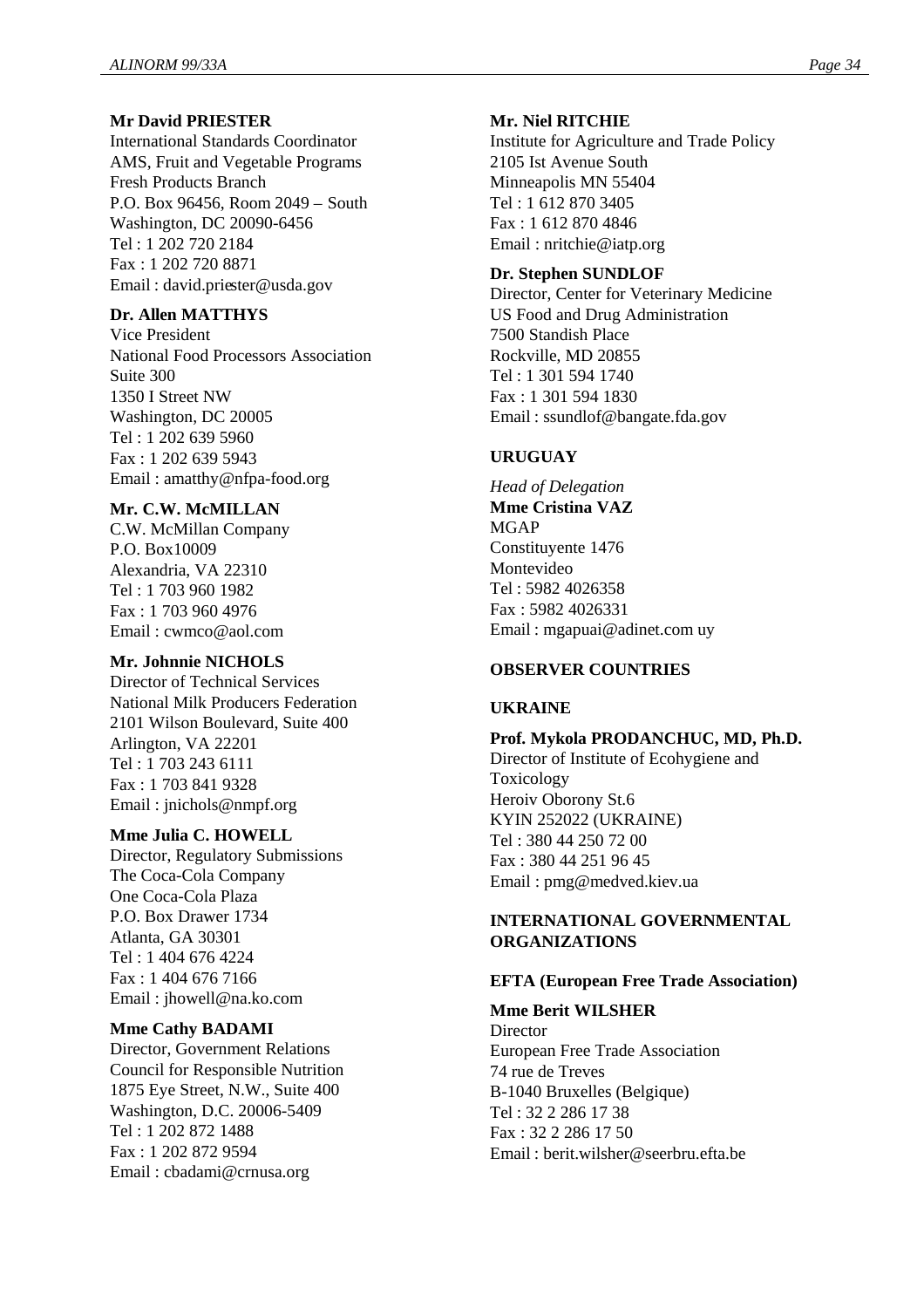**Mr David PRIESTER**
International Standards Coordinator
AMS, Fruit and Vegetable Programs
Fresh Products Branch
P.O. Box 96456, Room 2049 – South
Washington, DC 20090-6456
Tel : 1 202 720 2184
Fax : 1 202 720 8871
Email : david.priester@usda.gov

**Dr. Allen MATTHYS**
Vice President
National Food Processors Association
Suite 300
1350 I Street NW
Washington, DC 20005
Tel : 1 202 639 5960
Fax : 1 202 639 5943
Email : amatthy@nfpa-food.org

**Mr. C.W. McMILLAN**
C.W. McMillan Company
P.O. Box10009
Alexandria, VA 22310
Tel : 1 703 960 1982
Fax : 1 703 960 4976
Email : cwmco@aol.com

**Mr. Johnnie NICHOLS**
Director of Technical Services
National Milk Producers Federation
2101 Wilson Boulevard, Suite 400
Arlington, VA 22201
Tel : 1 703 243 6111
Fax : 1 703 841 9328
Email : jnichols@nmpf.org

**Mme Julia C. HOWELL**
Director, Regulatory Submissions
The Coca-Cola Company
One Coca-Cola Plaza
P.O. Box Drawer 1734
Atlanta, GA 30301
Tel : 1 404 676 4224
Fax : 1 404 676 7166
Email : jhowell@na.ko.com

**Mme Cathy BADAMI**
Director, Government Relations
Council for Responsible Nutrition
1875 Eye Street, N.W., Suite 400
Washington, D.C. 20006-5409
Tel : 1 202 872 1488
Fax : 1 202 872 9594
Email : cbadami@crnusa.org

**Mr. Niel RITCHIE**
Institute for Agriculture and Trade Policy
2105 Ist Avenue South
Minneapolis MN 55404
Tel : 1 612 870 3405
Fax : 1 612 870 4846
Email : nritchie@iatp.org

**Dr. Stephen SUNDLOF**
Director, Center for Veterinary Medicine
US Food and Drug Administration
7500 Standish Place
Rockville, MD 20855
Tel : 1 301 594 1740
Fax : 1 301 594 1830
Email : ssundlof@bangate.fda.gov

**URUGUAY**

*Head of Delegation*
**Mme Cristina VAZ**
MGAP
Constituyente 1476
Montevideo
Tel : 5982 4026358
Fax : 5982 4026331
Email : mgapuai@adinet.com uy

**OBSERVER COUNTRIES**

**UKRAINE**

**Prof. Mykola PRODANCHUC, MD, Ph.D.**
Director of Institute of Ecohygiene and Toxicology
Heroiv Oborony St.6
KYIN 252022 (UKRAINE)
Tel : 380 44 250 72 00
Fax : 380 44 251 96 45
Email : pmg@medved.kiev.ua

**INTERNATIONAL GOVERNMENTAL ORGANIZATIONS**

**EFTA (European Free Trade Association)**

**Mme Berit WILSHER**
Director
European Free Trade Association
74 rue de Treves
B-1040 Bruxelles (Belgique)
Tel : 32 2 286 17 38
Fax : 32 2 286 17 50
Email : berit.wilsher@seerbru.efta.be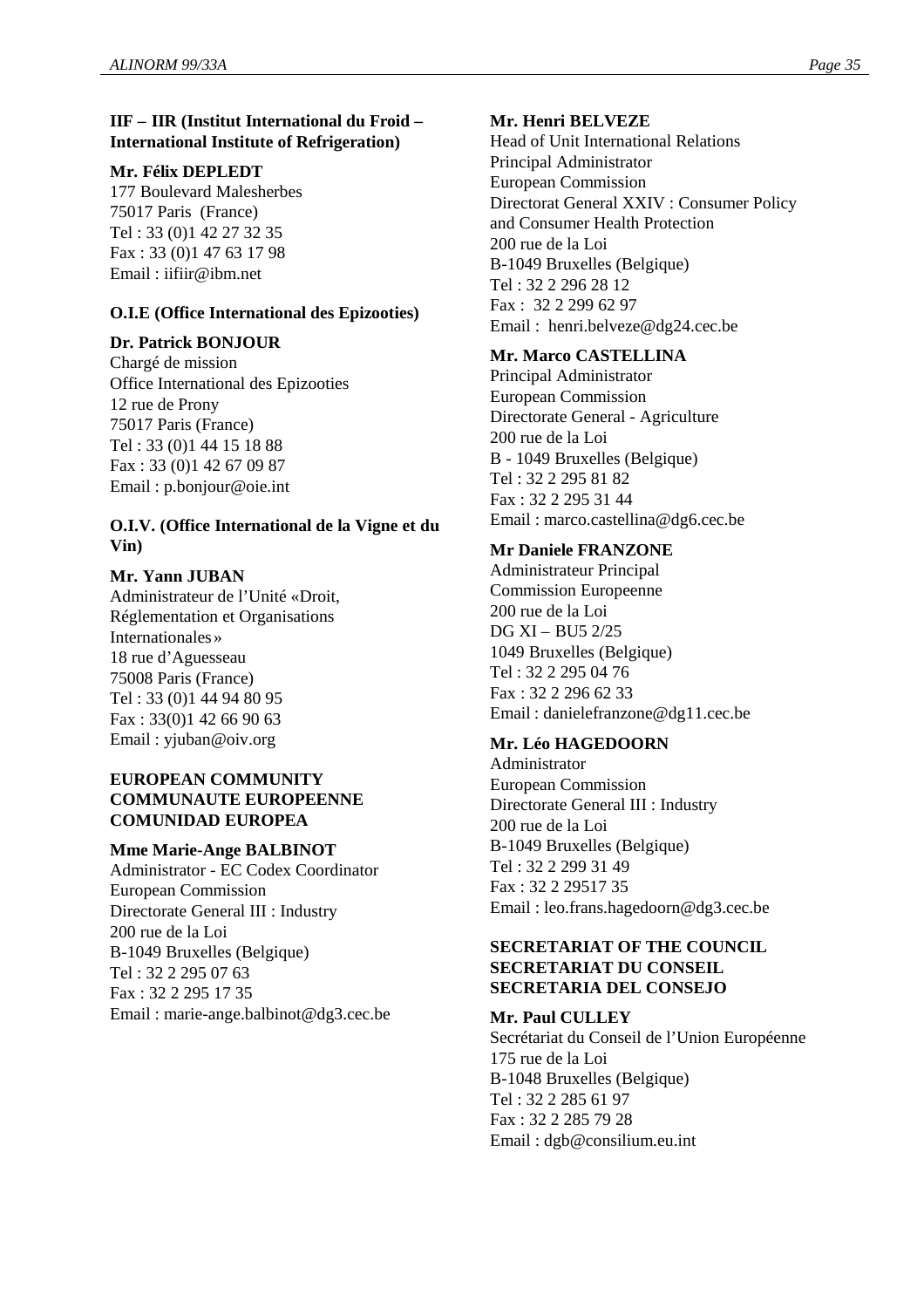**IIF – IIR (Institut International du Froid – International Institute of Refrigeration)**

**Mr. Félix DEPLEDT**
177 Boulevard Malesherbes
75017 Paris (France)
Tel : 33 (0)1 42 27 32 35
Fax : 33 (0)1 47 63 17 98
Email : iifiir@ibm.net

**O.I.E (Office International des Epizooties)**

**Dr. Patrick BONJOUR**
Chargé de mission
Office International des Epizooties
12 rue de Prony
75017 Paris (France)
Tel : 33 (0)1 44 15 18 88
Fax : 33 (0)1 42 67 09 87
Email : p.bonjour@oie.int

**O.I.V. (Office International de la Vigne et du Vin)**

**Mr. Yann JUBAN**
Administrateur de l'Unité «Droit, Réglementation et Organisations Internationales»
18 rue d'Aguesseau
75008 Paris (France)
Tel : 33 (0)1 44 94 80 95
Fax : 33(0)1 42 66 90 63
Email : yjuban@oiv.org

**EUROPEAN COMMUNITY**
**COMMUNAUTE EUROPEENNE**
**COMUNIDAD EUROPEA**

**Mme Marie-Ange BALBINOT**
Administrator - EC Codex Coordinator
European Commission
Directorate General III : Industry
200 rue de la Loi
B-1049 Bruxelles (Belgique)
Tel : 32 2 295 07 63
Fax : 32 2 295 17 35
Email : marie-ange.balbinot@dg3.cec.be

**Mr. Henri BELVEZE**
Head of Unit International Relations
Principal Administrator
European Commission
Directorat General XXIV : Consumer Policy and Consumer Health Protection
200 rue de la Loi
B-1049 Bruxelles (Belgique)
Tel : 32 2 296 28 12
Fax : 32 2 299 62 97
Email : henri.belveze@dg24.cec.be

**Mr. Marco CASTELLINA**
Principal Administrator
European Commission
Directorate General - Agriculture
200 rue de la Loi
B - 1049 Bruxelles (Belgique)
Tel : 32 2 295 81 82
Fax : 32 2 295 31 44
Email : marco.castellina@dg6.cec.be

**Mr Daniele FRANZONE**
Administrateur Principal
Commission Europeenne
200 rue de la Loi
DG XI – BU5 2/25
1049 Bruxelles (Belgique)
Tel : 32 2 295 04 76
Fax : 32 2 296 62 33
Email : danielefranzone@dg11.cec.be

**Mr. Léo HAGEDOORN**
Administrator
European Commission
Directorate General III : Industry
200 rue de la Loi
B-1049 Bruxelles (Belgique)
Tel : 32 2 299 31 49
Fax : 32 2 29517 35
Email : leo.frans.hagedoorn@dg3.cec.be

**SECRETARIAT OF THE COUNCIL**
**SECRETARIAT DU CONSEIL**
**SECRETARIA DEL CONSEJO**

**Mr. Paul CULLEY**
Secrétariat du Conseil de l'Union Européenne
175 rue de la Loi
B-1048 Bruxelles (Belgique)
Tel : 32 2 285 61 97
Fax : 32 2 285 79 28
Email : dgb@consilium.eu.int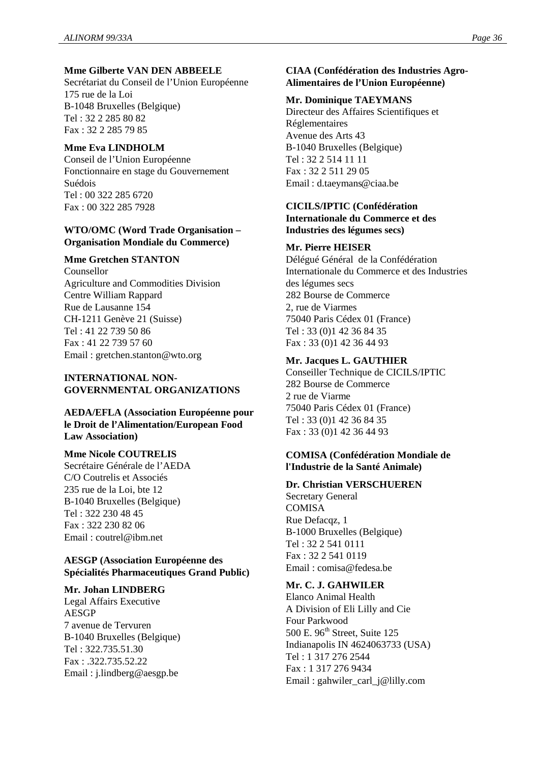**Mme Gilberte VAN DEN ABBEELE**
Secrétariat du Conseil de l'Union Européenne
175 rue de la Loi
B-1048 Bruxelles (Belgique)
Tel : 32 2 285 80 82
Fax : 32 2 285 79 85

**Mme Eva LINDHOLM**
Conseil de l'Union Européenne
Fonctionnaire en stage du Gouvernement Suédois
Tel : 00 322 285 6720
Fax : 00 322 285 7928

**WTO/OMC (Word Trade Organisation – Organisation Mondiale du Commerce)**

**Mme Gretchen STANTON**
Counsellor
Agriculture and Commodities Division
Centre William Rappard
Rue de Lausanne 154
CH-1211 Genève 21 (Suisse)
Tel : 41 22 739 50 86
Fax : 41 22 739 57 60
Email : gretchen.stanton@wto.org

**INTERNATIONAL NON-GOVERNMENTAL ORGANIZATIONS**

**AEDA/EFLA (Association Européenne pour le Droit de l'Alimentation/European Food Law Association)**

**Mme Nicole COUTRELIS**
Secrétaire Générale de l'AEDA
C/O Coutrelis et Associés
235 rue de la Loi, bte 12
B-1040 Bruxelles (Belgique)
Tel : 322 230 48 45
Fax : 322 230 82 06
Email : coutrel@ibm.net

**AESGP (Association Européenne des Spécialités Pharmaceutiques Grand Public)**

**Mr. Johan LINDBERG**
Legal Affairs Executive
AESGP
7 avenue de Tervuren
B-1040 Bruxelles (Belgique)
Tel : 322.735.51.30
Fax : .322.735.52.22
Email : j.lindberg@aesgp.be

**CIAA (Confédération des Industries Agro-Alimentaires de l'Union Européenne)**

**Mr. Dominique TAEYMANS**
Directeur des Affaires Scientifiques et Réglementaires
Avenue des Arts 43
B-1040 Bruxelles (Belgique)
Tel : 32 2 514 11 11
Fax : 32 2 511 29 05
Email : d.taeymans@ciaa.be

**CICILS/IPTIC (Confédération Internationale du Commerce et des Industries des légumes secs)**

**Mr. Pierre HEISER**
Délégué Général de la Confédération Internationale du Commerce et des Industries des légumes secs
282 Bourse de Commerce
2, rue de Viarmes
75040 Paris Cédex 01 (France)
Tel : 33 (0)1 42 36 84 35
Fax : 33 (0)1 42 36 44 93

**Mr. Jacques L. GAUTHIER**
Conseiller Technique de CICILS/IPTIC
282 Bourse de Commerce
2 rue de Viarme
75040 Paris Cédex 01 (France)
Tel : 33 (0)1 42 36 84 35
Fax : 33 (0)1 42 36 44 93

**COMISA (Confédération Mondiale de l'Industrie de la Santé Animale)**

**Dr. Christian VERSCHUEREN**
Secretary General
COMISA
Rue Defacqz, 1
B-1000 Bruxelles (Belgique)
Tel : 32 2 541 0111
Fax : 32 2 541 0119
Email : comisa@fedesa.be

**Mr. C. J. GAHWILER**
Elanco Animal Health
A Division of Eli Lilly and Cie
Four Parkwood
500 E. 96th Street, Suite 125
Indianapolis IN 4624063733 (USA)
Tel : 1 317 276 2544
Fax : 1 317 276 9434
Email : gahwiler_carl_j@lilly.com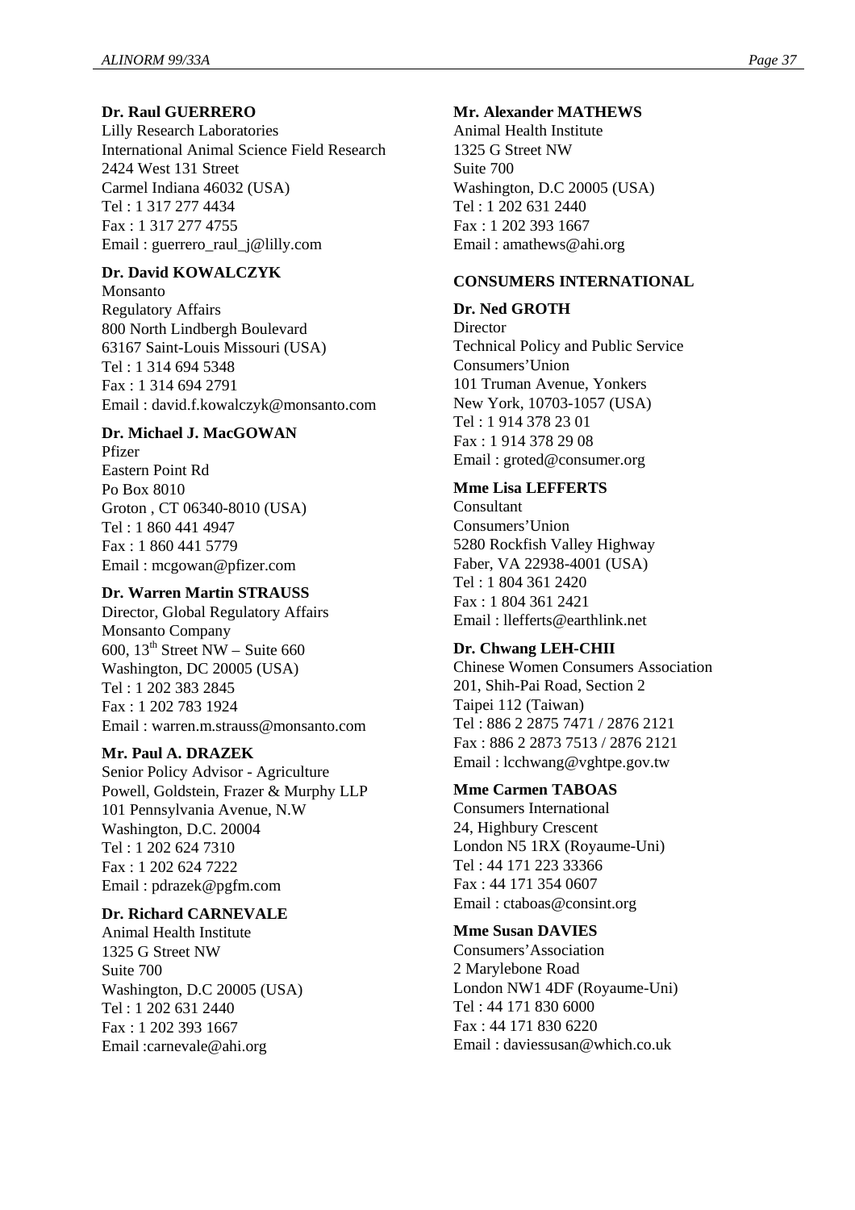**Dr. Raul GUERRERO**
Lilly Research Laboratories
International Animal Science Field Research
2424 West 131 Street
Carmel Indiana 46032 (USA)
Tel : 1 317 277 4434
Fax : 1 317 277 4755
Email : guerrero_raul_j@lilly.com

**Dr. David KOWALCZYK**
Monsanto
Regulatory Affairs
800 North Lindbergh Boulevard
63167 Saint-Louis Missouri (USA)
Tel : 1 314 694 5348
Fax : 1 314 694 2791
Email : david.f.kowalczyk@monsanto.com

**Dr. Michael J. MacGOWAN**
Pfizer
Eastern Point Rd
Po Box 8010
Groton , CT 06340-8010 (USA)
Tel : 1 860 441 4947
Fax : 1 860 441 5779
Email : mcgowan@pfizer.com

**Dr. Warren Martin STRAUSS**
Director, Global Regulatory Affairs
Monsanto Company
600, 13th Street NW – Suite 660
Washington, DC 20005 (USA)
Tel : 1 202 383 2845
Fax : 1 202 783 1924
Email : warren.m.strauss@monsanto.com

**Mr. Paul A. DRAZEK**
Senior Policy Advisor - Agriculture
Powell, Goldstein, Frazer & Murphy LLP
101 Pennsylvania Avenue, N.W
Washington, D.C. 20004
Tel : 1 202 624 7310
Fax : 1 202 624 7222
Email : pdrazek@pgfm.com

**Dr. Richard CARNEVALE**
Animal Health Institute
1325 G Street NW
Suite 700
Washington, D.C 20005 (USA)
Tel : 1 202 631 2440
Fax : 1 202 393 1667
Email :carnevale@ahi.org

**Mr. Alexander MATHEWS**
Animal Health Institute
1325 G Street NW
Suite 700
Washington, D.C 20005 (USA)
Tel : 1 202 631 2440
Fax : 1 202 393 1667
Email : amathews@ahi.org

**CONSUMERS INTERNATIONAL**

**Dr. Ned GROTH**
Director
Technical Policy and Public Service
Consumers'Union
101 Truman Avenue, Yonkers
New York, 10703-1057 (USA)
Tel : 1 914 378 23 01
Fax : 1 914 378 29 08
Email : groted@consumer.org

**Mme Lisa LEFFERTS**
Consultant
Consumers'Union
5280 Rockfish Valley Highway
Faber, VA 22938-4001 (USA)
Tel : 1 804 361 2420
Fax : 1 804 361 2421
Email : llefferts@earthlink.net

**Dr. Chwang LEH-CHII**
Chinese Women Consumers Association
201, Shih-Pai Road, Section 2
Taipei 112 (Taiwan)
Tel : 886 2 2875 7471 / 2876 2121
Fax : 886 2 2873 7513 / 2876 2121
Email : lcchwang@vghtpe.gov.tw

**Mme Carmen TABOAS**
Consumers International
24, Highbury Crescent
London N5 1RX (Royaume-Uni)
Tel : 44 171 223 33366
Fax : 44 171 354 0607
Email : ctaboas@consint.org

**Mme Susan DAVIES**
Consumers'Association
2 Marylebone Road
London NW1 4DF (Royaume-Uni)
Tel : 44 171 830 6000
Fax : 44 171 830 6220
Email : daviessusan@which.co.uk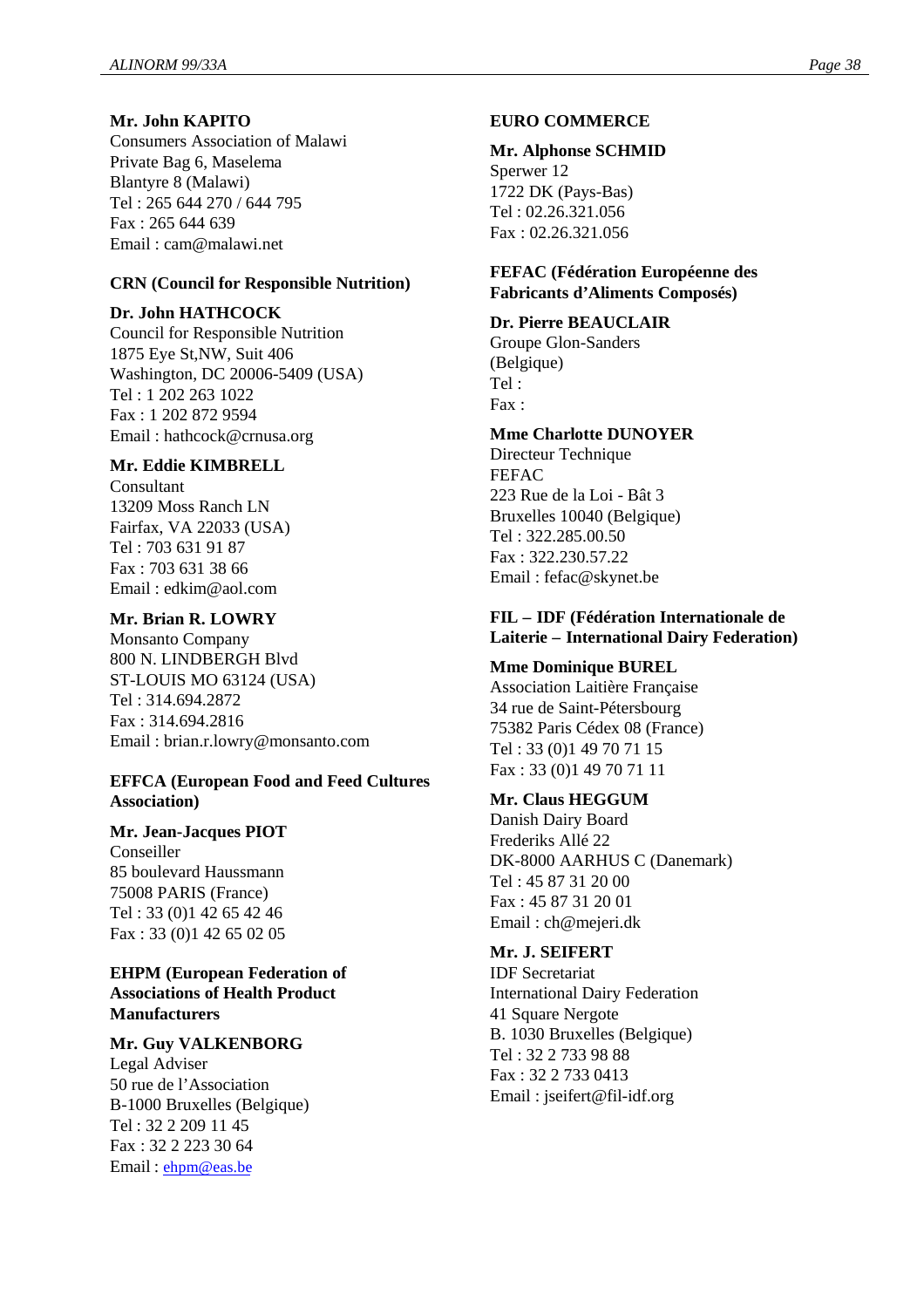**Mr. John KAPITO**
Consumers Association of Malawi
Private Bag 6, Maselema
Blantyre 8 (Malawi)
Tel : 265 644 270 / 644 795
Fax : 265 644 639
Email : cam@malawi.net

**CRN (Council for Responsible Nutrition)**

**Dr. John HATHCOCK**
Council for Responsible Nutrition
1875 Eye St,NW, Suit 406
Washington, DC 20006-5409 (USA)
Tel : 1 202 263 1022
Fax : 1 202 872 9594
Email : hathcock@crnusa.org

**Mr. Eddie KIMBRELL**
Consultant
13209 Moss Ranch LN
Fairfax, VA 22033 (USA)
Tel : 703 631 91 87
Fax : 703 631 38 66
Email : edkim@aol.com

**Mr. Brian R. LOWRY**
Monsanto Company
800 N. LINDBERGH Blvd
ST-LOUIS MO 63124 (USA)
Tel : 314.694.2872
Fax : 314.694.2816
Email : brian.r.lowry@monsanto.com

**EFFCA (European Food and Feed Cultures Association)**

**Mr. Jean-Jacques PIOT**
Conseiller
85 boulevard Haussmann
75008 PARIS (France)
Tel : 33 (0)1 42 65 42 46
Fax : 33 (0)1 42 65 02 05

**EHPM (European Federation of Associations of Health Product Manufacturers**

**Mr. Guy VALKENBORG**
Legal Adviser
50 rue de l'Association
B-1000 Bruxelles (Belgique)
Tel : 32 2 209 11 45
Fax : 32 2 223 30 64
Email : ehpm@eas.be

**EURO COMMERCE**

**Mr. Alphonse SCHMID**
Sperwer 12
1722 DK (Pays-Bas)
Tel : 02.26.321.056
Fax : 02.26.321.056

**FEFAC (Fédération Européenne des Fabricants d'Aliments Composés)**

**Dr. Pierre BEAUCLAIR**
Groupe Glon-Sanders
(Belgique)
Tel :
Fax :

**Mme Charlotte DUNOYER**
Directeur Technique
FEFAC
223 Rue de la Loi - Bât 3
Bruxelles 10040 (Belgique)
Tel : 322.285.00.50
Fax : 322.230.57.22
Email : fefac@skynet.be

**FIL – IDF (Fédération Internationale de Laiterie – International Dairy Federation)**

**Mme Dominique BUREL**
Association Laitière Française
34 rue de Saint-Pétersbourg
75382 Paris Cédex 08 (France)
Tel : 33 (0)1 49 70 71 15
Fax : 33 (0)1 49 70 71 11

**Mr. Claus HEGGUM**
Danish Dairy Board
Frederiks Allé 22
DK-8000 AARHUS C (Danemark)
Tel : 45 87 31 20 00
Fax : 45 87 31 20 01
Email : ch@mejeri.dk

**Mr. J. SEIFERT**
IDF Secretariat
International Dairy Federation
41 Square Nergote
B. 1030 Bruxelles (Belgique)
Tel : 32 2 733 98 88
Fax : 32 2 733 0413
Email : jseifert@fil-idf.org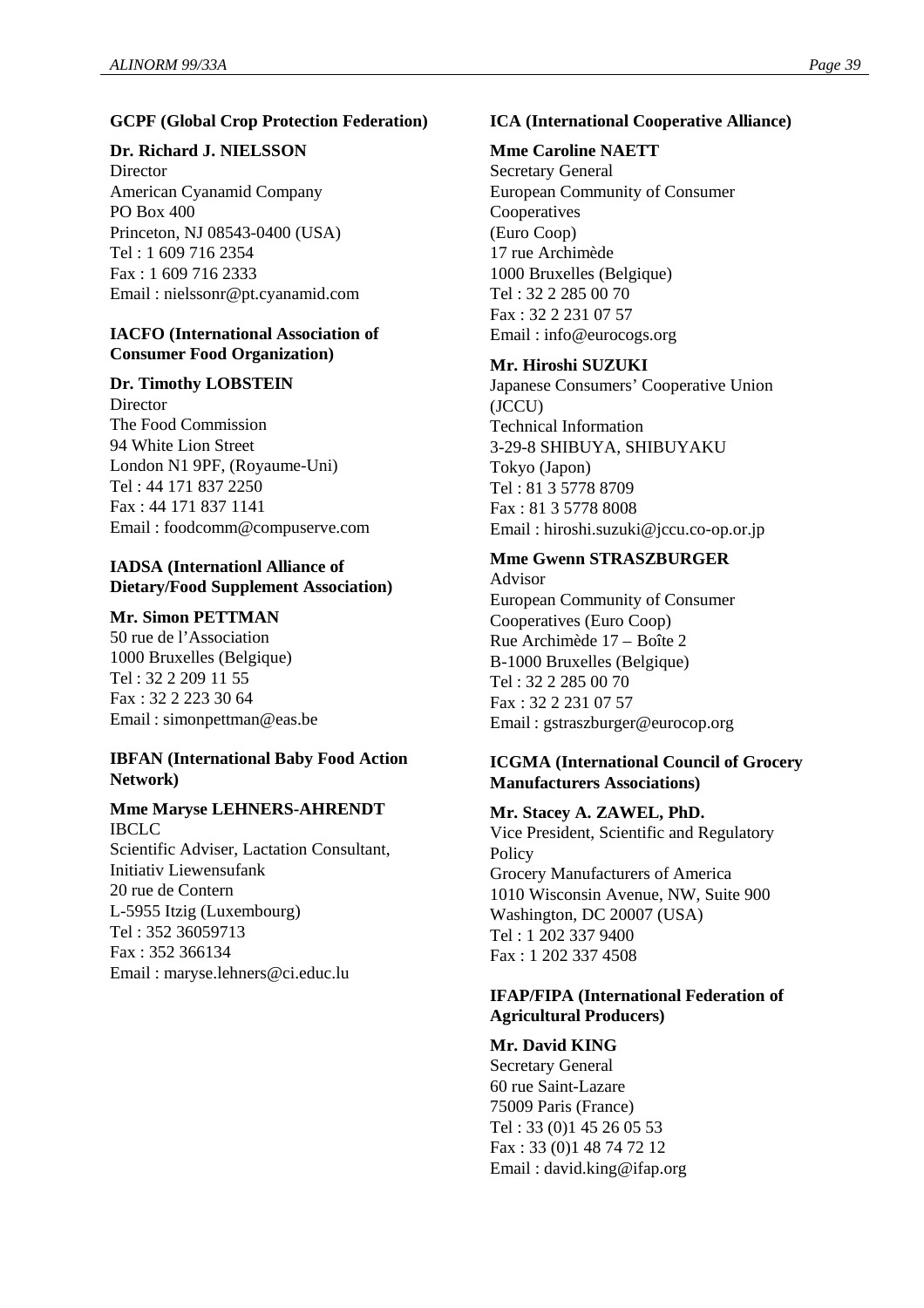**GCPF (Global Crop Protection Federation)**

**Dr. Richard J. NIELSSON**
Director
American Cyanamid Company
PO Box 400
Princeton, NJ 08543-0400 (USA)
Tel : 1 609 716 2354
Fax : 1 609 716 2333
Email : nielssonr@pt.cyanamid.com

**IACFO (International Association of Consumer Food Organization)**

**Dr. Timothy LOBSTEIN**
Director
The Food Commission
94 White Lion Street
London N1 9PF, (Royaume-Uni)
Tel : 44 171 837 2250
Fax : 44 171 837 1141
Email : foodcomm@compuserve.com

**IADSA (Internationl Alliance of Dietary/Food Supplement Association)**

**Mr. Simon PETTMAN**
50 rue de l'Association
1000 Bruxelles (Belgique)
Tel : 32 2 209 11 55
Fax : 32 2 223 30 64
Email : simonpettman@eas.be

**IBFAN (International Baby Food Action Network)**

**Mme Maryse LEHNERS-AHRENDT**
IBCLC
Scientific Adviser, Lactation Consultant,
Initiativ Liewensufank
20 rue de Contern
L-5955 Itzig (Luxembourg)
Tel : 352 36059713
Fax : 352 366134
Email : maryse.lehners@ci.educ.lu

**ICA (International Cooperative Alliance)**

**Mme Caroline NAETT**
Secretary General
European Community of Consumer Cooperatives
(Euro Coop)
17 rue Archimède
1000 Bruxelles (Belgique)
Tel : 32 2 285 00 70
Fax : 32 2 231 07 57
Email : info@eurocogs.org

**Mr. Hiroshi SUZUKI**
Japanese Consumers' Cooperative Union (JCCU)
Technical Information
3-29-8 SHIBUYA, SHIBUYAKU
Tokyo (Japon)
Tel : 81 3 5778 8709
Fax : 81 3 5778 8008
Email : hiroshi.suzuki@jccu.co-op.or.jp

**Mme Gwenn STRASZBURGER**
Advisor
European Community of Consumer Cooperatives (Euro Coop)
Rue Archimède 17 – Boîte 2
B-1000 Bruxelles (Belgique)
Tel : 32 2 285 00 70
Fax : 32 2 231 07 57
Email : gstraszburger@eurocop.org

**ICGMA (International Council of Grocery Manufacturers Associations)**

**Mr. Stacey A. ZAWEL, PhD.**
Vice President, Scientific and Regulatory Policy
Grocery Manufacturers of America
1010 Wisconsin Avenue, NW, Suite 900
Washington, DC 20007 (USA)
Tel : 1 202 337 9400
Fax : 1 202 337 4508

**IFAP/FIPA (International Federation of Agricultural Producers)**

**Mr. David KING**
Secretary General
60 rue Saint-Lazare
75009 Paris (France)
Tel : 33 (0)1 45 26 05 53
Fax : 33 (0)1 48 74 72 12
Email : david.king@ifap.org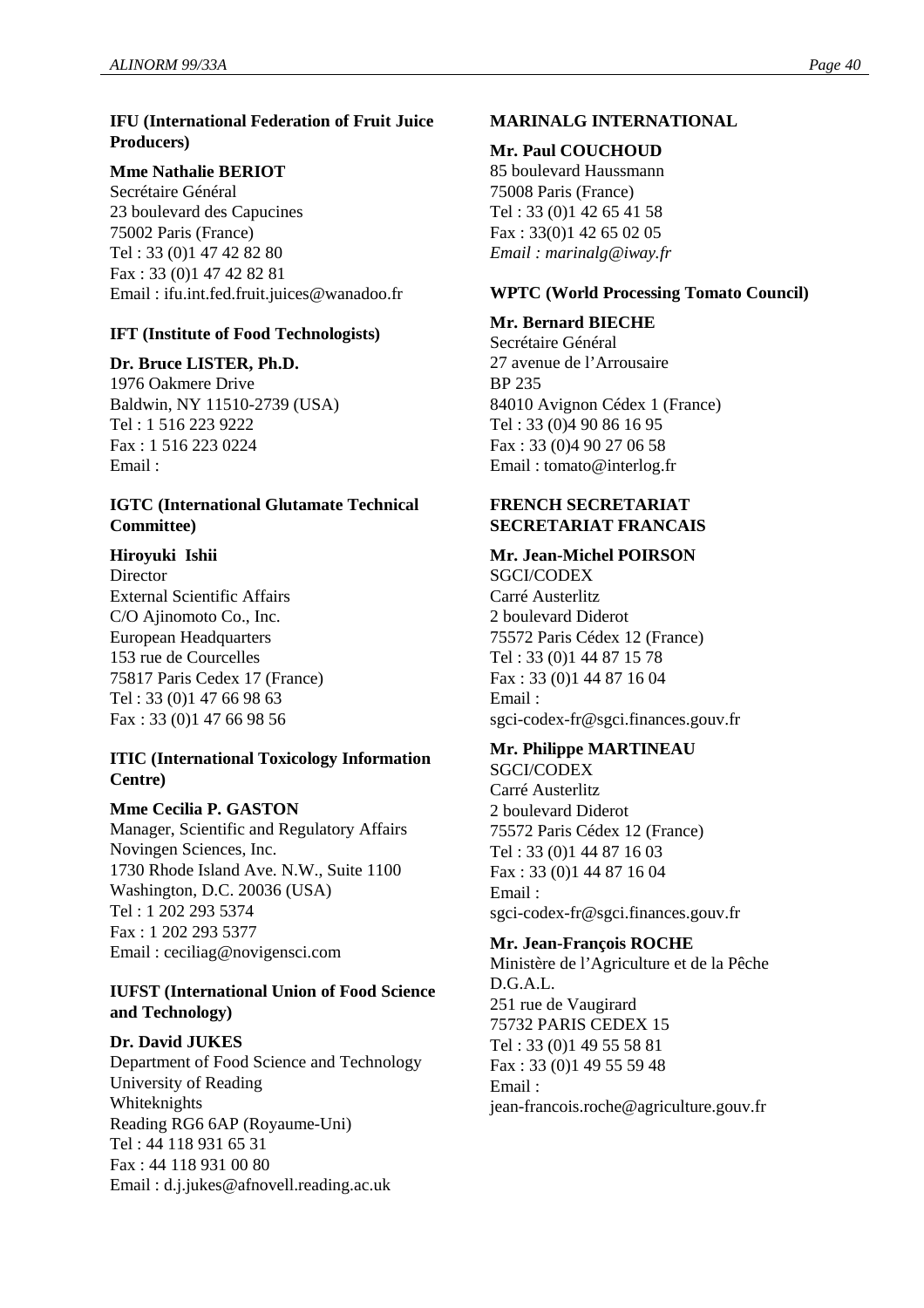**IFU (International Federation of Fruit Juice Producers)**

**Mme Nathalie BERIOT**
Secrétaire Général
23 boulevard des Capucines
75002 Paris (France)
Tel : 33 (0)1 47 42 82 80
Fax : 33 (0)1 47 42 82 81
Email : ifu.int.fed.fruit.juices@wanadoo.fr

**IFT (Institute of Food Technologists)**

**Dr. Bruce LISTER, Ph.D.**
1976 Oakmere Drive
Baldwin, NY 11510-2739 (USA)
Tel : 1 516 223 9222
Fax : 1 516 223 0224
Email :

**IGTC (International Glutamate Technical Committee)**

**Hiroyuki Ishii**
Director
External Scientific Affairs
C/O Ajinomoto Co., Inc.
European Headquarters
153 rue de Courcelles
75817 Paris Cedex 17 (France)
Tel : 33 (0)1 47 66 98 63
Fax : 33 (0)1 47 66 98 56

**ITIC (International Toxicology Information Centre)**

**Mme Cecilia P. GASTON**
Manager, Scientific and Regulatory Affairs
Novingen Sciences, Inc.
1730 Rhode Island Ave. N.W., Suite 1100
Washington, D.C. 20036 (USA)
Tel : 1 202 293 5374
Fax : 1 202 293 5377
Email : ceciliag@novigensci.com

**IUFST (International Union of Food Science and Technology)**

**Dr. David JUKES**
Department of Food Science and Technology
University of Reading
Whiteknights
Reading RG6 6AP (Royaume-Uni)
Tel : 44 118 931 65 31
Fax : 44 118 931 00 80
Email : d.j.jukes@afnovell.reading.ac.uk

**MARINALG INTERNATIONAL**

**Mr. Paul COUCHOUD**
85 boulevard Haussmann
75008 Paris (France)
Tel : 33 (0)1 42 65 41 58
Fax : 33(0)1 42 65 02 05
*Email : marinalg@iway.fr*

**WPTC (World Processing Tomato Council)**

**Mr. Bernard BIECHE**
Secrétaire Général
27 avenue de l'Arrousaire
BP 235
84010 Avignon Cédex 1 (France)
Tel : 33 (0)4 90 86 16 95
Fax : 33 (0)4 90 27 06 58
Email : tomato@interlog.fr

**FRENCH SECRETARIAT**
**SECRETARIAT FRANCAIS**

**Mr. Jean-Michel POIRSON**
SGCI/CODEX
Carré Austerlitz
2 boulevard Diderot
75572 Paris Cédex 12 (France)
Tel : 33 (0)1 44 87 15 78
Fax : 33 (0)1 44 87 16 04
Email :
sgci-codex-fr@sgci.finances.gouv.fr

**Mr. Philippe MARTINEAU**
SGCI/CODEX
Carré Austerlitz
2 boulevard Diderot
75572 Paris Cédex 12 (France)
Tel : 33 (0)1 44 87 16 03
Fax : 33 (0)1 44 87 16 04
Email :
sgci-codex-fr@sgci.finances.gouv.fr

**Mr. Jean-François ROCHE**
Ministère de l'Agriculture et de la Pêche
D.G.A.L.
251 rue de Vaugirard
75732 PARIS CEDEX 15
Tel : 33 (0)1 49 55 58 81
Fax : 33 (0)1 49 55 59 48
Email :
jean-francois.roche@agriculture.gouv.fr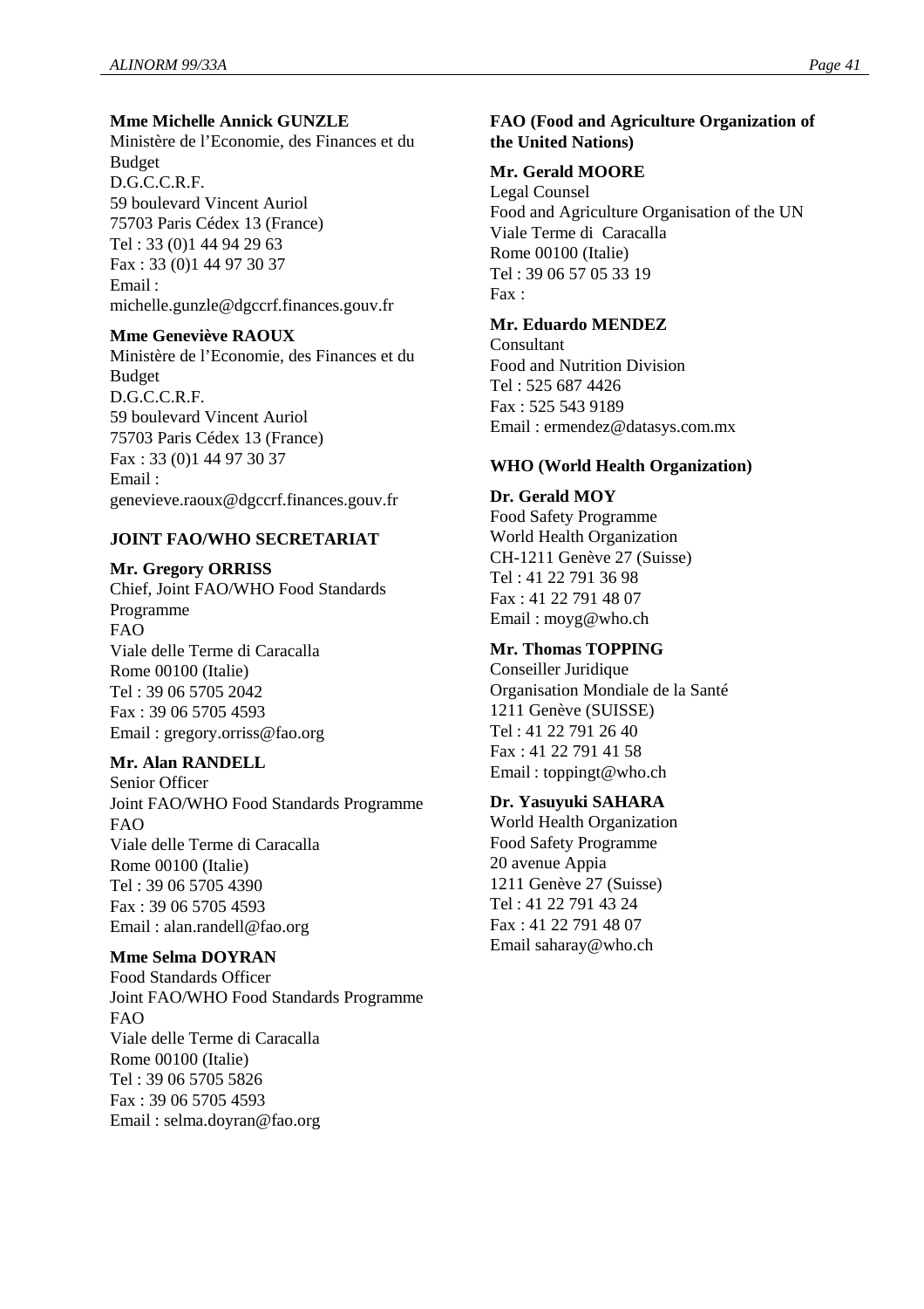**Mme Michelle Annick GUNZLE**
Ministère de l'Economie, des Finances et du Budget
D.G.C.C.R.F.
59 boulevard Vincent Auriol
75703 Paris Cédex 13 (France)
Tel : 33 (0)1 44 94 29 63
Fax : 33 (0)1 44 97 30 37
Email :
michelle.gunzle@dgccrf.finances.gouv.fr

**Mme Geneviève RAOUX**
Ministère de l'Economie, des Finances et du Budget
D.G.C.C.R.F.
59 boulevard Vincent Auriol
75703 Paris Cédex 13 (France)
Fax : 33 (0)1 44 97 30 37
Email :
genevieve.raoux@dgccrf.finances.gouv.fr

**JOINT FAO/WHO SECRETARIAT**

**Mr. Gregory ORRISS**
Chief, Joint FAO/WHO Food Standards Programme
FAO
Viale delle Terme di Caracalla
Rome 00100 (Italie)
Tel : 39 06 5705 2042
Fax : 39 06 5705 4593
Email : gregory.orriss@fao.org

**Mr. Alan RANDELL**
Senior Officer
Joint FAO/WHO Food Standards Programme
FAO
Viale delle Terme di Caracalla
Rome 00100 (Italie)
Tel : 39 06 5705 4390
Fax : 39 06 5705 4593
Email : alan.randell@fao.org

**Mme Selma DOYRAN**
Food Standards Officer
Joint FAO/WHO Food Standards Programme
FAO
Viale delle Terme di Caracalla
Rome 00100 (Italie)
Tel : 39 06 5705 5826
Fax : 39 06 5705 4593
Email : selma.doyran@fao.org

**FAO (Food and Agriculture Organization of the United Nations)**

**Mr. Gerald MOORE**
Legal Counsel
Food and Agriculture Organisation of the UN
Viale Terme di Caracalla
Rome 00100 (Italie)
Tel : 39 06 57 05 33 19
Fax :

**Mr. Eduardo MENDEZ**
Consultant
Food and Nutrition Division
Tel : 525 687 4426
Fax : 525 543 9189
Email : ermendez@datasys.com.mx

**WHO (World Health Organization)**

**Dr. Gerald MOY**
Food Safety Programme
World Health Organization
CH-1211 Genève 27 (Suisse)
Tel : 41 22 791 36 98
Fax : 41 22 791 48 07
Email : moyg@who.ch

**Mr. Thomas TOPPING**
Conseiller Juridique
Organisation Mondiale de la Santé
1211 Genève (SUISSE)
Tel : 41 22 791 26 40
Fax : 41 22 791 41 58
Email : toppingt@who.ch

**Dr. Yasuyuki SAHARA**
World Health Organization
Food Safety Programme
20 avenue Appia
1211 Genève 27 (Suisse)
Tel : 41 22 791 43 24
Fax : 41 22 791 48 07
Email saharay@who.ch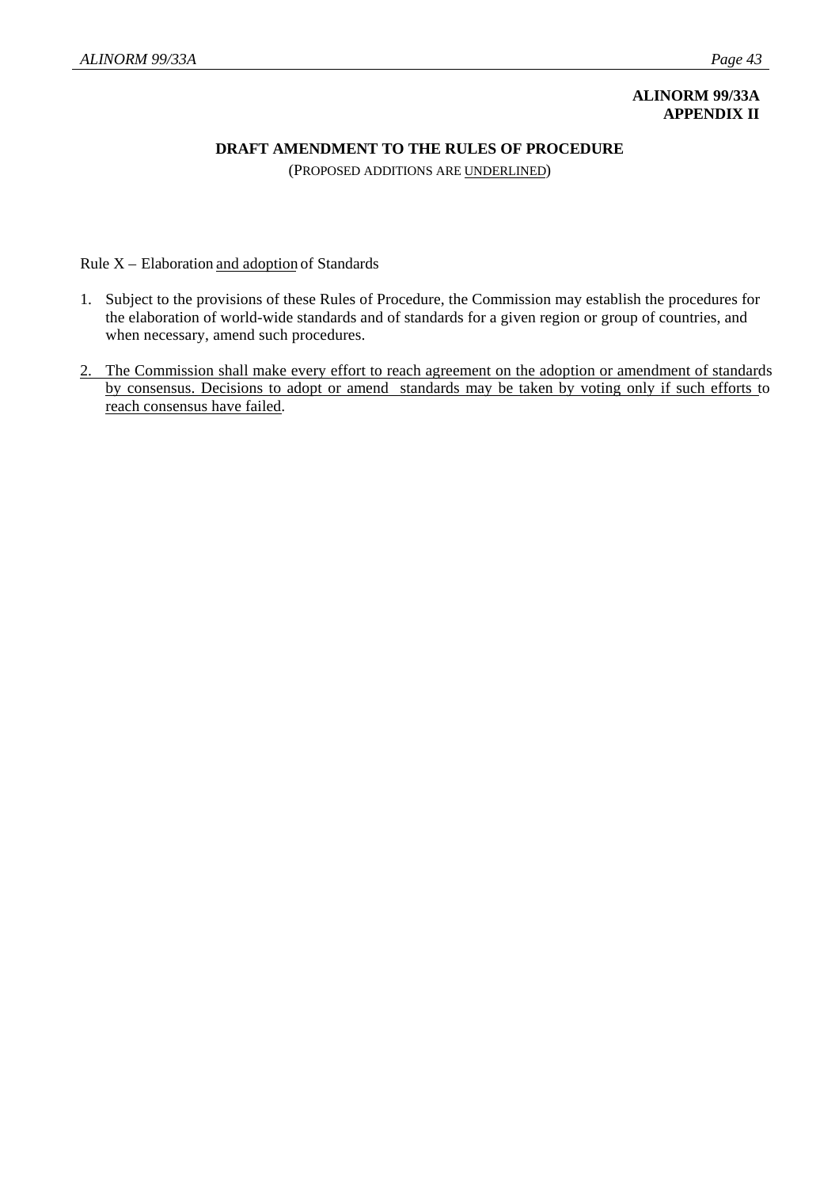**ALINORM 99/33A**
**APPENDIX II**

## DRAFT AMENDMENT TO THE RULES OF PROCEDURE

(PROPOSED ADDITIONS ARE <u>UNDERLINED</u>)

Rule X – Elaboration <u>and adoption</u> of Standards

1. Subject to the provisions of these Rules of Procedure, the Commission may establish the procedures for the elaboration of world-wide standards and of standards for a given region or group of countries, and when necessary, amend such procedures.

2. <u>The Commission shall make every effort to reach agreement on the adoption or amendment of standards by consensus. Decisions to adopt or amend standards may be taken by voting only if such efforts to reach consensus have failed</u>.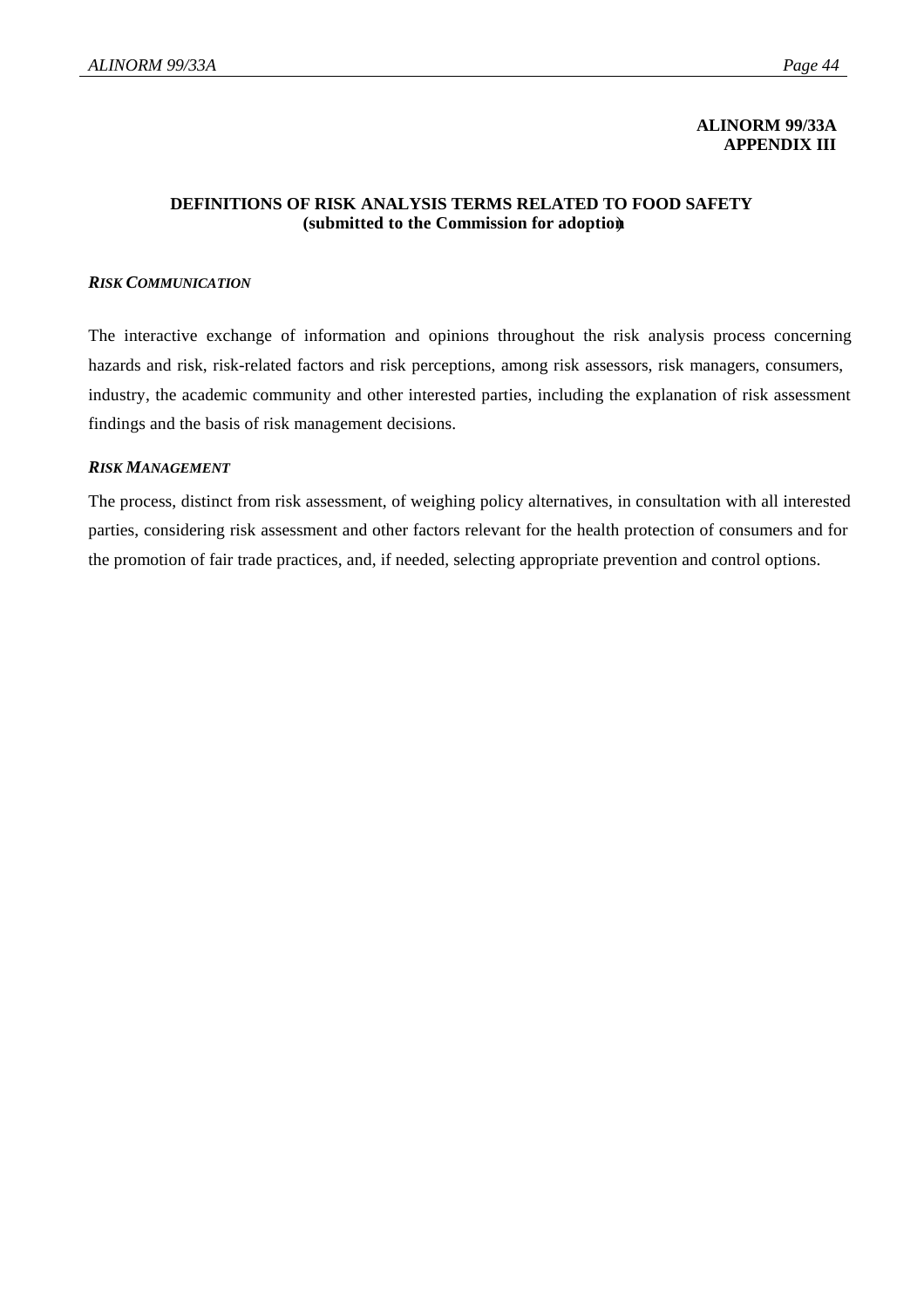**ALINORM 99/33A**
**APPENDIX III**

**DEFINITIONS OF RISK ANALYSIS TERMS RELATED TO FOOD SAFETY**
**(submitted to the Commission for adoption)**

***RISK COMMUNICATION***

The interactive exchange of information and opinions throughout the risk analysis process concerning hazards and risk, risk-related factors and risk perceptions, among risk assessors, risk managers, consumers, industry, the academic community and other interested parties, including the explanation of risk assessment findings and the basis of risk management decisions.

***RISK MANAGEMENT***

The process, distinct from risk assessment, of weighing policy alternatives, in consultation with all interested parties, considering risk assessment and other factors relevant for the health protection of consumers and for the promotion of fair trade practices, and, if needed, selecting appropriate prevention and control options.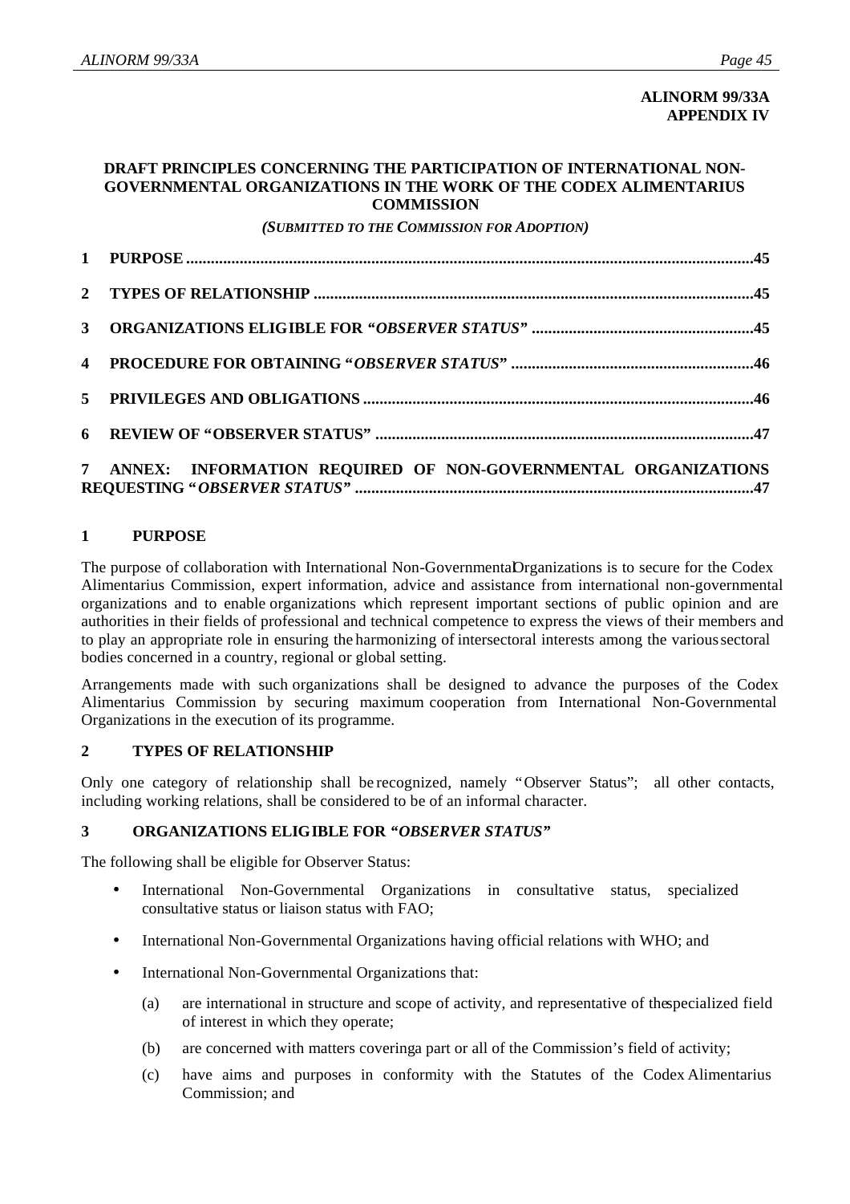**ALINORM 99/33A**
**APPENDIX IV**

## DRAFT PRINCIPLES CONCERNING THE PARTICIPATION OF INTERNATIONAL NON-GOVERNMENTAL ORGANIZATIONS IN THE WORK OF THE CODEX ALIMENTARIUS COMMISSION

***(SUBMITTED TO THE COMMISSION FOR ADOPTION)***

**1 PURPOSE ....................................................................................................................................45**

**2 TYPES OF RELATIONSHIP .........................................................................................................45**

**3 ORGANIZATIONS ELIGIBLE FOR *"OBSERVER STATUS"* .....................................................45**

**4 PROCEDURE FOR OBTAINING "*OBSERVER STATUS*" ..........................................................46**

**5 PRIVILEGES AND OBLIGATIONS ..............................................................................................46**

**6 REVIEW OF "OBSERVER STATUS" ...........................................................................................47**

**7 ANNEX: INFORMATION REQUIRED OF NON-GOVERNMENTAL ORGANIZATIONS REQUESTING "*OBSERVER STATUS*" .................................................................................................47**

### 1 PURPOSE

The purpose of collaboration with International Non-Governmental Organizations is to secure for the Codex Alimentarius Commission, expert information, advice and assistance from international non-governmental organizations and to enable organizations which represent important sections of public opinion and are authorities in their fields of professional and technical competence to express the views of their members and to play an appropriate role in ensuring the harmonizing of intersectoral interests among the various sectoral bodies concerned in a country, regional or global setting.

Arrangements made with such organizations shall be designed to advance the purposes of the Codex Alimentarius Commission by securing maximum cooperation from International Non-Governmental Organizations in the execution of its programme.

### 2 TYPES OF RELATIONSHIP

Only one category of relationship shall be recognized, namely "Observer Status"; all other contacts, including working relations, shall be considered to be of an informal character.

### 3 ORGANIZATIONS ELIGIBLE FOR *"OBSERVER STATUS"*

The following shall be eligible for Observer Status:

- International Non-Governmental Organizations in consultative status, specialized consultative status or liaison status with FAO;
- International Non-Governmental Organizations having official relations with WHO; and
- International Non-Governmental Organizations that:
  - (a) are international in structure and scope of activity, and representative of the specialized field of interest in which they operate;
  - (b) are concerned with matters covering a part or all of the Commission's field of activity;
  - (c) have aims and purposes in conformity with the Statutes of the Codex Alimentarius Commission; and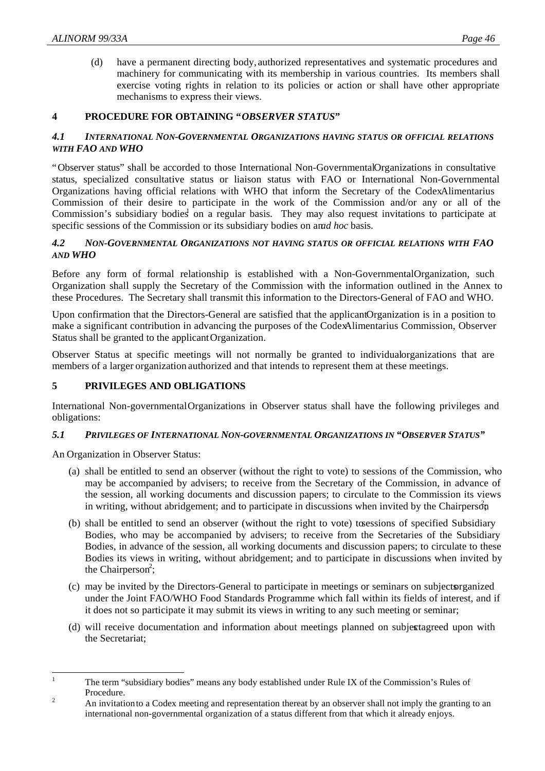(d) have a permanent directing body, authorized representatives and systematic procedures and machinery for communicating with its membership in various countries. Its members shall exercise voting rights in relation to its policies or action or shall have other appropriate mechanisms to express their views.

## 4 PROCEDURE FOR OBTAINING "*OBSERVER STATUS*"

### *4.1 INTERNATIONAL NON-GOVERNMENTAL ORGANIZATIONS HAVING STATUS OR OFFICIAL RELATIONS WITH FAO AND WHO*

"Observer status" shall be accorded to those International Non-Governmental Organizations in consultative status, specialized consultative status or liaison status with FAO or International Non-Governmental Organizations having official relations with WHO that inform the Secretary of the Codex Alimentarius Commission of their desire to participate in the work of the Commission and/or any or all of the Commission's subsidiary bodies[1] on a regular basis. They may also request invitations to participate at specific sessions of the Commission or its subsidiary bodies on an *ad hoc* basis.

### *4.2 NON-GOVERNMENTAL ORGANIZATIONS NOT HAVING STATUS OR OFFICIAL RELATIONS WITH FAO AND WHO*

Before any form of formal relationship is established with a Non-Governmental Organization, such Organization shall supply the Secretary of the Commission with the information outlined in the Annex to these Procedures. The Secretary shall transmit this information to the Directors-General of FAO and WHO.

Upon confirmation that the Directors-General are satisfied that the applicant Organization is in a position to make a significant contribution in advancing the purposes of the Codex Alimentarius Commission, Observer Status shall be granted to the applicant Organization.

Observer Status at specific meetings will not normally be granted to individual organizations that are members of a larger organization authorized and that intends to represent them at these meetings.

## 5 PRIVILEGES AND OBLIGATIONS

International Non-governmental Organizations in Observer status shall have the following privileges and obligations:

### *5.1 PRIVILEGES OF INTERNATIONAL NON-GOVERNMENTAL ORGANIZATIONS IN "OBSERVER STATUS"*

An Organization in Observer Status:

(a) shall be entitled to send an observer (without the right to vote) to sessions of the Commission, who may be accompanied by advisers; to receive from the Secretary of the Commission, in advance of the session, all working documents and discussion papers; to circulate to the Commission its views in writing, without abridgement; and to participate in discussions when invited by the Chairperson[2];

(b) shall be entitled to send an observer (without the right to vote) to sessions of specified Subsidiary Bodies, who may be accompanied by advisers; to receive from the Secretaries of the Subsidiary Bodies, in advance of the session, all working documents and discussion papers; to circulate to these Bodies its views in writing, without abridgement; and to participate in discussions when invited by the Chairperson[2];

(c) may be invited by the Directors-General to participate in meetings or seminars on subjects organized under the Joint FAO/WHO Food Standards Programme which fall within its fields of interest, and if it does not so participate it may submit its views in writing to any such meeting or seminar;

(d) will receive documentation and information about meetings planned on subjects agreed upon with the Secretariat;

---

[1] The term "subsidiary bodies" means any body established under Rule IX of the Commission's Rules of Procedure.

[2] An invitation to a Codex meeting and representation thereat by an observer shall not imply the granting to an international non-governmental organization of a status different from that which it already enjoys.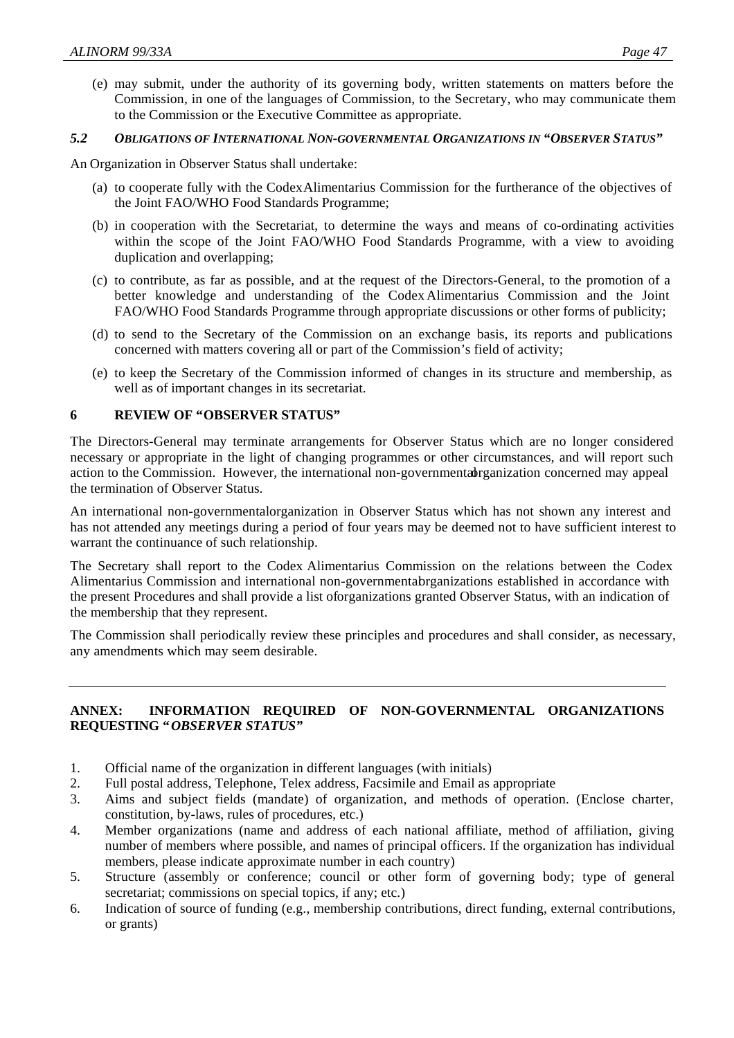(e) may submit, under the authority of its governing body, written statements on matters before the Commission, in one of the languages of Commission, to the Secretary, who may communicate them to the Commission or the Executive Committee as appropriate.

### *5.2 OBLIGATIONS OF INTERNATIONAL NON-GOVERNMENTAL ORGANIZATIONS IN "OBSERVER STATUS"*

An Organization in Observer Status shall undertake:

(a) to cooperate fully with the Codex Alimentarius Commission for the furtherance of the objectives of the Joint FAO/WHO Food Standards Programme;

(b) in cooperation with the Secretariat, to determine the ways and means of co-ordinating activities within the scope of the Joint FAO/WHO Food Standards Programme, with a view to avoiding duplication and overlapping;

(c) to contribute, as far as possible, and at the request of the Directors-General, to the promotion of a better knowledge and understanding of the Codex Alimentarius Commission and the Joint FAO/WHO Food Standards Programme through appropriate discussions or other forms of publicity;

(d) to send to the Secretary of the Commission on an exchange basis, its reports and publications concerned with matters covering all or part of the Commission's field of activity;

(e) to keep the Secretary of the Commission informed of changes in its structure and membership, as well as of important changes in its secretariat.

## 6 REVIEW OF "OBSERVER STATUS"

The Directors-General may terminate arrangements for Observer Status which are no longer considered necessary or appropriate in the light of changing programmes or other circumstances, and will report such action to the Commission. However, the international non-governmental organization concerned may appeal the termination of Observer Status.

An international non-governmental organization in Observer Status which has not shown any interest and has not attended any meetings during a period of four years may be deemed not to have sufficient interest to warrant the continuance of such relationship.

The Secretary shall report to the Codex Alimentarius Commission on the relations between the Codex Alimentarius Commission and international non-governmental organizations established in accordance with the present Procedures and shall provide a list of organizations granted Observer Status, with an indication of the membership that they represent.

The Commission shall periodically review these principles and procedures and shall consider, as necessary, any amendments which may seem desirable.

---

## ANNEX: INFORMATION REQUIRED OF NON-GOVERNMENTAL ORGANIZATIONS REQUESTING "*OBSERVER STATUS*"

1. Official name of the organization in different languages (with initials)
2. Full postal address, Telephone, Telex address, Facsimile and Email as appropriate
3. Aims and subject fields (mandate) of organization, and methods of operation. (Enclose charter, constitution, by-laws, rules of procedures, etc.)
4. Member organizations (name and address of each national affiliate, method of affiliation, giving number of members where possible, and names of principal officers. If the organization has individual members, please indicate approximate number in each country)
5. Structure (assembly or conference; council or other form of governing body; type of general secretariat; commissions on special topics, if any; etc.)
6. Indication of source of funding (e.g., membership contributions, direct funding, external contributions, or grants)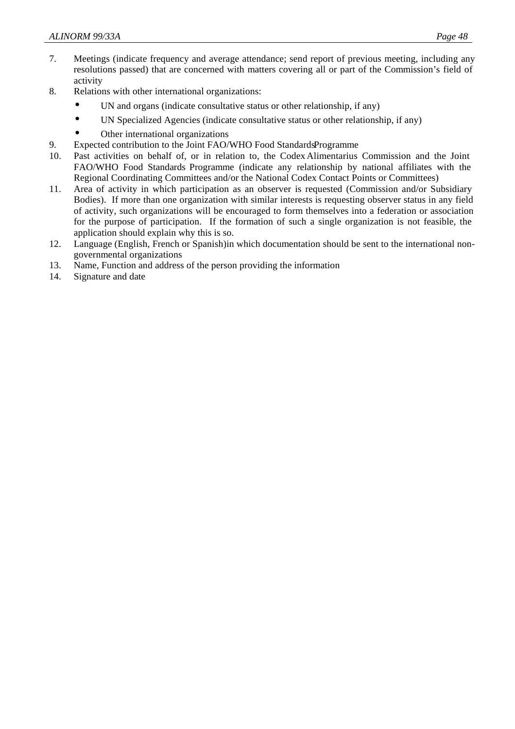7. Meetings (indicate frequency and average attendance; send report of previous meeting, including any resolutions passed) that are concerned with matters covering all or part of the Commission's field of activity
8. Relations with other international organizations:
   - UN and organs (indicate consultative status or other relationship, if any)
   - UN Specialized Agencies (indicate consultative status or other relationship, if any)
   - Other international organizations
9. Expected contribution to the Joint FAO/WHO Food Standards Programme
10. Past activities on behalf of, or in relation to, the Codex Alimentarius Commission and the Joint FAO/WHO Food Standards Programme (indicate any relationship by national affiliates with the Regional Coordinating Committees and/or the National Codex Contact Points or Committees)
11. Area of activity in which participation as an observer is requested (Commission and/or Subsidiary Bodies). If more than one organization with similar interests is requesting observer status in any field of activity, such organizations will be encouraged to form themselves into a federation or association for the purpose of participation. If the formation of such a single organization is not feasible, the application should explain why this is so.
12. Language (English, French or Spanish) in which documentation should be sent to the international non-governmental organizations
13. Name, Function and address of the person providing the information
14. Signature and date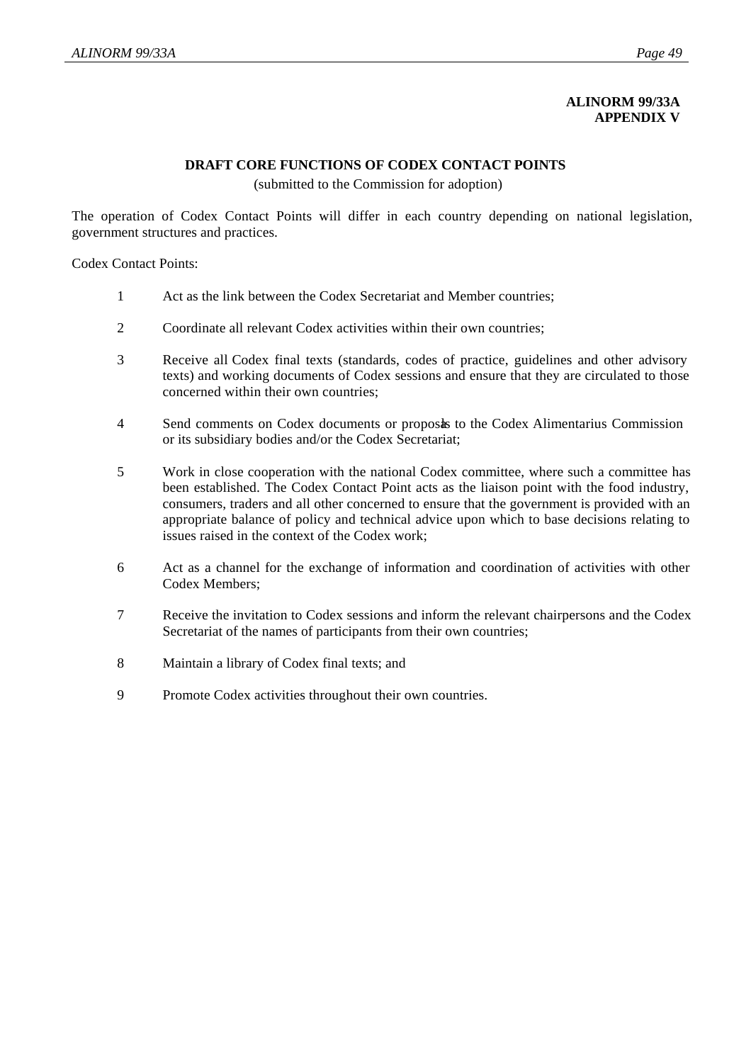**ALINORM 99/33A**
**APPENDIX V**

## DRAFT CORE FUNCTIONS OF CODEX CONTACT POINTS

(submitted to the Commission for adoption)

The operation of Codex Contact Points will differ in each country depending on national legislation, government structures and practices.

Codex Contact Points:

1. Act as the link between the Codex Secretariat and Member countries;
2. Coordinate all relevant Codex activities within their own countries;
3. Receive all Codex final texts (standards, codes of practice, guidelines and other advisory texts) and working documents of Codex sessions and ensure that they are circulated to those concerned within their own countries;
4. Send comments on Codex documents or proposals to the Codex Alimentarius Commission or its subsidiary bodies and/or the Codex Secretariat;
5. Work in close cooperation with the national Codex committee, where such a committee has been established. The Codex Contact Point acts as the liaison point with the food industry, consumers, traders and all other concerned to ensure that the government is provided with an appropriate balance of policy and technical advice upon which to base decisions relating to issues raised in the context of the Codex work;
6. Act as a channel for the exchange of information and coordination of activities with other Codex Members;
7. Receive the invitation to Codex sessions and inform the relevant chairpersons and the Codex Secretariat of the names of participants from their own countries;
8. Maintain a library of Codex final texts; and
9. Promote Codex activities throughout their own countries.